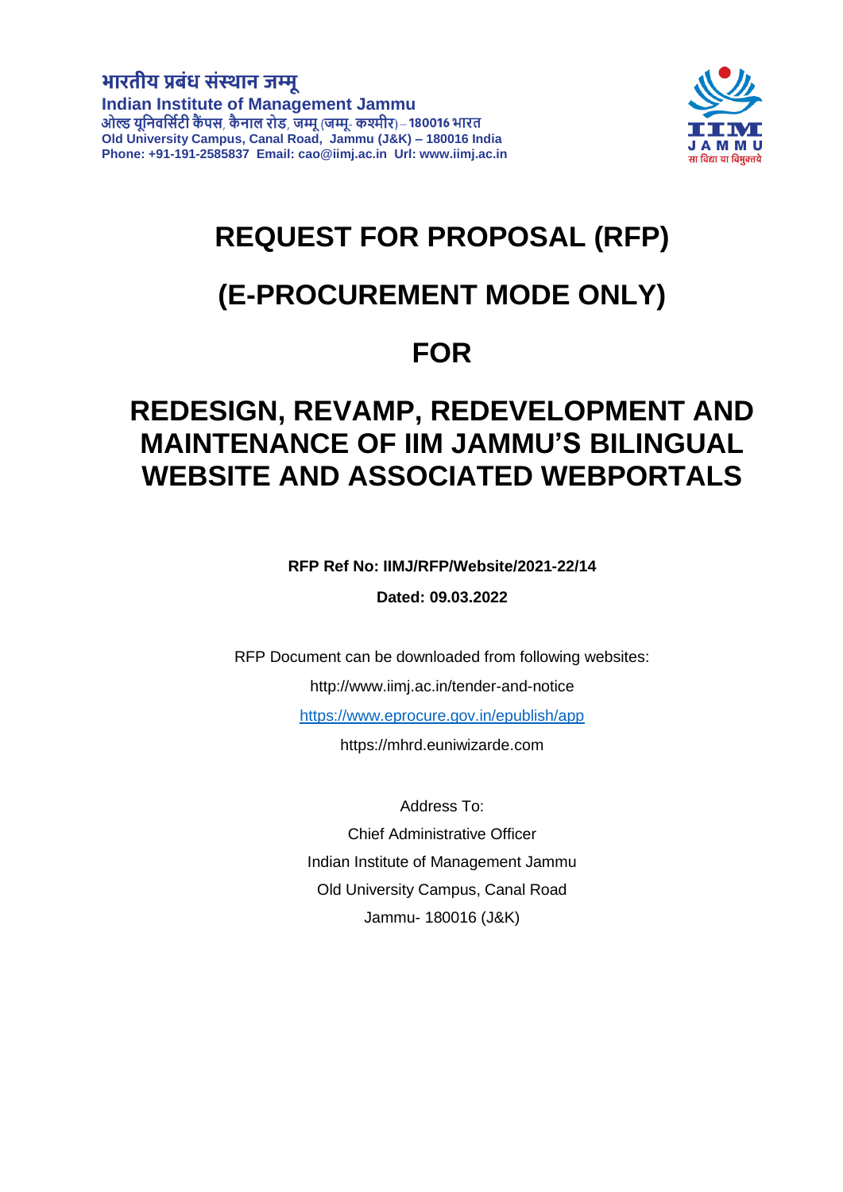**भारतीय प्रबंध संस्थान जम्मू**
**Indian Institute of Management Jammu**
**ओल्ड यूनिवर्सिटी कैंपस, कैनाल रोड, जम्मू (जम्मू- कश्मीर) – 180016 भारत**
**Old University Campus, Canal Road, Jammu (J&K) – 180016 India**
**Phone: +91-191-2585837 Email: cao@iimj.ac.in Url: www.iimj.ac.in**

IIM JAMMU
सा विद्या या विमुक्तये

# REQUEST FOR PROPOSAL (RFP)

# (E-PROCUREMENT MODE ONLY)

# FOR

# REDESIGN, REVAMP, REDEVELOPMENT AND MAINTENANCE OF IIM JAMMU'S BILINGUAL WEBSITE AND ASSOCIATED WEBPORTALS

**RFP Ref No: IIMJ/RFP/Website/2021-22/14**

**Dated: 09.03.2022**

RFP Document can be downloaded from following websites:

http://www.iimj.ac.in/tender-and-notice

https://www.eprocure.gov.in/epublish/app

https://mhrd.euniwizarde.com

Address To:
Chief Administrative Officer
Indian Institute of Management Jammu
Old University Campus, Canal Road
Jammu- 180016 (J&K)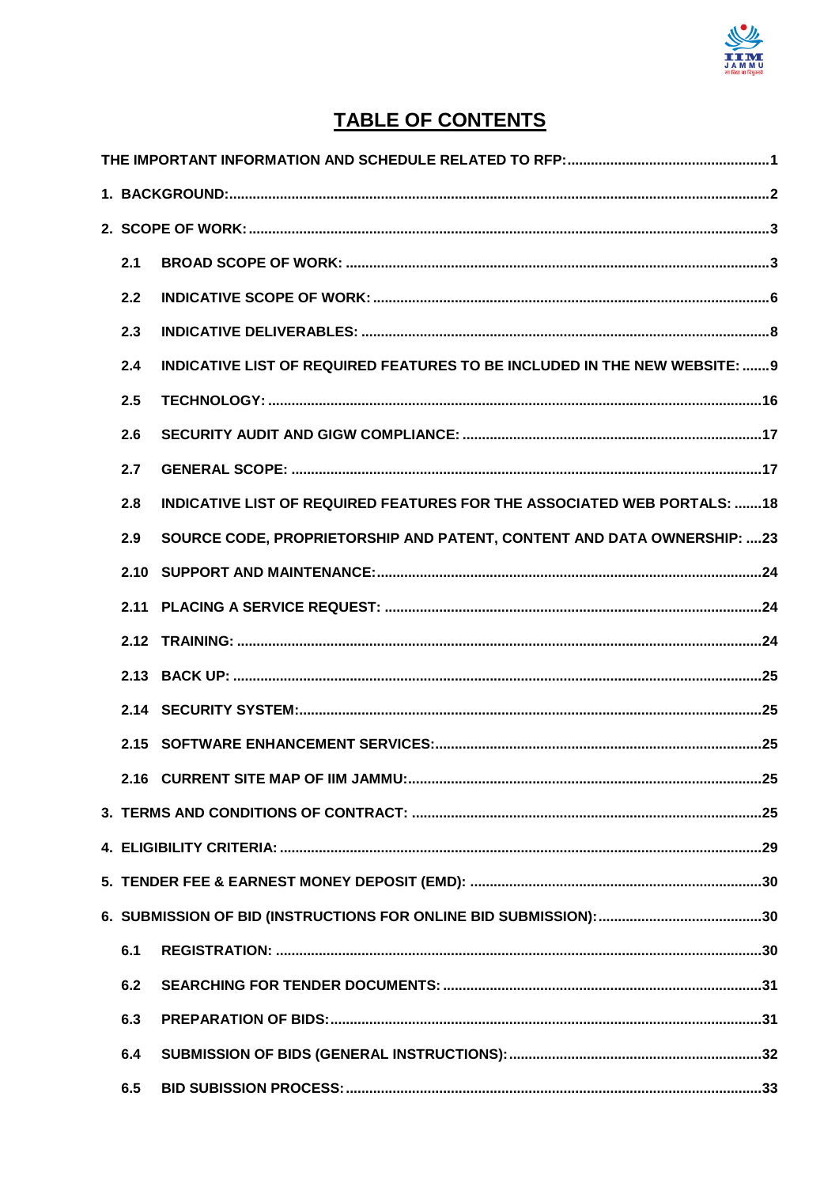# TABLE OF CONTENTS

THE IMPORTANT INFORMATION AND SCHEDULE RELATED TO RFP: ........ 1

1. BACKGROUND: ........ 2

2. SCOPE OF WORK: ........ 3

   2.1 BROAD SCOPE OF WORK: ........ 3

   2.2 INDICATIVE SCOPE OF WORK: ........ 6

   2.3 INDICATIVE DELIVERABLES: ........ 8

   2.4 INDICATIVE LIST OF REQUIRED FEATURES TO BE INCLUDED IN THE NEW WEBSITE: ........ 9

   2.5 TECHNOLOGY: ........ 16

   2.6 SECURITY AUDIT AND GIGW COMPLIANCE: ........ 17

   2.7 GENERAL SCOPE: ........ 17

   2.8 INDICATIVE LIST OF REQUIRED FEATURES FOR THE ASSOCIATED WEB PORTALS: ........ 18

   2.9 SOURCE CODE, PROPRIETORSHIP AND PATENT, CONTENT AND DATA OWNERSHIP: ........ 23

   2.10 SUPPORT AND MAINTENANCE: ........ 24

   2.11 PLACING A SERVICE REQUEST: ........ 24

   2.12 TRAINING: ........ 24

   2.13 BACK UP: ........ 25

   2.14 SECURITY SYSTEM: ........ 25

   2.15 SOFTWARE ENHANCEMENT SERVICES: ........ 25

   2.16 CURRENT SITE MAP OF IIM JAMMU: ........ 25

3. TERMS AND CONDITIONS OF CONTRACT: ........ 25

4. ELIGIBILITY CRITERIA: ........ 29

5. TENDER FEE & EARNEST MONEY DEPOSIT (EMD): ........ 30

6. SUBMISSION OF BID (INSTRUCTIONS FOR ONLINE BID SUBMISSION): ........ 30

   6.1 REGISTRATION: ........ 30

   6.2 SEARCHING FOR TENDER DOCUMENTS: ........ 31

   6.3 PREPARATION OF BIDS: ........ 31

   6.4 SUBMISSION OF BIDS (GENERAL INSTRUCTIONS): ........ 32

   6.5 BID SUBISSION PROCESS: ........ 33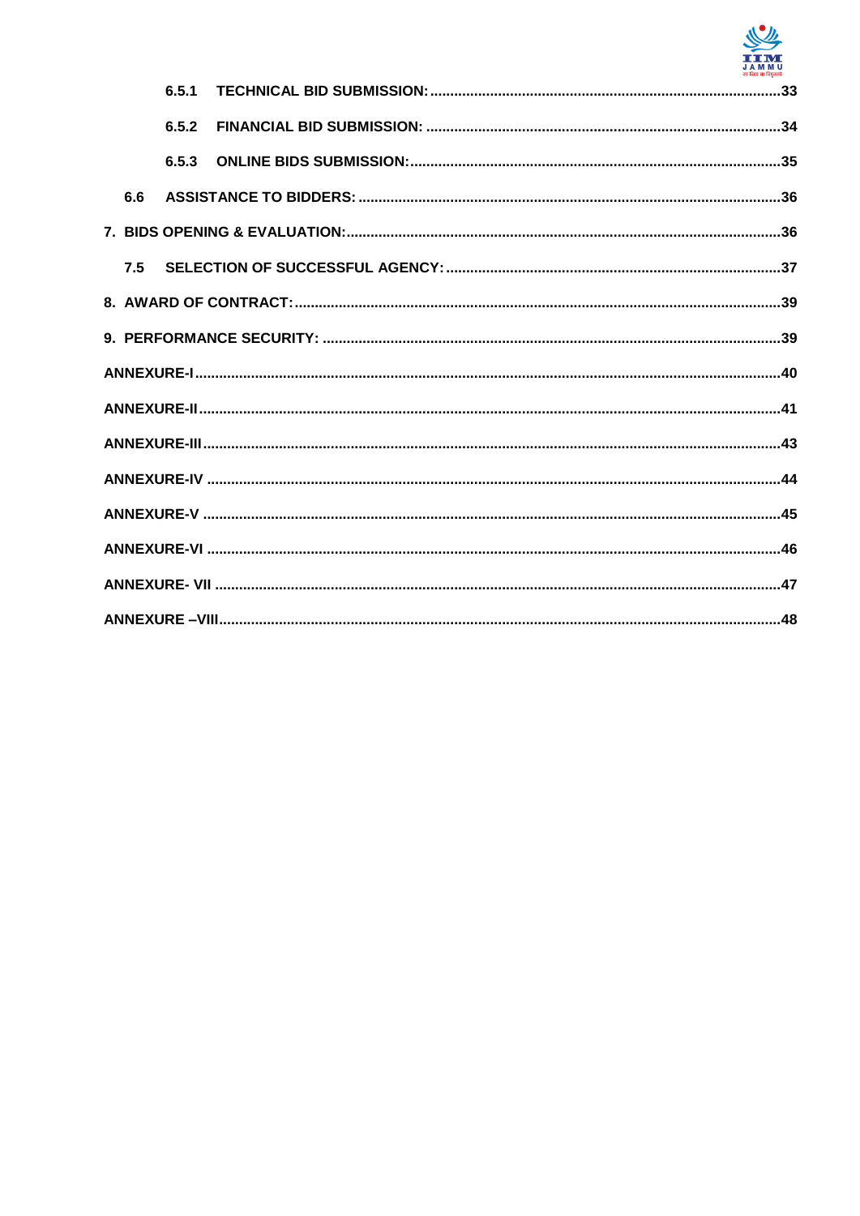6.5.1 TECHNICAL BID SUBMISSION: .......... 33

6.5.2 FINANCIAL BID SUBMISSION: .......... 34

6.5.3 ONLINE BIDS SUBMISSION: .......... 35

6.6 ASSISTANCE TO BIDDERS: .......... 36

7. BIDS OPENING & EVALUATION: .......... 36

7.5 SELECTION OF SUCCESSFUL AGENCY: .......... 37

8. AWARD OF CONTRACT: .......... 39

9. PERFORMANCE SECURITY: .......... 39

ANNEXURE-I .......... 40

ANNEXURE-II .......... 41

ANNEXURE-III .......... 43

ANNEXURE-IV .......... 44

ANNEXURE-V .......... 45

ANNEXURE-VI .......... 46

ANNEXURE- VII .......... 47

ANNEXURE –VIII .......... 48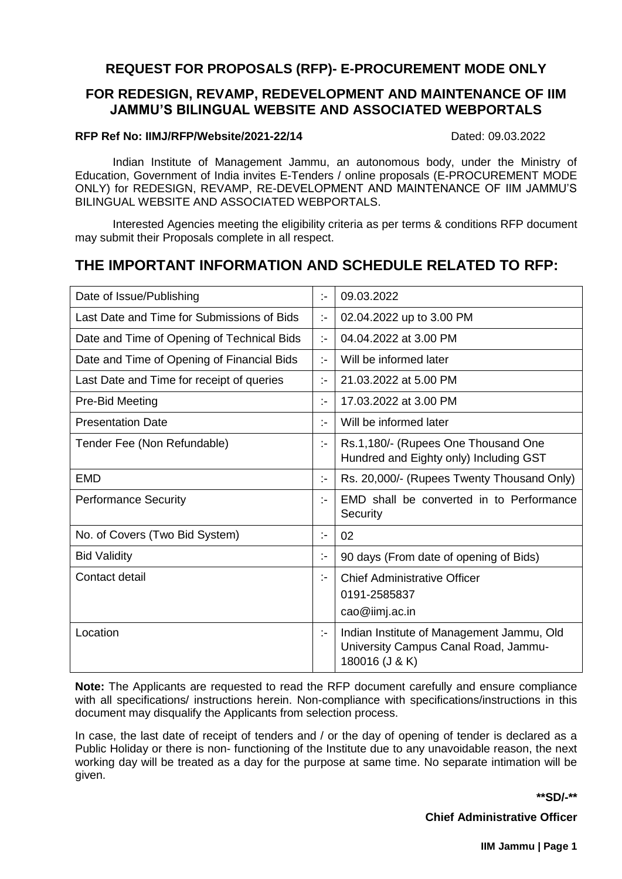# REQUEST FOR PROPOSALS (RFP)- E-PROCUREMENT MODE ONLY

## FOR REDESIGN, REVAMP, REDEVELOPMENT AND MAINTENANCE OF IIM JAMMU'S BILINGUAL WEBSITE AND ASSOCIATED WEBPORTALS

**RFP Ref No: IIMJ/RFP/Website/2021-22/14** Dated: 09.03.2022

Indian Institute of Management Jammu, an autonomous body, under the Ministry of Education, Government of India invites E-Tenders / online proposals (E-PROCUREMENT MODE ONLY) for REDESIGN, REVAMP, RE-DEVELOPMENT AND MAINTENANCE OF IIM JAMMU'S BILINGUAL WEBSITE AND ASSOCIATED WEBPORTALS.

Interested Agencies meeting the eligibility criteria as per terms & conditions RFP document may submit their Proposals complete in all respect.

## THE IMPORTANT INFORMATION AND SCHEDULE RELATED TO RFP:

| | | |
|---|---|---|
| Date of Issue/Publishing | :- | 09.03.2022 |
| Last Date and Time for Submissions of Bids | :- | 02.04.2022 up to 3.00 PM |
| Date and Time of Opening of Technical Bids | :- | 04.04.2022 at 3.00 PM |
| Date and Time of Opening of Financial Bids | :- | Will be informed later |
| Last Date and Time for receipt of queries | :- | 21.03.2022 at 5.00 PM |
| Pre-Bid Meeting | :- | 17.03.2022 at 3.00 PM |
| Presentation Date | :- | Will be informed later |
| Tender Fee (Non Refundable) | :- | Rs.1,180/- (Rupees One Thousand One Hundred and Eighty only) Including GST |
| EMD | :- | Rs. 20,000/- (Rupees Twenty Thousand Only) |
| Performance Security | :- | EMD shall be converted in to Performance Security |
| No. of Covers (Two Bid System) | :- | 02 |
| Bid Validity | :- | 90 days (From date of opening of Bids) |
| Contact detail | :- | Chief Administrative Officer<br>0191-2585837<br>cao@iimj.ac.in |
| Location | :- | Indian Institute of Management Jammu, Old University Campus Canal Road, Jammu-180016 (J & K) |

**Note:** The Applicants are requested to read the RFP document carefully and ensure compliance with all specifications/ instructions herein. Non-compliance with specifications/instructions in this document may disqualify the Applicants from selection process.

In case, the last date of receipt of tenders and / or the day of opening of tender is declared as a Public Holiday or there is non- functioning of the Institute due to any unavoidable reason, the next working day will be treated as a day for the purpose at same time. No separate intimation will be given.

**\*\*SD/-\*\***

**Chief Administrative Officer**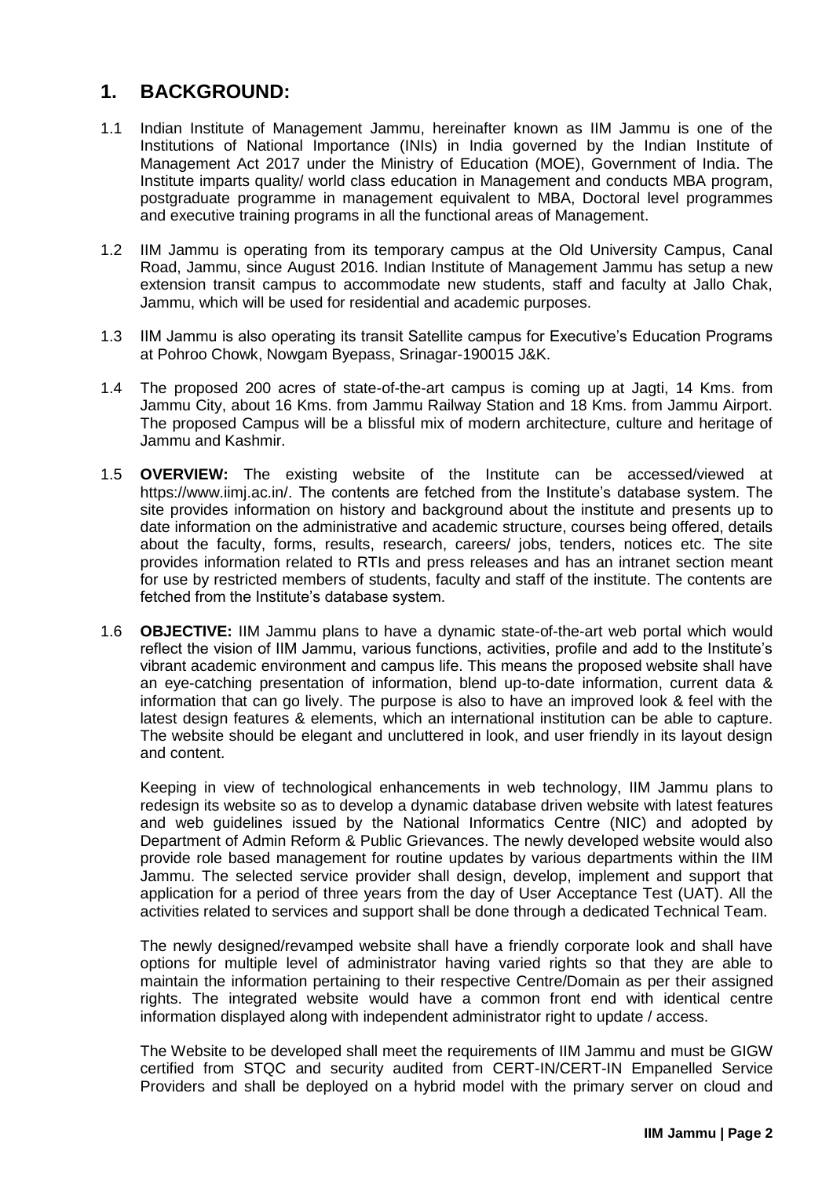## 1. BACKGROUND:

1.1 Indian Institute of Management Jammu, hereinafter known as IIM Jammu is one of the Institutions of National Importance (INIs) in India governed by the Indian Institute of Management Act 2017 under the Ministry of Education (MOE), Government of India. The Institute imparts quality/ world class education in Management and conducts MBA program, postgraduate programme in management equivalent to MBA, Doctoral level programmes and executive training programs in all the functional areas of Management.

1.2 IIM Jammu is operating from its temporary campus at the Old University Campus, Canal Road, Jammu, since August 2016. Indian Institute of Management Jammu has setup a new extension transit campus to accommodate new students, staff and faculty at Jallo Chak, Jammu, which will be used for residential and academic purposes.

1.3 IIM Jammu is also operating its transit Satellite campus for Executive's Education Programs at Pohroo Chowk, Nowgam Byepass, Srinagar-190015 J&K.

1.4 The proposed 200 acres of state-of-the-art campus is coming up at Jagti, 14 Kms. from Jammu City, about 16 Kms. from Jammu Railway Station and 18 Kms. from Jammu Airport. The proposed Campus will be a blissful mix of modern architecture, culture and heritage of Jammu and Kashmir.

1.5 **OVERVIEW:** The existing website of the Institute can be accessed/viewed at https://www.iimj.ac.in/. The contents are fetched from the Institute's database system. The site provides information on history and background about the institute and presents up to date information on the administrative and academic structure, courses being offered, details about the faculty, forms, results, research, careers/ jobs, tenders, notices etc. The site provides information related to RTIs and press releases and has an intranet section meant for use by restricted members of students, faculty and staff of the institute. The contents are fetched from the Institute's database system.

1.6 **OBJECTIVE:** IIM Jammu plans to have a dynamic state-of-the-art web portal which would reflect the vision of IIM Jammu, various functions, activities, profile and add to the Institute's vibrant academic environment and campus life. This means the proposed website shall have an eye-catching presentation of information, blend up-to-date information, current data & information that can go lively. The purpose is also to have an improved look & feel with the latest design features & elements, which an international institution can be able to capture. The website should be elegant and uncluttered in look, and user friendly in its layout design and content.

Keeping in view of technological enhancements in web technology, IIM Jammu plans to redesign its website so as to develop a dynamic database driven website with latest features and web guidelines issued by the National Informatics Centre (NIC) and adopted by Department of Admin Reform & Public Grievances. The newly developed website would also provide role based management for routine updates by various departments within the IIM Jammu. The selected service provider shall design, develop, implement and support that application for a period of three years from the day of User Acceptance Test (UAT). All the activities related to services and support shall be done through a dedicated Technical Team.

The newly designed/revamped website shall have a friendly corporate look and shall have options for multiple level of administrator having varied rights so that they are able to maintain the information pertaining to their respective Centre/Domain as per their assigned rights. The integrated website would have a common front end with identical centre information displayed along with independent administrator right to update / access.

The Website to be developed shall meet the requirements of IIM Jammu and must be GIGW certified from STQC and security audited from CERT-IN/CERT-IN Empanelled Service Providers and shall be deployed on a hybrid model with the primary server on cloud and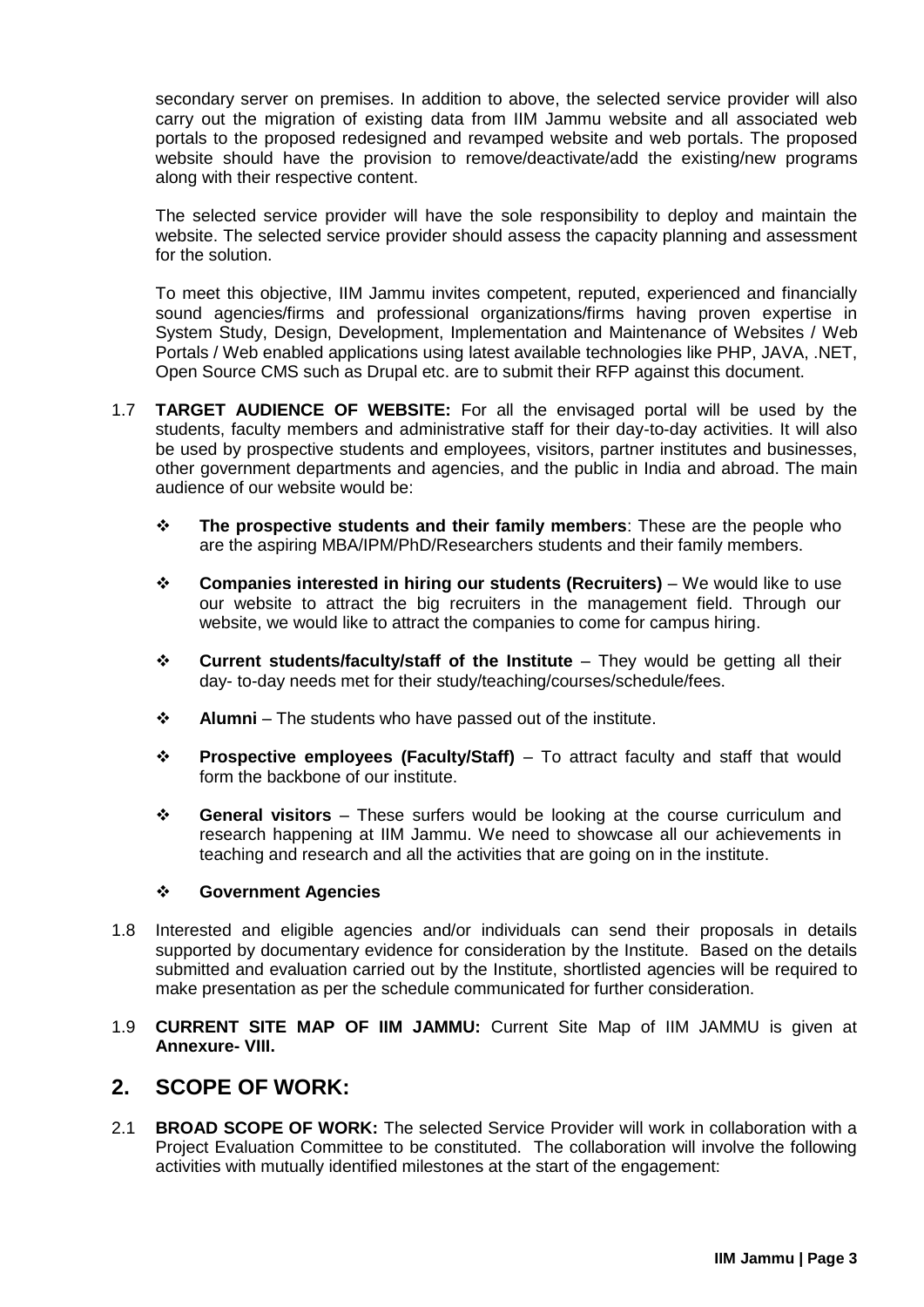secondary server on premises. In addition to above, the selected service provider will also carry out the migration of existing data from IIM Jammu website and all associated web portals to the proposed redesigned and revamped website and web portals. The proposed website should have the provision to remove/deactivate/add the existing/new programs along with their respective content.

The selected service provider will have the sole responsibility to deploy and maintain the website. The selected service provider should assess the capacity planning and assessment for the solution.

To meet this objective, IIM Jammu invites competent, reputed, experienced and financially sound agencies/firms and professional organizations/firms having proven expertise in System Study, Design, Development, Implementation and Maintenance of Websites / Web Portals / Web enabled applications using latest available technologies like PHP, JAVA, .NET, Open Source CMS such as Drupal etc. are to submit their RFP against this document.

1.7 **TARGET AUDIENCE OF WEBSITE:** For all the envisaged portal will be used by the students, faculty members and administrative staff for their day-to-day activities. It will also be used by prospective students and employees, visitors, partner institutes and businesses, other government departments and agencies, and the public in India and abroad. The main audience of our website would be:

- **The prospective students and their family members**: These are the people who are the aspiring MBA/IPM/PhD/Researchers students and their family members.
- **Companies interested in hiring our students (Recruiters)** – We would like to use our website to attract the big recruiters in the management field. Through our website, we would like to attract the companies to come for campus hiring.
- **Current students/faculty/staff of the Institute** – They would be getting all their day- to-day needs met for their study/teaching/courses/schedule/fees.
- **Alumni** – The students who have passed out of the institute.
- **Prospective employees (Faculty/Staff)** – To attract faculty and staff that would form the backbone of our institute.
- **General visitors** – These surfers would be looking at the course curriculum and research happening at IIM Jammu. We need to showcase all our achievements in teaching and research and all the activities that are going on in the institute.
- **Government Agencies**

1.8 Interested and eligible agencies and/or individuals can send their proposals in details supported by documentary evidence for consideration by the Institute. Based on the details submitted and evaluation carried out by the Institute, shortlisted agencies will be required to make presentation as per the schedule communicated for further consideration.

1.9 **CURRENT SITE MAP OF IIM JAMMU:** Current Site Map of IIM JAMMU is given at **Annexure- VIII.**

## 2. SCOPE OF WORK:

2.1 **BROAD SCOPE OF WORK:** The selected Service Provider will work in collaboration with a Project Evaluation Committee to be constituted. The collaboration will involve the following activities with mutually identified milestones at the start of the engagement: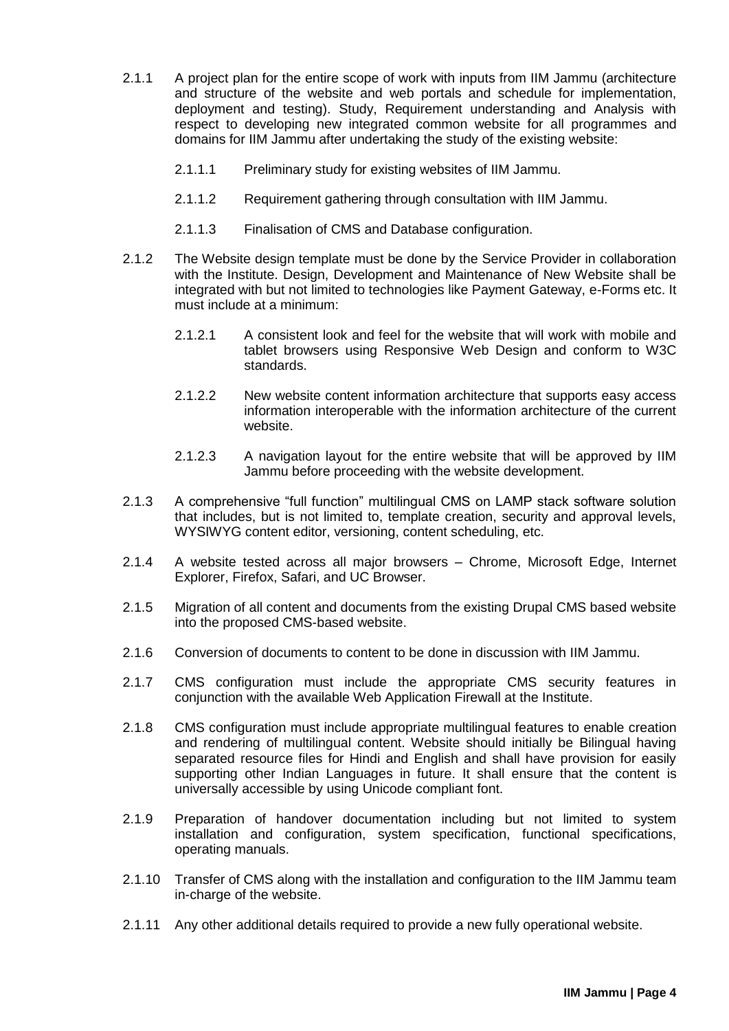2.1.1 A project plan for the entire scope of work with inputs from IIM Jammu (architecture and structure of the website and web portals and schedule for implementation, deployment and testing). Study, Requirement understanding and Analysis with respect to developing new integrated common website for all programmes and domains for IIM Jammu after undertaking the study of the existing website:

2.1.1.1 Preliminary study for existing websites of IIM Jammu.

2.1.1.2 Requirement gathering through consultation with IIM Jammu.

2.1.1.3 Finalisation of CMS and Database configuration.

2.1.2 The Website design template must be done by the Service Provider in collaboration with the Institute. Design, Development and Maintenance of New Website shall be integrated with but not limited to technologies like Payment Gateway, e-Forms etc. It must include at a minimum:

2.1.2.1 A consistent look and feel for the website that will work with mobile and tablet browsers using Responsive Web Design and conform to W3C standards.

2.1.2.2 New website content information architecture that supports easy access information interoperable with the information architecture of the current website.

2.1.2.3 A navigation layout for the entire website that will be approved by IIM Jammu before proceeding with the website development.

2.1.3 A comprehensive "full function" multilingual CMS on LAMP stack software solution that includes, but is not limited to, template creation, security and approval levels, WYSIWYG content editor, versioning, content scheduling, etc.

2.1.4 A website tested across all major browsers – Chrome, Microsoft Edge, Internet Explorer, Firefox, Safari, and UC Browser.

2.1.5 Migration of all content and documents from the existing Drupal CMS based website into the proposed CMS-based website.

2.1.6 Conversion of documents to content to be done in discussion with IIM Jammu.

2.1.7 CMS configuration must include the appropriate CMS security features in conjunction with the available Web Application Firewall at the Institute.

2.1.8 CMS configuration must include appropriate multilingual features to enable creation and rendering of multilingual content. Website should initially be Bilingual having separated resource files for Hindi and English and shall have provision for easily supporting other Indian Languages in future. It shall ensure that the content is universally accessible by using Unicode compliant font.

2.1.9 Preparation of handover documentation including but not limited to system installation and configuration, system specification, functional specifications, operating manuals.

2.1.10 Transfer of CMS along with the installation and configuration to the IIM Jammu team in-charge of the website.

2.1.11 Any other additional details required to provide a new fully operational website.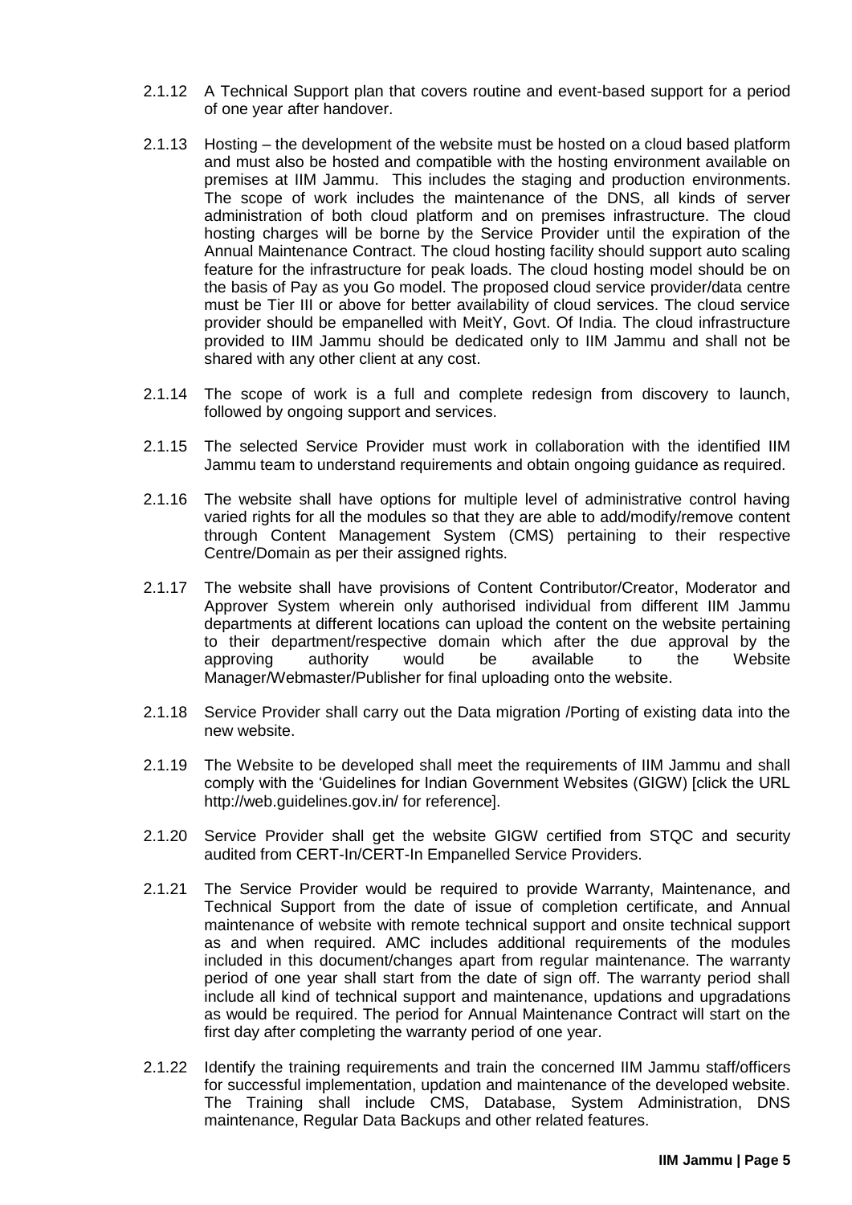2.1.12 A Technical Support plan that covers routine and event-based support for a period of one year after handover.

2.1.13 Hosting – the development of the website must be hosted on a cloud based platform and must also be hosted and compatible with the hosting environment available on premises at IIM Jammu. This includes the staging and production environments. The scope of work includes the maintenance of the DNS, all kinds of server administration of both cloud platform and on premises infrastructure. The cloud hosting charges will be borne by the Service Provider until the expiration of the Annual Maintenance Contract. The cloud hosting facility should support auto scaling feature for the infrastructure for peak loads. The cloud hosting model should be on the basis of Pay as you Go model. The proposed cloud service provider/data centre must be Tier III or above for better availability of cloud services. The cloud service provider should be empanelled with MeitY, Govt. Of India. The cloud infrastructure provided to IIM Jammu should be dedicated only to IIM Jammu and shall not be shared with any other client at any cost.

2.1.14 The scope of work is a full and complete redesign from discovery to launch, followed by ongoing support and services.

2.1.15 The selected Service Provider must work in collaboration with the identified IIM Jammu team to understand requirements and obtain ongoing guidance as required.

2.1.16 The website shall have options for multiple level of administrative control having varied rights for all the modules so that they are able to add/modify/remove content through Content Management System (CMS) pertaining to their respective Centre/Domain as per their assigned rights.

2.1.17 The website shall have provisions of Content Contributor/Creator, Moderator and Approver System wherein only authorised individual from different IIM Jammu departments at different locations can upload the content on the website pertaining to their department/respective domain which after the due approval by the approving authority would be available to the Website Manager/Webmaster/Publisher for final uploading onto the website.

2.1.18 Service Provider shall carry out the Data migration /Porting of existing data into the new website.

2.1.19 The Website to be developed shall meet the requirements of IIM Jammu and shall comply with the 'Guidelines for Indian Government Websites (GIGW) [click the URL http://web.guidelines.gov.in/ for reference].

2.1.20 Service Provider shall get the website GIGW certified from STQC and security audited from CERT-In/CERT-In Empanelled Service Providers.

2.1.21 The Service Provider would be required to provide Warranty, Maintenance, and Technical Support from the date of issue of completion certificate, and Annual maintenance of website with remote technical support and onsite technical support as and when required. AMC includes additional requirements of the modules included in this document/changes apart from regular maintenance. The warranty period of one year shall start from the date of sign off. The warranty period shall include all kind of technical support and maintenance, updations and upgradations as would be required. The period for Annual Maintenance Contract will start on the first day after completing the warranty period of one year.

2.1.22 Identify the training requirements and train the concerned IIM Jammu staff/officers for successful implementation, updation and maintenance of the developed website. The Training shall include CMS, Database, System Administration, DNS maintenance, Regular Data Backups and other related features.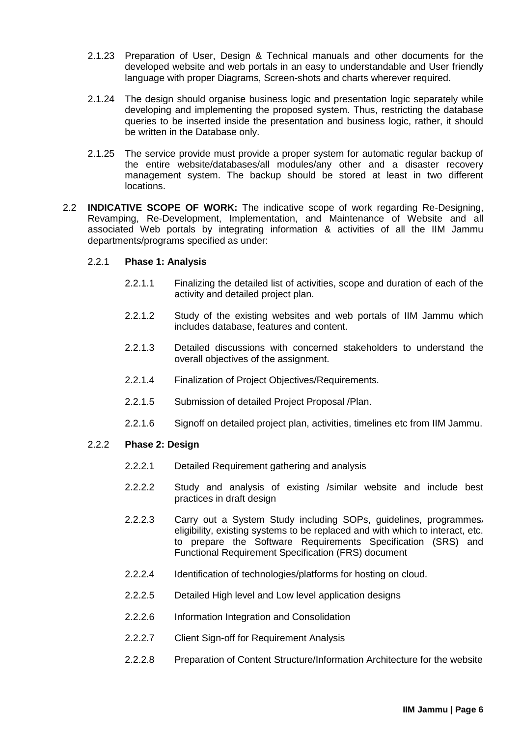2.1.23 Preparation of User, Design & Technical manuals and other documents for the developed website and web portals in an easy to understandable and User friendly language with proper Diagrams, Screen-shots and charts wherever required.

2.1.24 The design should organise business logic and presentation logic separately while developing and implementing the proposed system. Thus, restricting the database queries to be inserted inside the presentation and business logic, rather, it should be written in the Database only.

2.1.25 The service provide must provide a proper system for automatic regular backup of the entire website/databases/all modules/any other and a disaster recovery management system. The backup should be stored at least in two different locations.

2.2 **INDICATIVE SCOPE OF WORK:** The indicative scope of work regarding Re-Designing, Revamping, Re-Development, Implementation, and Maintenance of Website and all associated Web portals by integrating information & activities of all the IIM Jammu departments/programs specified as under:

2.2.1 **Phase 1: Analysis**

2.2.1.1 Finalizing the detailed list of activities, scope and duration of each of the activity and detailed project plan.

2.2.1.2 Study of the existing websites and web portals of IIM Jammu which includes database, features and content.

2.2.1.3 Detailed discussions with concerned stakeholders to understand the overall objectives of the assignment.

2.2.1.4 Finalization of Project Objectives/Requirements.

2.2.1.5 Submission of detailed Project Proposal /Plan.

2.2.1.6 Signoff on detailed project plan, activities, timelines etc from IIM Jammu.

2.2.2 **Phase 2: Design**

2.2.2.1 Detailed Requirement gathering and analysis

2.2.2.2 Study and analysis of existing /similar website and include best practices in draft design

2.2.2.3 Carry out a System Study including SOPs, guidelines, programmes, eligibility, existing systems to be replaced and with which to interact, etc. to prepare the Software Requirements Specification (SRS) and Functional Requirement Specification (FRS) document

2.2.2.4 Identification of technologies/platforms for hosting on cloud.

2.2.2.5 Detailed High level and Low level application designs

2.2.2.6 Information Integration and Consolidation

2.2.2.7 Client Sign-off for Requirement Analysis

2.2.2.8 Preparation of Content Structure/Information Architecture for the website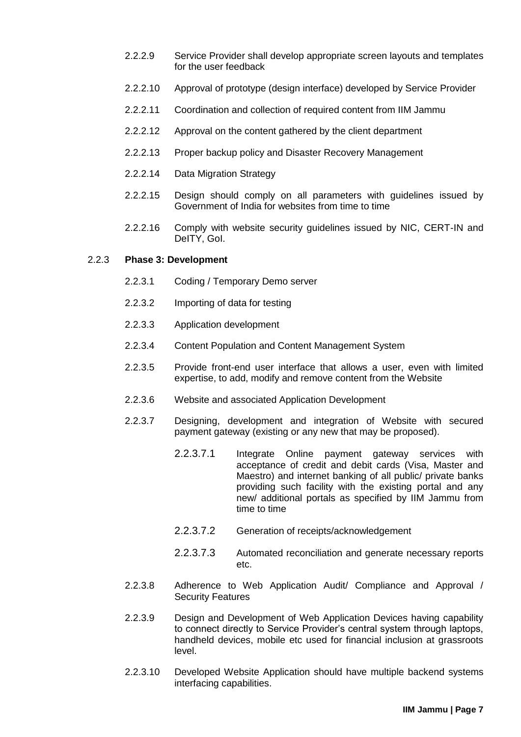2.2.2.9 Service Provider shall develop appropriate screen layouts and templates for the user feedback

2.2.2.10 Approval of prototype (design interface) developed by Service Provider

2.2.2.11 Coordination and collection of required content from IIM Jammu

2.2.2.12 Approval on the content gathered by the client department

2.2.2.13 Proper backup policy and Disaster Recovery Management

2.2.2.14 Data Migration Strategy

2.2.2.15 Design should comply on all parameters with guidelines issued by Government of India for websites from time to time

2.2.2.16 Comply with website security guidelines issued by NIC, CERT-IN and DeITY, GoI.

### 2.2.3 **Phase 3: Development**

2.2.3.1 Coding / Temporary Demo server

2.2.3.2 Importing of data for testing

2.2.3.3 Application development

2.2.3.4 Content Population and Content Management System

2.2.3.5 Provide front-end user interface that allows a user, even with limited expertise, to add, modify and remove content from the Website

2.2.3.6 Website and associated Application Development

2.2.3.7 Designing, development and integration of Website with secured payment gateway (existing or any new that may be proposed).

2.2.3.7.1 Integrate Online payment gateway services with acceptance of credit and debit cards (Visa, Master and Maestro) and internet banking of all public/ private banks providing such facility with the existing portal and any new/ additional portals as specified by IIM Jammu from time to time

2.2.3.7.2 Generation of receipts/acknowledgement

2.2.3.7.3 Automated reconciliation and generate necessary reports etc.

2.2.3.8 Adherence to Web Application Audit/ Compliance and Approval / Security Features

2.2.3.9 Design and Development of Web Application Devices having capability to connect directly to Service Provider's central system through laptops, handheld devices, mobile etc used for financial inclusion at grassroots level.

2.2.3.10 Developed Website Application should have multiple backend systems interfacing capabilities.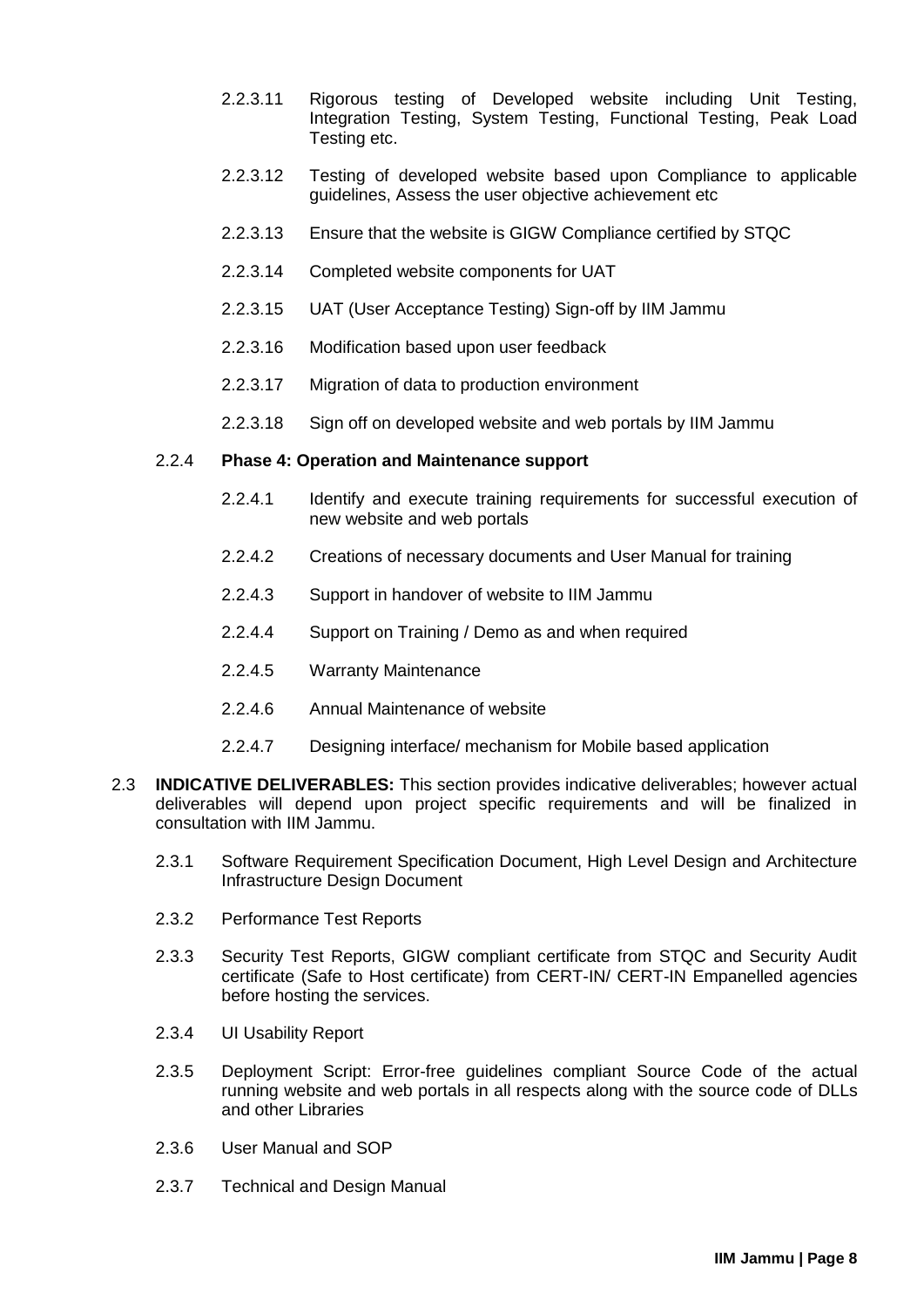2.2.3.11 Rigorous testing of Developed website including Unit Testing, Integration Testing, System Testing, Functional Testing, Peak Load Testing etc.

2.2.3.12 Testing of developed website based upon Compliance to applicable guidelines, Assess the user objective achievement etc

2.2.3.13 Ensure that the website is GIGW Compliance certified by STQC

2.2.3.14 Completed website components for UAT

2.2.3.15 UAT (User Acceptance Testing) Sign-off by IIM Jammu

2.2.3.16 Modification based upon user feedback

2.2.3.17 Migration of data to production environment

2.2.3.18 Sign off on developed website and web portals by IIM Jammu

2.2.4 **Phase 4: Operation and Maintenance support**

2.2.4.1 Identify and execute training requirements for successful execution of new website and web portals

2.2.4.2 Creations of necessary documents and User Manual for training

2.2.4.3 Support in handover of website to IIM Jammu

2.2.4.4 Support on Training / Demo as and when required

2.2.4.5 Warranty Maintenance

2.2.4.6 Annual Maintenance of website

2.2.4.7 Designing interface/ mechanism for Mobile based application

2.3 **INDICATIVE DELIVERABLES:** This section provides indicative deliverables; however actual deliverables will depend upon project specific requirements and will be finalized in consultation with IIM Jammu.

2.3.1 Software Requirement Specification Document, High Level Design and Architecture Infrastructure Design Document

2.3.2 Performance Test Reports

2.3.3 Security Test Reports, GIGW compliant certificate from STQC and Security Audit certificate (Safe to Host certificate) from CERT-IN/ CERT-IN Empanelled agencies before hosting the services.

2.3.4 UI Usability Report

2.3.5 Deployment Script: Error-free guidelines compliant Source Code of the actual running website and web portals in all respects along with the source code of DLLs and other Libraries

2.3.6 User Manual and SOP

2.3.7 Technical and Design Manual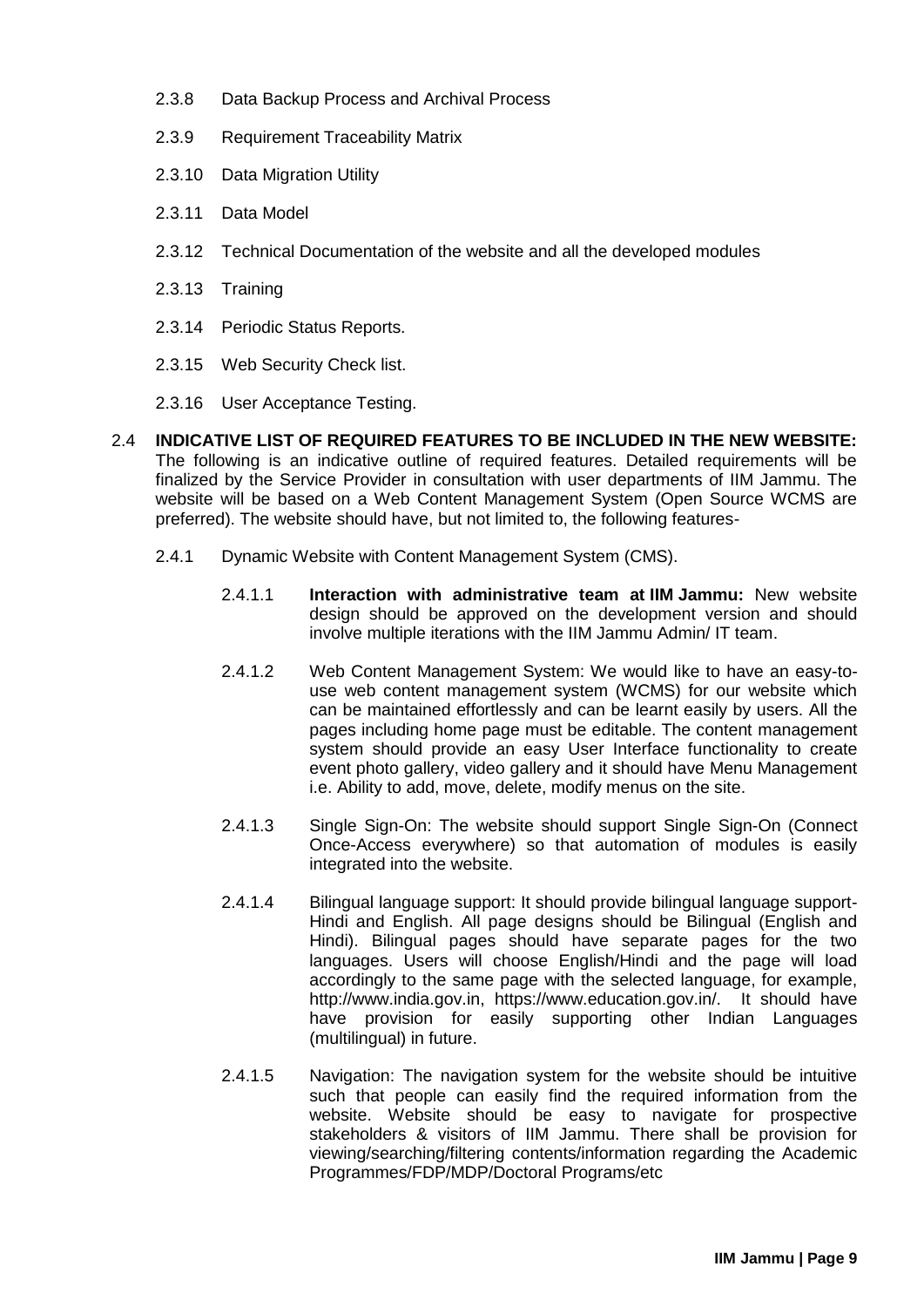2.3.8 Data Backup Process and Archival Process

2.3.9 Requirement Traceability Matrix

2.3.10 Data Migration Utility

2.3.11 Data Model

2.3.12 Technical Documentation of the website and all the developed modules

2.3.13 Training

2.3.14 Periodic Status Reports.

2.3.15 Web Security Check list.

2.3.16 User Acceptance Testing.

2.4 **INDICATIVE LIST OF REQUIRED FEATURES TO BE INCLUDED IN THE NEW WEBSITE:** The following is an indicative outline of required features. Detailed requirements will be finalized by the Service Provider in consultation with user departments of IIM Jammu. The website will be based on a Web Content Management System (Open Source WCMS are preferred). The website should have, but not limited to, the following features-

2.4.1 Dynamic Website with Content Management System (CMS).

2.4.1.1 **Interaction with administrative team at IIM Jammu:** New website design should be approved on the development version and should involve multiple iterations with the IIM Jammu Admin/ IT team.

2.4.1.2 Web Content Management System: We would like to have an easy-to-use web content management system (WCMS) for our website which can be maintained effortlessly and can be learnt easily by users. All the pages including home page must be editable. The content management system should provide an easy User Interface functionality to create event photo gallery, video gallery and it should have Menu Management i.e. Ability to add, move, delete, modify menus on the site.

2.4.1.3 Single Sign-On: The website should support Single Sign-On (Connect Once-Access everywhere) so that automation of modules is easily integrated into the website.

2.4.1.4 Bilingual language support: It should provide bilingual language support- Hindi and English. All page designs should be Bilingual (English and Hindi). Bilingual pages should have separate pages for the two languages. Users will choose English/Hindi and the page will load accordingly to the same page with the selected language, for example, http://www.india.gov.in, https://www.education.gov.in/. It should have have provision for easily supporting other Indian Languages (multilingual) in future.

2.4.1.5 Navigation: The navigation system for the website should be intuitive such that people can easily find the required information from the website. Website should be easy to navigate for prospective stakeholders & visitors of IIM Jammu. There shall be provision for viewing/searching/filtering contents/information regarding the Academic Programmes/FDP/MDP/Doctoral Programs/etc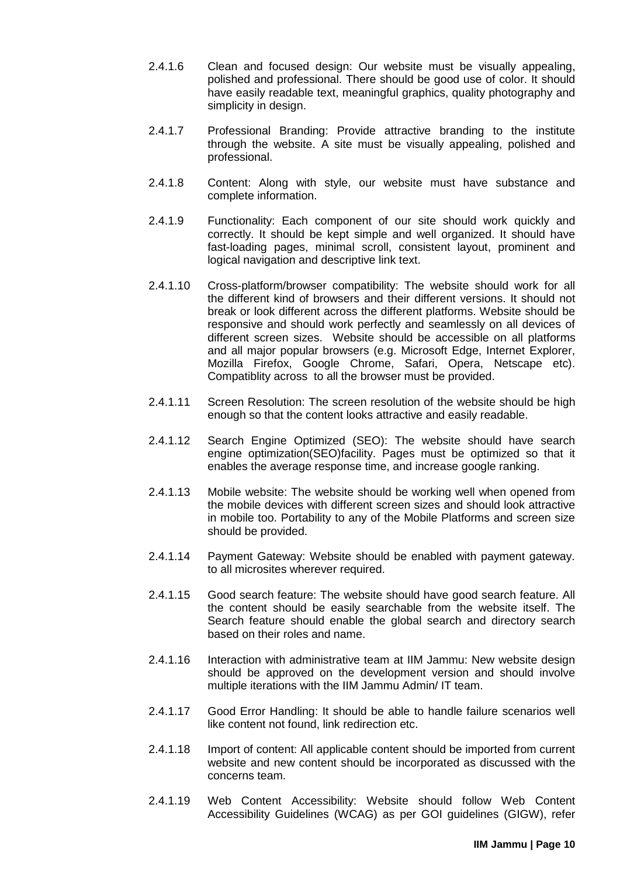2.4.1.6 Clean and focused design: Our website must be visually appealing, polished and professional. There should be good use of color. It should have easily readable text, meaningful graphics, quality photography and simplicity in design.

2.4.1.7 Professional Branding: Provide attractive branding to the institute through the website. A site must be visually appealing, polished and professional.

2.4.1.8 Content: Along with style, our website must have substance and complete information.

2.4.1.9 Functionality: Each component of our site should work quickly and correctly. It should be kept simple and well organized. It should have fast-loading pages, minimal scroll, consistent layout, prominent and logical navigation and descriptive link text.

2.4.1.10 Cross-platform/browser compatibility: The website should work for all the different kind of browsers and their different versions. It should not break or look different across the different platforms. Website should be responsive and should work perfectly and seamlessly on all devices of different screen sizes. Website should be accessible on all platforms and all major popular browsers (e.g. Microsoft Edge, Internet Explorer, Mozilla Firefox, Google Chrome, Safari, Opera, Netscape etc). Compatiblity across to all the browser must be provided.

2.4.1.11 Screen Resolution: The screen resolution of the website should be high enough so that the content looks attractive and easily readable.

2.4.1.12 Search Engine Optimized (SEO): The website should have search engine optimization(SEO)facility. Pages must be optimized so that it enables the average response time, and increase google ranking.

2.4.1.13 Mobile website: The website should be working well when opened from the mobile devices with different screen sizes and should look attractive in mobile too. Portability to any of the Mobile Platforms and screen size should be provided.

2.4.1.14 Payment Gateway: Website should be enabled with payment gateway. to all microsites wherever required.

2.4.1.15 Good search feature: The website should have good search feature. All the content should be easily searchable from the website itself. The Search feature should enable the global search and directory search based on their roles and name.

2.4.1.16 Interaction with administrative team at IIM Jammu: New website design should be approved on the development version and should involve multiple iterations with the IIM Jammu Admin/ IT team.

2.4.1.17 Good Error Handling: It should be able to handle failure scenarios well like content not found, link redirection etc.

2.4.1.18 Import of content: All applicable content should be imported from current website and new content should be incorporated as discussed with the concerns team.

2.4.1.19 Web Content Accessibility: Website should follow Web Content Accessibility Guidelines (WCAG) as per GOI guidelines (GIGW), refer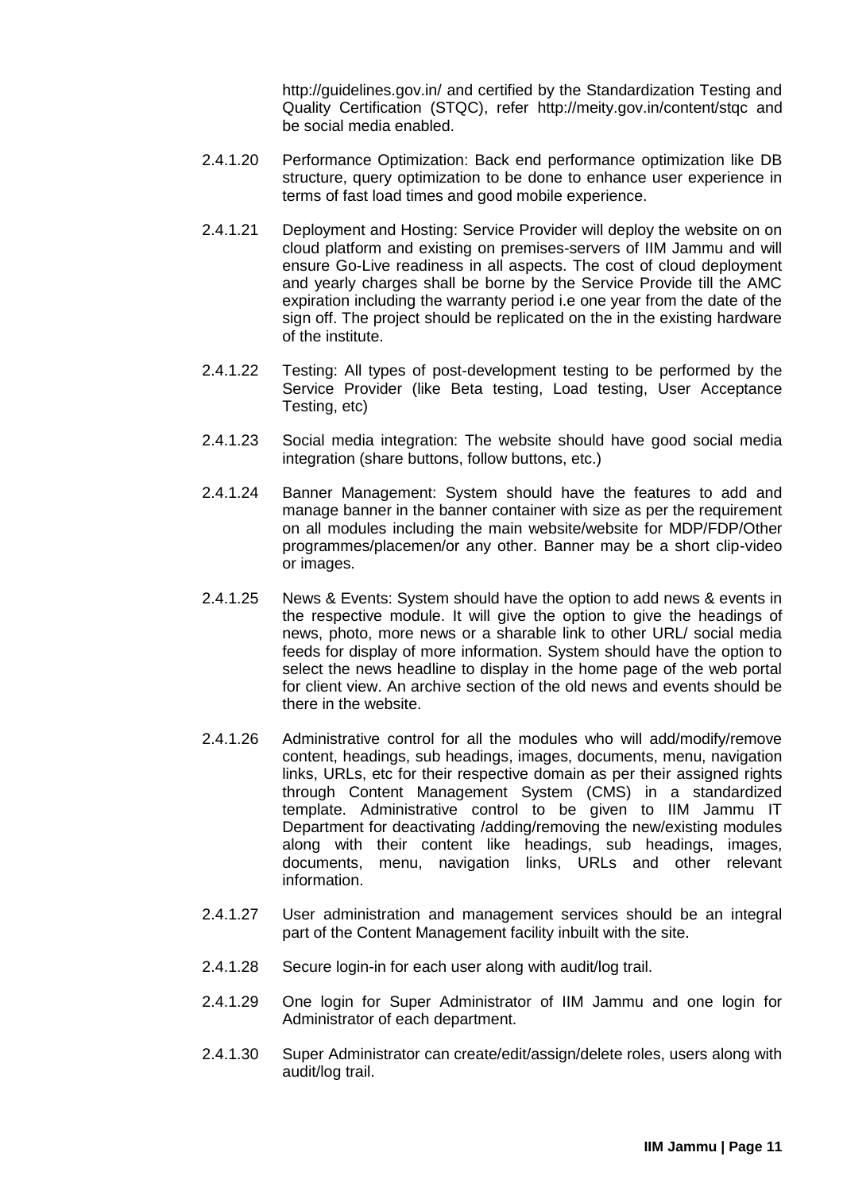http://guidelines.gov.in/ and certified by the Standardization Testing and Quality Certification (STQC), refer http://meity.gov.in/content/stqc and be social media enabled.

2.4.1.20 Performance Optimization: Back end performance optimization like DB structure, query optimization to be done to enhance user experience in terms of fast load times and good mobile experience.

2.4.1.21 Deployment and Hosting: Service Provider will deploy the website on on cloud platform and existing on premises-servers of IIM Jammu and will ensure Go-Live readiness in all aspects. The cost of cloud deployment and yearly charges shall be borne by the Service Provide till the AMC expiration including the warranty period i.e one year from the date of the sign off. The project should be replicated on the in the existing hardware of the institute.

2.4.1.22 Testing: All types of post-development testing to be performed by the Service Provider (like Beta testing, Load testing, User Acceptance Testing, etc)

2.4.1.23 Social media integration: The website should have good social media integration (share buttons, follow buttons, etc.)

2.4.1.24 Banner Management: System should have the features to add and manage banner in the banner container with size as per the requirement on all modules including the main website/website for MDP/FDP/Other programmes/placemen/or any other. Banner may be a short clip-video or images.

2.4.1.25 News & Events: System should have the option to add news & events in the respective module. It will give the option to give the headings of news, photo, more news or a sharable link to other URL/ social media feeds for display of more information. System should have the option to select the news headline to display in the home page of the web portal for client view. An archive section of the old news and events should be there in the website.

2.4.1.26 Administrative control for all the modules who will add/modify/remove content, headings, sub headings, images, documents, menu, navigation links, URLs, etc for their respective domain as per their assigned rights through Content Management System (CMS) in a standardized template. Administrative control to be given to IIM Jammu IT Department for deactivating /adding/removing the new/existing modules along with their content like headings, sub headings, images, documents, menu, navigation links, URLs and other relevant information.

2.4.1.27 User administration and management services should be an integral part of the Content Management facility inbuilt with the site.

2.4.1.28 Secure login-in for each user along with audit/log trail.

2.4.1.29 One login for Super Administrator of IIM Jammu and one login for Administrator of each department.

2.4.1.30 Super Administrator can create/edit/assign/delete roles, users along with audit/log trail.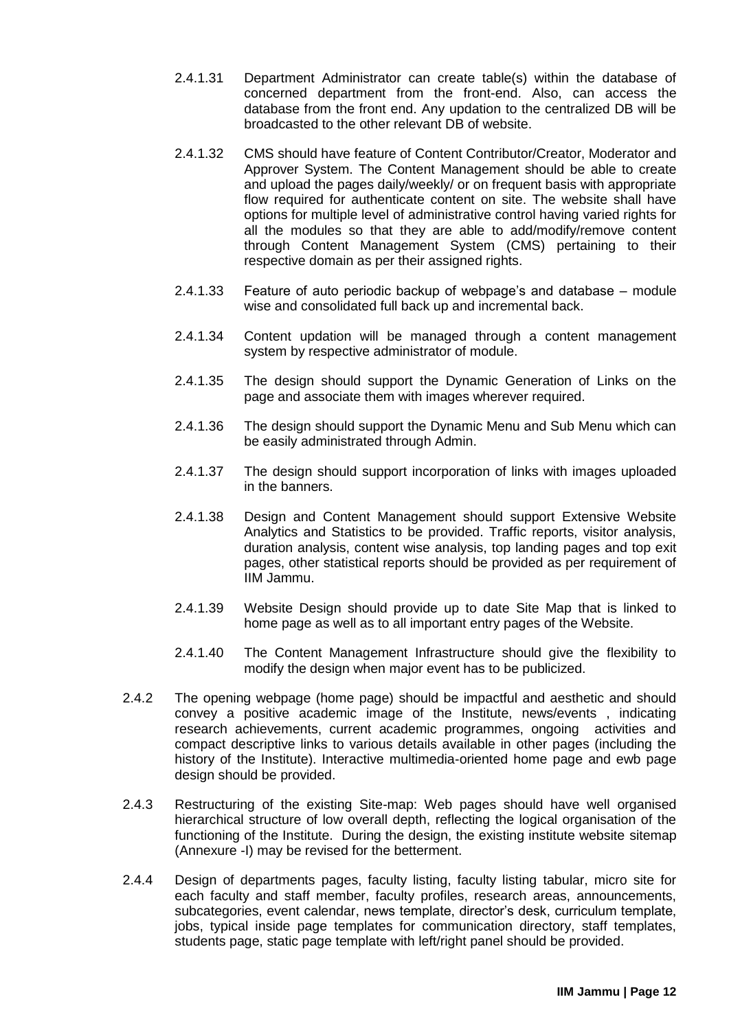2.4.1.31 Department Administrator can create table(s) within the database of concerned department from the front-end. Also, can access the database from the front end. Any updation to the centralized DB will be broadcasted to the other relevant DB of website.

2.4.1.32 CMS should have feature of Content Contributor/Creator, Moderator and Approver System. The Content Management should be able to create and upload the pages daily/weekly/ or on frequent basis with appropriate flow required for authenticate content on site. The website shall have options for multiple level of administrative control having varied rights for all the modules so that they are able to add/modify/remove content through Content Management System (CMS) pertaining to their respective domain as per their assigned rights.

2.4.1.33 Feature of auto periodic backup of webpage's and database – module wise and consolidated full back up and incremental back.

2.4.1.34 Content updation will be managed through a content management system by respective administrator of module.

2.4.1.35 The design should support the Dynamic Generation of Links on the page and associate them with images wherever required.

2.4.1.36 The design should support the Dynamic Menu and Sub Menu which can be easily administrated through Admin.

2.4.1.37 The design should support incorporation of links with images uploaded in the banners.

2.4.1.38 Design and Content Management should support Extensive Website Analytics and Statistics to be provided. Traffic reports, visitor analysis, duration analysis, content wise analysis, top landing pages and top exit pages, other statistical reports should be provided as per requirement of IIM Jammu.

2.4.1.39 Website Design should provide up to date Site Map that is linked to home page as well as to all important entry pages of the Website.

2.4.1.40 The Content Management Infrastructure should give the flexibility to modify the design when major event has to be publicized.

2.4.2 The opening webpage (home page) should be impactful and aesthetic and should convey a positive academic image of the Institute, news/events , indicating research achievements, current academic programmes, ongoing activities and compact descriptive links to various details available in other pages (including the history of the Institute). Interactive multimedia-oriented home page and ewb page design should be provided.

2.4.3 Restructuring of the existing Site-map: Web pages should have well organised hierarchical structure of low overall depth, reflecting the logical organisation of the functioning of the Institute. During the design, the existing institute website sitemap (Annexure -I) may be revised for the betterment.

2.4.4 Design of departments pages, faculty listing, faculty listing tabular, micro site for each faculty and staff member, faculty profiles, research areas, announcements, subcategories, event calendar, news template, director's desk, curriculum template, jobs, typical inside page templates for communication directory, staff templates, students page, static page template with left/right panel should be provided.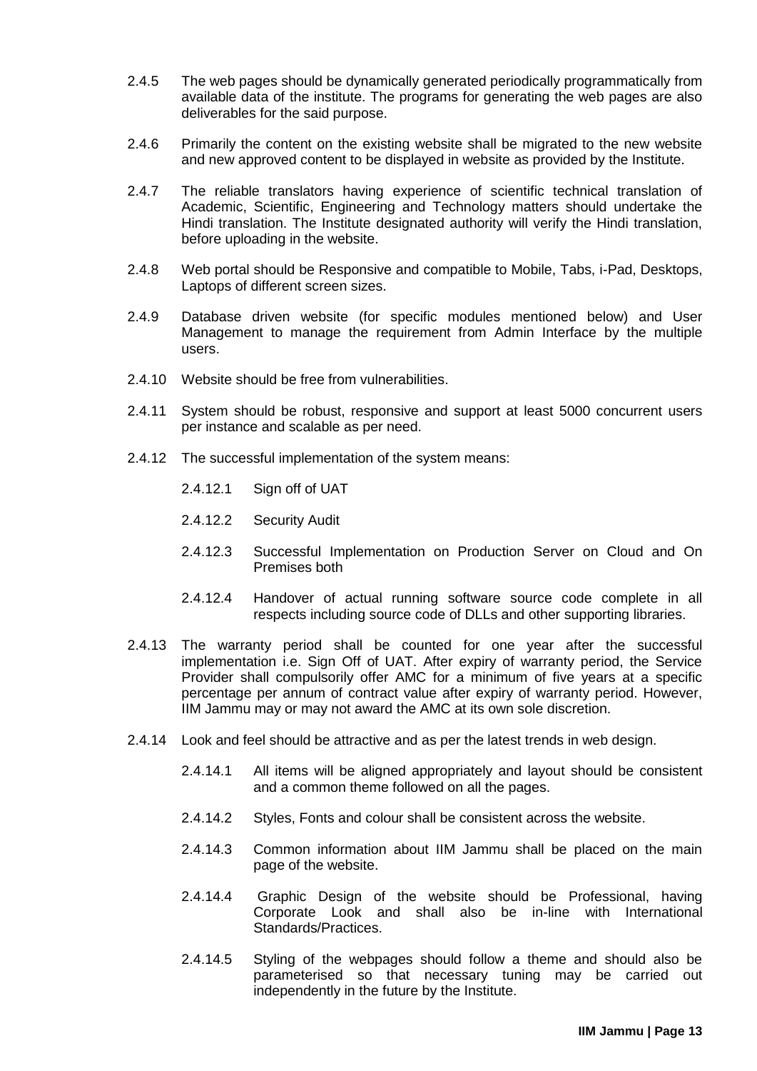2.4.5 The web pages should be dynamically generated periodically programmatically from available data of the institute. The programs for generating the web pages are also deliverables for the said purpose.

2.4.6 Primarily the content on the existing website shall be migrated to the new website and new approved content to be displayed in website as provided by the Institute.

2.4.7 The reliable translators having experience of scientific technical translation of Academic, Scientific, Engineering and Technology matters should undertake the Hindi translation. The Institute designated authority will verify the Hindi translation, before uploading in the website.

2.4.8 Web portal should be Responsive and compatible to Mobile, Tabs, i-Pad, Desktops, Laptops of different screen sizes.

2.4.9 Database driven website (for specific modules mentioned below) and User Management to manage the requirement from Admin Interface by the multiple users.

2.4.10 Website should be free from vulnerabilities.

2.4.11 System should be robust, responsive and support at least 5000 concurrent users per instance and scalable as per need.

2.4.12 The successful implementation of the system means:

- 2.4.12.1 Sign off of UAT
- 2.4.12.2 Security Audit
- 2.4.12.3 Successful Implementation on Production Server on Cloud and On Premises both
- 2.4.12.4 Handover of actual running software source code complete in all respects including source code of DLLs and other supporting libraries.

2.4.13 The warranty period shall be counted for one year after the successful implementation i.e. Sign Off of UAT. After expiry of warranty period, the Service Provider shall compulsorily offer AMC for a minimum of five years at a specific percentage per annum of contract value after expiry of warranty period. However, IIM Jammu may or may not award the AMC at its own sole discretion.

2.4.14 Look and feel should be attractive and as per the latest trends in web design.

- 2.4.14.1 All items will be aligned appropriately and layout should be consistent and a common theme followed on all the pages.
- 2.4.14.2 Styles, Fonts and colour shall be consistent across the website.
- 2.4.14.3 Common information about IIM Jammu shall be placed on the main page of the website.
- 2.4.14.4 Graphic Design of the website should be Professional, having Corporate Look and shall also be in-line with International Standards/Practices.
- 2.4.14.5 Styling of the webpages should follow a theme and should also be parameterised so that necessary tuning may be carried out independently in the future by the Institute.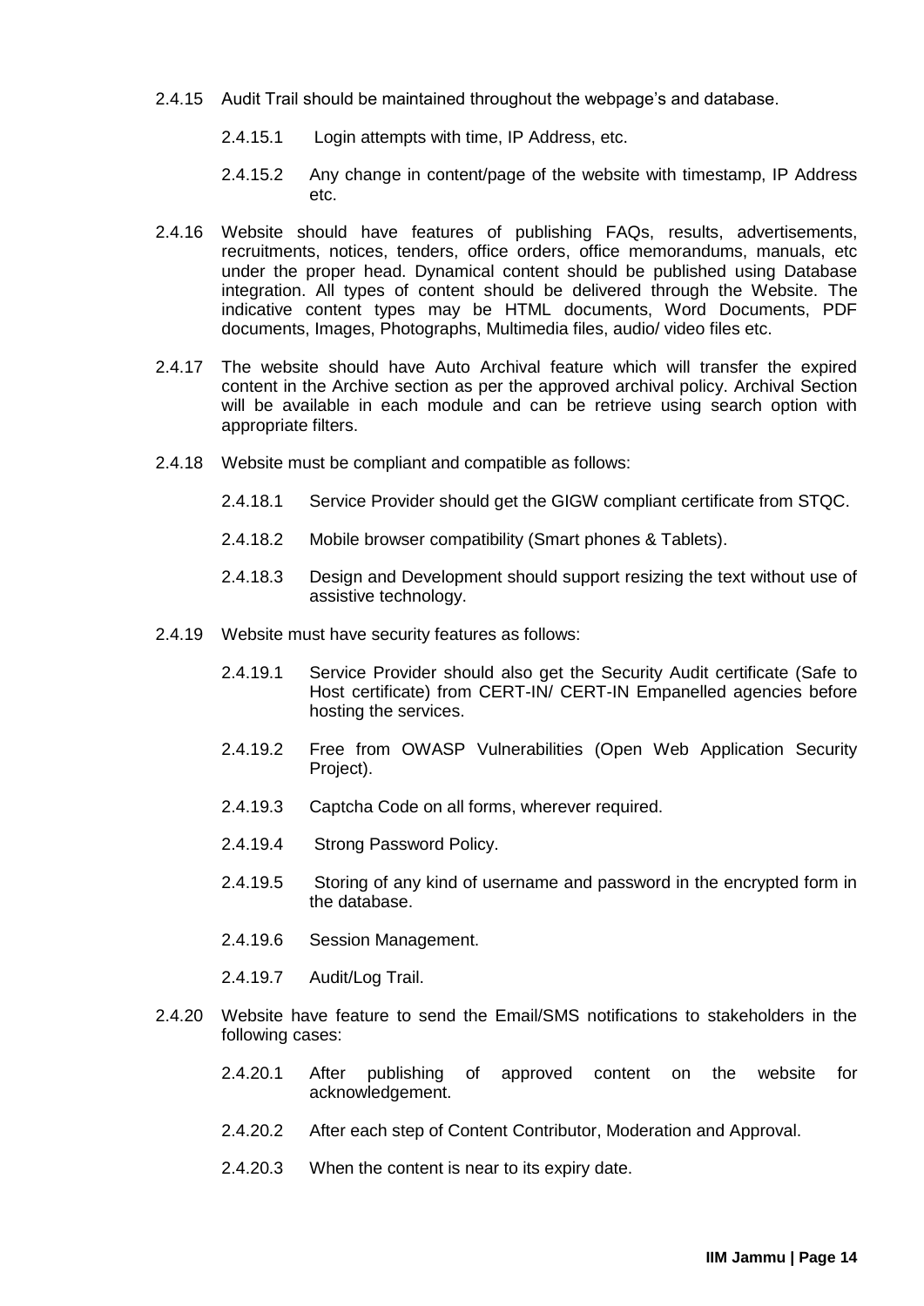2.4.15 Audit Trail should be maintained throughout the webpage's and database.

2.4.15.1 Login attempts with time, IP Address, etc.

2.4.15.2 Any change in content/page of the website with timestamp, IP Address etc.

2.4.16 Website should have features of publishing FAQs, results, advertisements, recruitments, notices, tenders, office orders, office memorandums, manuals, etc under the proper head. Dynamical content should be published using Database integration. All types of content should be delivered through the Website. The indicative content types may be HTML documents, Word Documents, PDF documents, Images, Photographs, Multimedia files, audio/ video files etc.

2.4.17 The website should have Auto Archival feature which will transfer the expired content in the Archive section as per the approved archival policy. Archival Section will be available in each module and can be retrieve using search option with appropriate filters.

2.4.18 Website must be compliant and compatible as follows:

2.4.18.1 Service Provider should get the GIGW compliant certificate from STQC.

2.4.18.2 Mobile browser compatibility (Smart phones & Tablets).

2.4.18.3 Design and Development should support resizing the text without use of assistive technology.

2.4.19 Website must have security features as follows:

2.4.19.1 Service Provider should also get the Security Audit certificate (Safe to Host certificate) from CERT-IN/ CERT-IN Empanelled agencies before hosting the services.

2.4.19.2 Free from OWASP Vulnerabilities (Open Web Application Security Project).

2.4.19.3 Captcha Code on all forms, wherever required.

2.4.19.4 Strong Password Policy.

2.4.19.5 Storing of any kind of username and password in the encrypted form in the database.

2.4.19.6 Session Management.

2.4.19.7 Audit/Log Trail.

2.4.20 Website have feature to send the Email/SMS notifications to stakeholders in the following cases:

2.4.20.1 After publishing of approved content on the website for acknowledgement.

2.4.20.2 After each step of Content Contributor, Moderation and Approval.

2.4.20.3 When the content is near to its expiry date.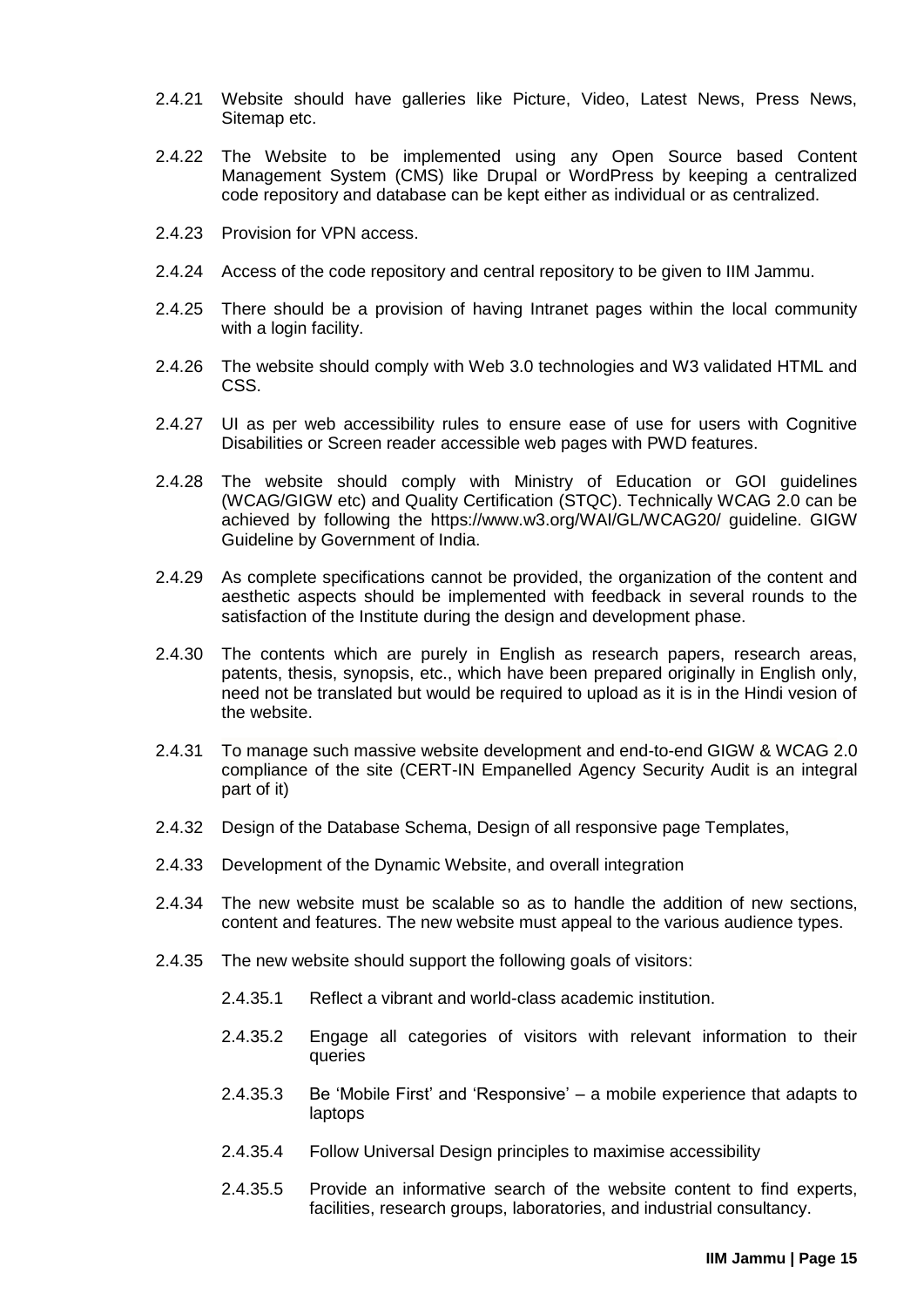2.4.21 Website should have galleries like Picture, Video, Latest News, Press News, Sitemap etc.

2.4.22 The Website to be implemented using any Open Source based Content Management System (CMS) like Drupal or WordPress by keeping a centralized code repository and database can be kept either as individual or as centralized.

2.4.23 Provision for VPN access.

2.4.24 Access of the code repository and central repository to be given to IIM Jammu.

2.4.25 There should be a provision of having Intranet pages within the local community with a login facility.

2.4.26 The website should comply with Web 3.0 technologies and W3 validated HTML and CSS.

2.4.27 UI as per web accessibility rules to ensure ease of use for users with Cognitive Disabilities or Screen reader accessible web pages with PWD features.

2.4.28 The website should comply with Ministry of Education or GOI guidelines (WCAG/GIGW etc) and Quality Certification (STQC). Technically WCAG 2.0 can be achieved by following the https://www.w3.org/WAI/GL/WCAG20/ guideline. GIGW Guideline by Government of India.

2.4.29 As complete specifications cannot be provided, the organization of the content and aesthetic aspects should be implemented with feedback in several rounds to the satisfaction of the Institute during the design and development phase.

2.4.30 The contents which are purely in English as research papers, research areas, patents, thesis, synopsis, etc., which have been prepared originally in English only, need not be translated but would be required to upload as it is in the Hindi vesion of the website.

2.4.31 To manage such massive website development and end-to-end GIGW & WCAG 2.0 compliance of the site (CERT-IN Empanelled Agency Security Audit is an integral part of it)

2.4.32 Design of the Database Schema, Design of all responsive page Templates,

2.4.33 Development of the Dynamic Website, and overall integration

2.4.34 The new website must be scalable so as to handle the addition of new sections, content and features. The new website must appeal to the various audience types.

2.4.35 The new website should support the following goals of visitors:

- 2.4.35.1 Reflect a vibrant and world-class academic institution.
- 2.4.35.2 Engage all categories of visitors with relevant information to their queries
- 2.4.35.3 Be 'Mobile First' and 'Responsive' – a mobile experience that adapts to laptops
- 2.4.35.4 Follow Universal Design principles to maximise accessibility
- 2.4.35.5 Provide an informative search of the website content to find experts, facilities, research groups, laboratories, and industrial consultancy.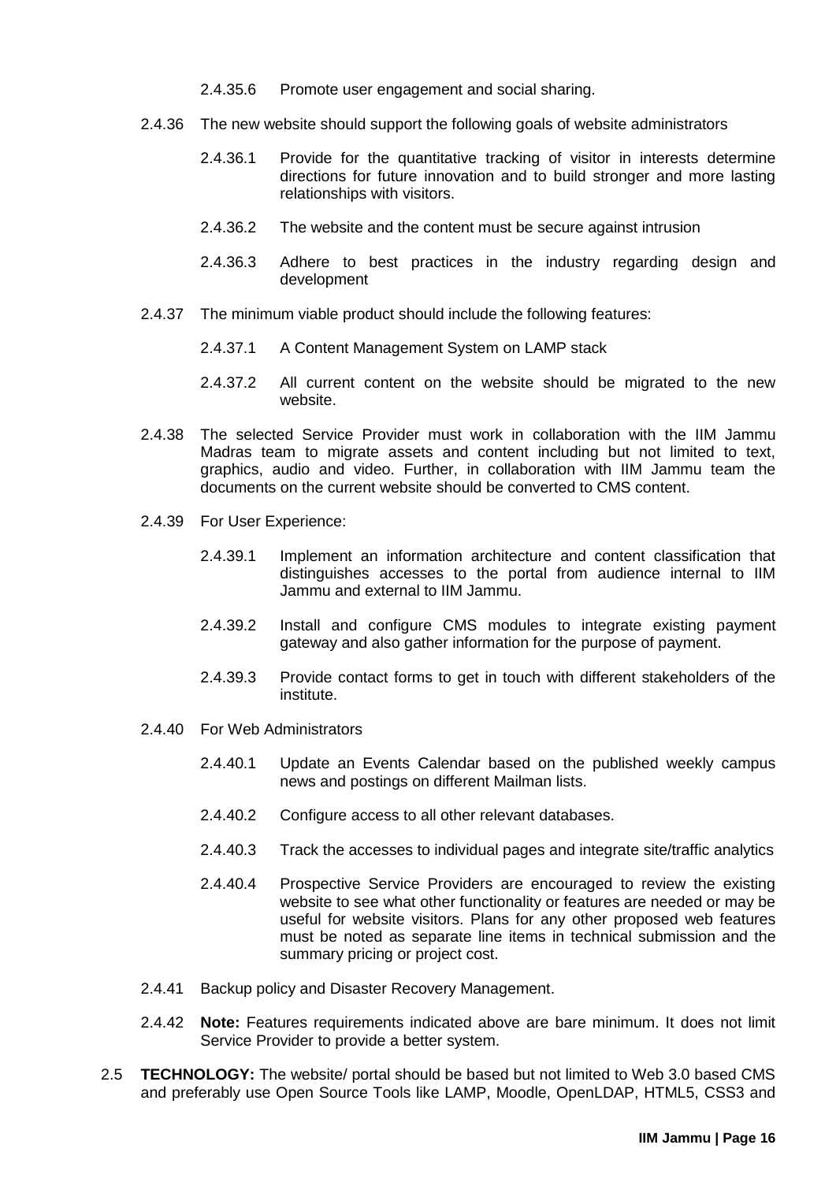2.4.35.6 Promote user engagement and social sharing.

2.4.36 The new website should support the following goals of website administrators

2.4.36.1 Provide for the quantitative tracking of visitor in interests determine directions for future innovation and to build stronger and more lasting relationships with visitors.

2.4.36.2 The website and the content must be secure against intrusion

2.4.36.3 Adhere to best practices in the industry regarding design and development

2.4.37 The minimum viable product should include the following features:

2.4.37.1 A Content Management System on LAMP stack

2.4.37.2 All current content on the website should be migrated to the new website.

2.4.38 The selected Service Provider must work in collaboration with the IIM Jammu Madras team to migrate assets and content including but not limited to text, graphics, audio and video. Further, in collaboration with IIM Jammu team the documents on the current website should be converted to CMS content.

2.4.39 For User Experience:

2.4.39.1 Implement an information architecture and content classification that distinguishes accesses to the portal from audience internal to IIM Jammu and external to IIM Jammu.

2.4.39.2 Install and configure CMS modules to integrate existing payment gateway and also gather information for the purpose of payment.

2.4.39.3 Provide contact forms to get in touch with different stakeholders of the institute.

2.4.40 For Web Administrators

2.4.40.1 Update an Events Calendar based on the published weekly campus news and postings on different Mailman lists.

2.4.40.2 Configure access to all other relevant databases.

2.4.40.3 Track the accesses to individual pages and integrate site/traffic analytics

2.4.40.4 Prospective Service Providers are encouraged to review the existing website to see what other functionality or features are needed or may be useful for website visitors. Plans for any other proposed web features must be noted as separate line items in technical submission and the summary pricing or project cost.

2.4.41 Backup policy and Disaster Recovery Management.

2.4.42 **Note:** Features requirements indicated above are bare minimum. It does not limit Service Provider to provide a better system.

2.5 **TECHNOLOGY:** The website/ portal should be based but not limited to Web 3.0 based CMS and preferably use Open Source Tools like LAMP, Moodle, OpenLDAP, HTML5, CSS3 and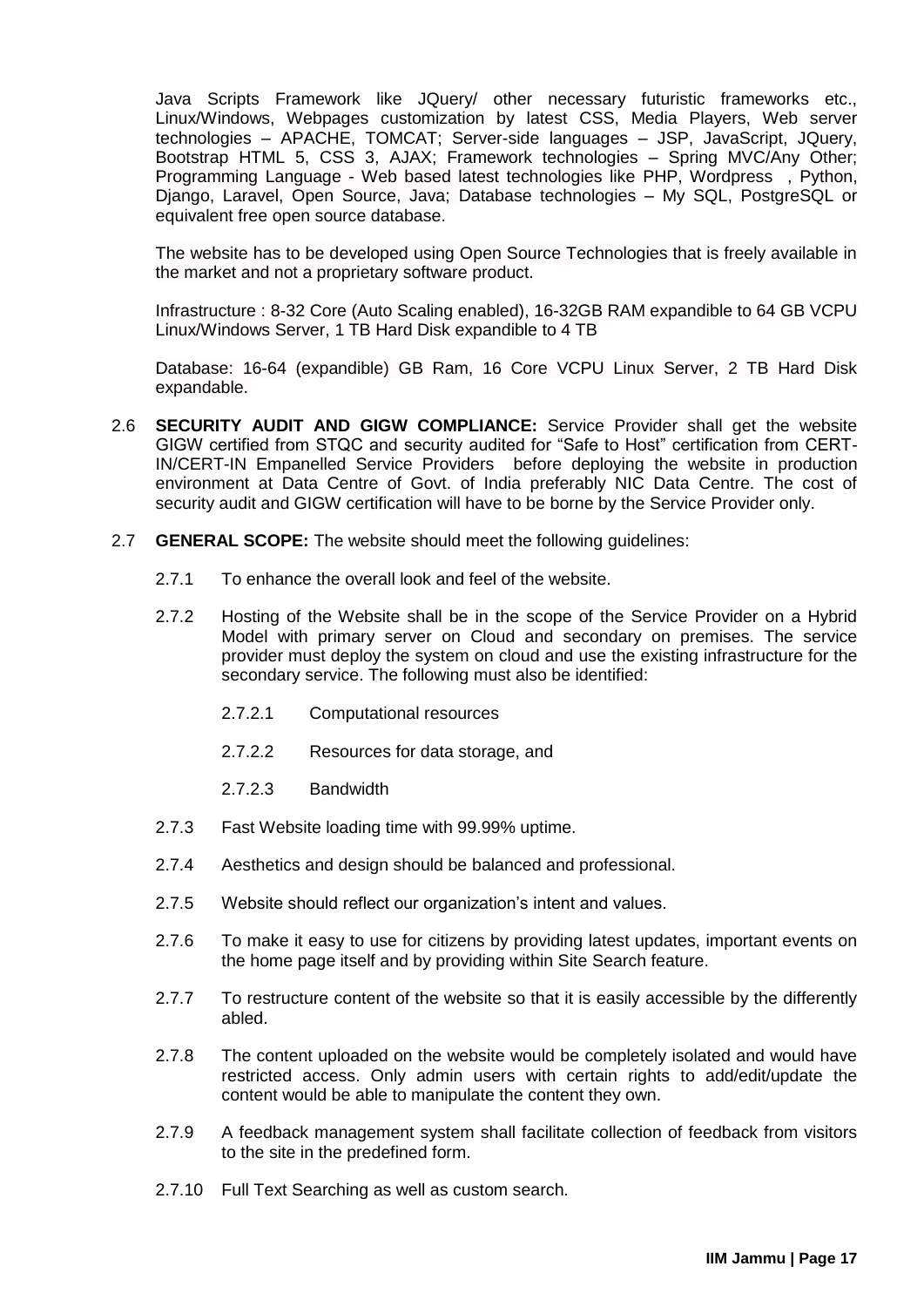Java Scripts Framework like JQuery/ other necessary futuristic frameworks etc., Linux/Windows, Webpages customization by latest CSS, Media Players, Web server technologies – APACHE, TOMCAT; Server-side languages – JSP, JavaScript, JQuery, Bootstrap HTML 5, CSS 3, AJAX; Framework technologies – Spring MVC/Any Other; Programming Language - Web based latest technologies like PHP, Wordpress , Python, Django, Laravel, Open Source, Java; Database technologies – My SQL, PostgreSQL or equivalent free open source database.

The website has to be developed using Open Source Technologies that is freely available in the market and not a proprietary software product.

Infrastructure : 8-32 Core (Auto Scaling enabled), 16-32GB RAM expandible to 64 GB VCPU Linux/Windows Server, 1 TB Hard Disk expandible to 4 TB

Database: 16-64 (expandible) GB Ram, 16 Core VCPU Linux Server, 2 TB Hard Disk expandable.

2.6 **SECURITY AUDIT AND GIGW COMPLIANCE:** Service Provider shall get the website GIGW certified from STQC and security audited for "Safe to Host" certification from CERT-IN/CERT-IN Empanelled Service Providers before deploying the website in production environment at Data Centre of Govt. of India preferably NIC Data Centre. The cost of security audit and GIGW certification will have to be borne by the Service Provider only.

2.7 **GENERAL SCOPE:** The website should meet the following guidelines:

2.7.1 To enhance the overall look and feel of the website.

2.7.2 Hosting of the Website shall be in the scope of the Service Provider on a Hybrid Model with primary server on Cloud and secondary on premises. The service provider must deploy the system on cloud and use the existing infrastructure for the secondary service. The following must also be identified:

2.7.2.1 Computational resources

2.7.2.2 Resources for data storage, and

2.7.2.3 Bandwidth

2.7.3 Fast Website loading time with 99.99% uptime.

2.7.4 Aesthetics and design should be balanced and professional.

2.7.5 Website should reflect our organization's intent and values.

2.7.6 To make it easy to use for citizens by providing latest updates, important events on the home page itself and by providing within Site Search feature.

2.7.7 To restructure content of the website so that it is easily accessible by the differently abled.

2.7.8 The content uploaded on the website would be completely isolated and would have restricted access. Only admin users with certain rights to add/edit/update the content would be able to manipulate the content they own.

2.7.9 A feedback management system shall facilitate collection of feedback from visitors to the site in the predefined form.

2.7.10 Full Text Searching as well as custom search.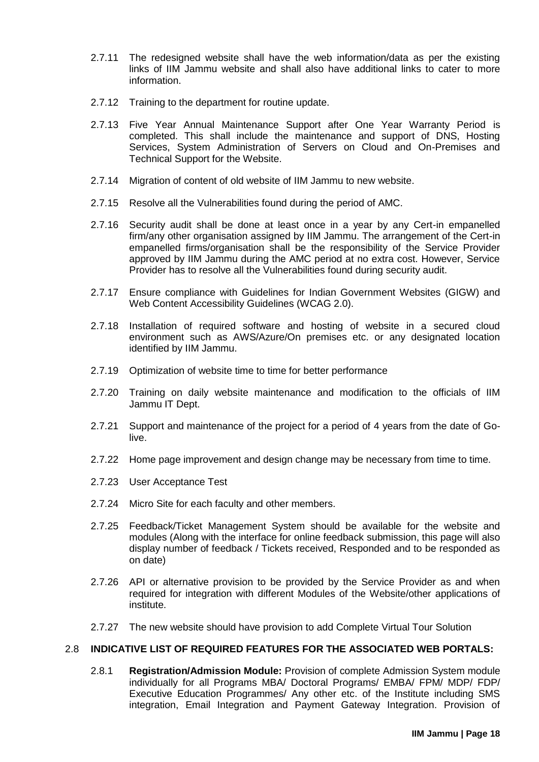2.7.11 The redesigned website shall have the web information/data as per the existing links of IIM Jammu website and shall also have additional links to cater to more information.

2.7.12 Training to the department for routine update.

2.7.13 Five Year Annual Maintenance Support after One Year Warranty Period is completed. This shall include the maintenance and support of DNS, Hosting Services, System Administration of Servers on Cloud and On-Premises and Technical Support for the Website.

2.7.14 Migration of content of old website of IIM Jammu to new website.

2.7.15 Resolve all the Vulnerabilities found during the period of AMC.

2.7.16 Security audit shall be done at least once in a year by any Cert-in empanelled firm/any other organisation assigned by IIM Jammu. The arrangement of the Cert-in empanelled firms/organisation shall be the responsibility of the Service Provider approved by IIM Jammu during the AMC period at no extra cost. However, Service Provider has to resolve all the Vulnerabilities found during security audit.

2.7.17 Ensure compliance with Guidelines for Indian Government Websites (GIGW) and Web Content Accessibility Guidelines (WCAG 2.0).

2.7.18 Installation of required software and hosting of website in a secured cloud environment such as AWS/Azure/On premises etc. or any designated location identified by IIM Jammu.

2.7.19 Optimization of website time to time for better performance

2.7.20 Training on daily website maintenance and modification to the officials of IIM Jammu IT Dept.

2.7.21 Support and maintenance of the project for a period of 4 years from the date of Go-live.

2.7.22 Home page improvement and design change may be necessary from time to time.

2.7.23 User Acceptance Test

2.7.24 Micro Site for each faculty and other members.

2.7.25 Feedback/Ticket Management System should be available for the website and modules (Along with the interface for online feedback submission, this page will also display number of feedback / Tickets received, Responded and to be responded as on date)

2.7.26 API or alternative provision to be provided by the Service Provider as and when required for integration with different Modules of the Website/other applications of institute.

2.7.27 The new website should have provision to add Complete Virtual Tour Solution

## 2.8 INDICATIVE LIST OF REQUIRED FEATURES FOR THE ASSOCIATED WEB PORTALS:

2.8.1 **Registration/Admission Module:** Provision of complete Admission System module individually for all Programs MBA/ Doctoral Programs/ EMBA/ FPM/ MDP/ FDP/ Executive Education Programmes/ Any other etc. of the Institute including SMS integration, Email Integration and Payment Gateway Integration. Provision of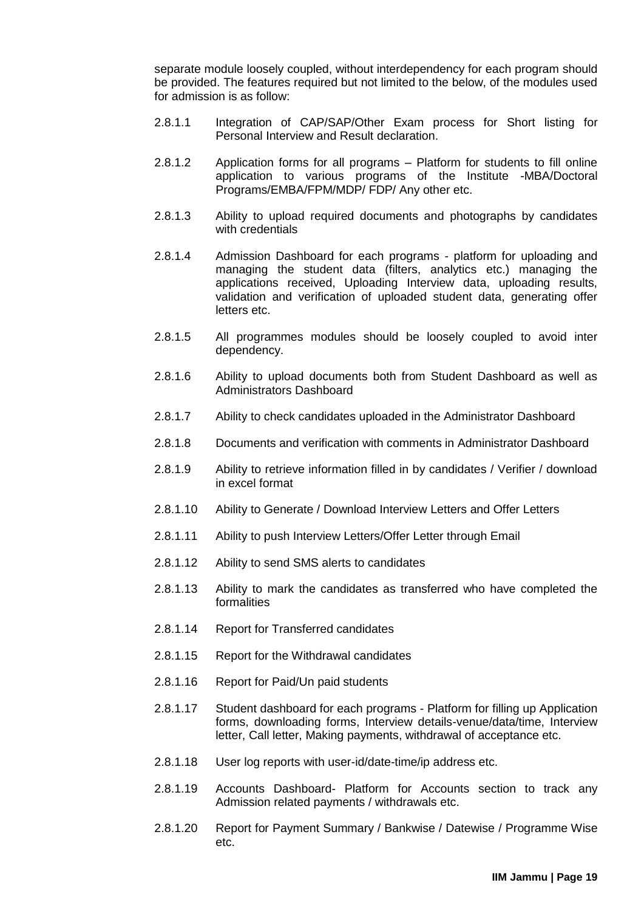separate module loosely coupled, without interdependency for each program should be provided. The features required but not limited to the below, of the modules used for admission is as follow:

2.8.1.1 Integration of CAP/SAP/Other Exam process for Short listing for Personal Interview and Result declaration.

2.8.1.2 Application forms for all programs – Platform for students to fill online application to various programs of the Institute -MBA/Doctoral Programs/EMBA/FPM/MDP/ FDP/ Any other etc.

2.8.1.3 Ability to upload required documents and photographs by candidates with credentials

2.8.1.4 Admission Dashboard for each programs - platform for uploading and managing the student data (filters, analytics etc.) managing the applications received, Uploading Interview data, uploading results, validation and verification of uploaded student data, generating offer letters etc.

2.8.1.5 All programmes modules should be loosely coupled to avoid inter dependency.

2.8.1.6 Ability to upload documents both from Student Dashboard as well as Administrators Dashboard

2.8.1.7 Ability to check candidates uploaded in the Administrator Dashboard

2.8.1.8 Documents and verification with comments in Administrator Dashboard

2.8.1.9 Ability to retrieve information filled in by candidates / Verifier / download in excel format

2.8.1.10 Ability to Generate / Download Interview Letters and Offer Letters

2.8.1.11 Ability to push Interview Letters/Offer Letter through Email

2.8.1.12 Ability to send SMS alerts to candidates

2.8.1.13 Ability to mark the candidates as transferred who have completed the formalities

2.8.1.14 Report for Transferred candidates

2.8.1.15 Report for the Withdrawal candidates

2.8.1.16 Report for Paid/Un paid students

2.8.1.17 Student dashboard for each programs - Platform for filling up Application forms, downloading forms, Interview details-venue/data/time, Interview letter, Call letter, Making payments, withdrawal of acceptance etc.

2.8.1.18 User log reports with user-id/date-time/ip address etc.

2.8.1.19 Accounts Dashboard- Platform for Accounts section to track any Admission related payments / withdrawals etc.

2.8.1.20 Report for Payment Summary / Bankwise / Datewise / Programme Wise etc.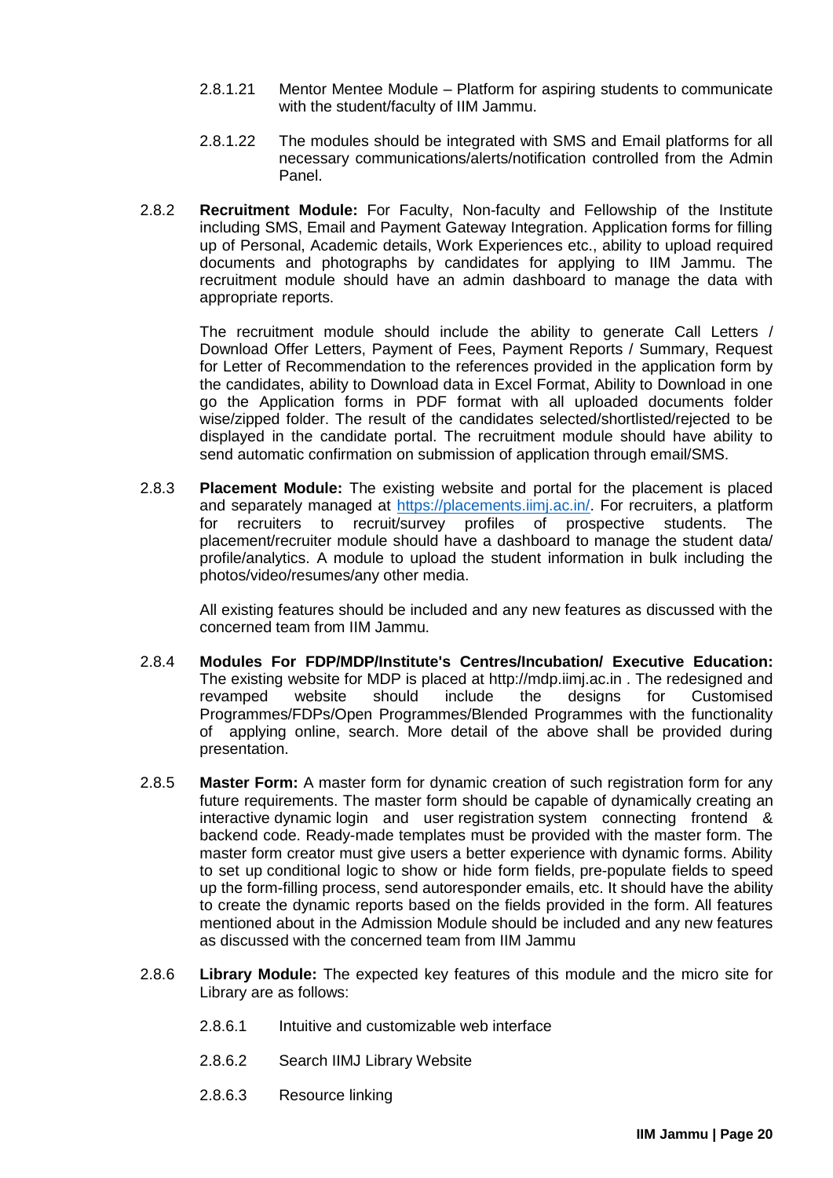2.8.1.21 Mentor Mentee Module – Platform for aspiring students to communicate with the student/faculty of IIM Jammu.

2.8.1.22 The modules should be integrated with SMS and Email platforms for all necessary communications/alerts/notification controlled from the Admin Panel.

2.8.2 **Recruitment Module:** For Faculty, Non-faculty and Fellowship of the Institute including SMS, Email and Payment Gateway Integration. Application forms for filling up of Personal, Academic details, Work Experiences etc., ability to upload required documents and photographs by candidates for applying to IIM Jammu. The recruitment module should have an admin dashboard to manage the data with appropriate reports.

The recruitment module should include the ability to generate Call Letters / Download Offer Letters, Payment of Fees, Payment Reports / Summary, Request for Letter of Recommendation to the references provided in the application form by the candidates, ability to Download data in Excel Format, Ability to Download in one go the Application forms in PDF format with all uploaded documents folder wise/zipped folder. The result of the candidates selected/shortlisted/rejected to be displayed in the candidate portal. The recruitment module should have ability to send automatic confirmation on submission of application through email/SMS.

2.8.3 **Placement Module:** The existing website and portal for the placement is placed and separately managed at https://placements.iimj.ac.in/. For recruiters, a platform for recruiters to recruit/survey profiles of prospective students. The placement/recruiter module should have a dashboard to manage the student data/ profile/analytics. A module to upload the student information in bulk including the photos/video/resumes/any other media.

All existing features should be included and any new features as discussed with the concerned team from IIM Jammu.

2.8.4 **Modules For FDP/MDP/Institute's Centres/Incubation/ Executive Education:** The existing website for MDP is placed at http://mdp.iimj.ac.in . The redesigned and revamped website should include the designs for Customised Programmes/FDPs/Open Programmes/Blended Programmes with the functionality of applying online, search. More detail of the above shall be provided during presentation.

2.8.5 **Master Form:** A master form for dynamic creation of such registration form for any future requirements. The master form should be capable of dynamically creating an interactive dynamic login and user registration system connecting frontend & backend code. Ready-made templates must be provided with the master form. The master form creator must give users a better experience with dynamic forms. Ability to set up conditional logic to show or hide form fields, pre-populate fields to speed up the form-filling process, send autoresponder emails, etc. It should have the ability to create the dynamic reports based on the fields provided in the form. All features mentioned about in the Admission Module should be included and any new features as discussed with the concerned team from IIM Jammu

2.8.6 **Library Module:** The expected key features of this module and the micro site for Library are as follows:

2.8.6.1 Intuitive and customizable web interface

2.8.6.2 Search IIMJ Library Website

2.8.6.3 Resource linking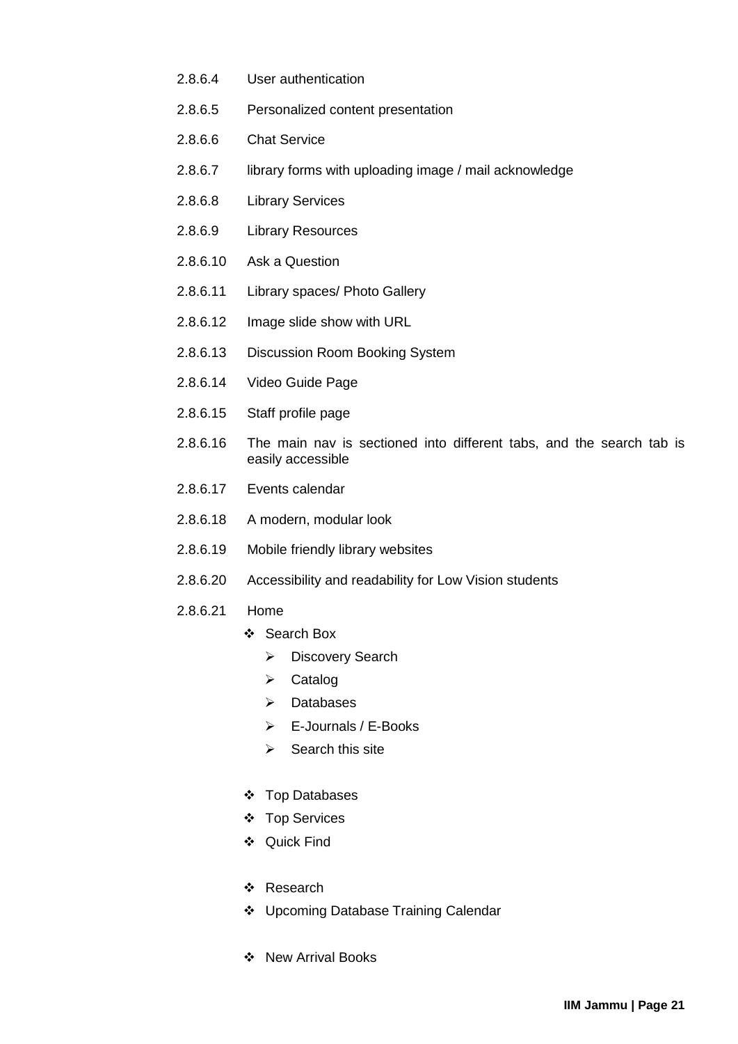2.8.6.4 User authentication

2.8.6.5 Personalized content presentation

2.8.6.6 Chat Service

2.8.6.7 library forms with uploading image / mail acknowledge

2.8.6.8 Library Services

2.8.6.9 Library Resources

2.8.6.10 Ask a Question

2.8.6.11 Library spaces/ Photo Gallery

2.8.6.12 Image slide show with URL

2.8.6.13 Discussion Room Booking System

2.8.6.14 Video Guide Page

2.8.6.15 Staff profile page

2.8.6.16 The main nav is sectioned into different tabs, and the search tab is easily accessible

2.8.6.17 Events calendar

2.8.6.18 A modern, modular look

2.8.6.19 Mobile friendly library websites

2.8.6.20 Accessibility and readability for Low Vision students

2.8.6.21 Home

- Search Box
  - Discovery Search
  - Catalog
  - Databases
  - E-Journals / E-Books
  - Search this site
- Top Databases
- Top Services
- Quick Find
- Research
- Upcoming Database Training Calendar
- New Arrival Books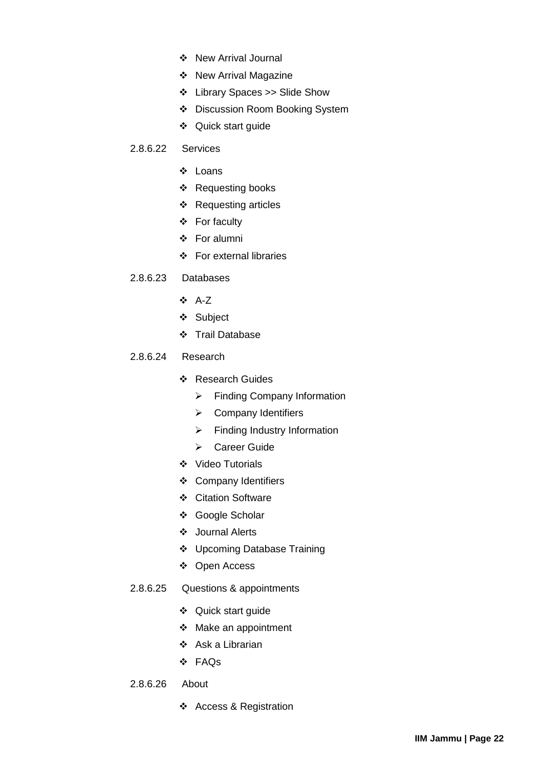- New Arrival Journal
- New Arrival Magazine
- Library Spaces >> Slide Show
- Discussion Room Booking System
- Quick start guide

2.8.6.22 Services

- Loans
- Requesting books
- Requesting articles
- For faculty
- For alumni
- For external libraries

2.8.6.23 Databases

- A-Z
- Subject
- Trail Database

2.8.6.24 Research

- Research Guides
  - Finding Company Information
  - Company Identifiers
  - Finding Industry Information
  - Career Guide
- Video Tutorials
- Company Identifiers
- Citation Software
- Google Scholar
- Journal Alerts
- Upcoming Database Training
- Open Access

2.8.6.25 Questions & appointments

- Quick start guide
- Make an appointment
- Ask a Librarian
- FAQs

2.8.6.26 About

- Access & Registration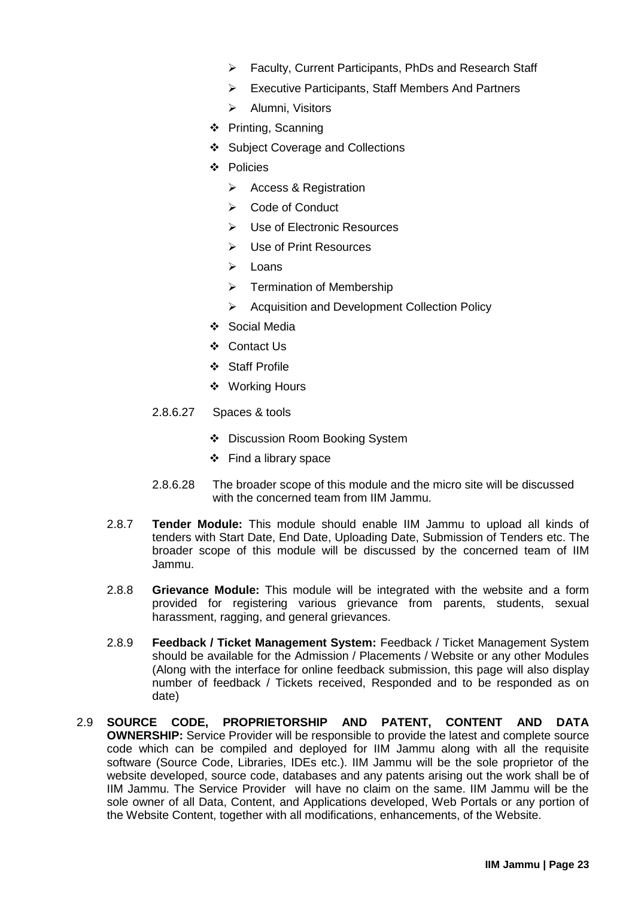- Faculty, Current Participants, PhDs and Research Staff
  - Executive Participants, Staff Members And Partners
  - Alumni, Visitors
- Printing, Scanning
- Subject Coverage and Collections
- Policies
  - Access & Registration
  - Code of Conduct
  - Use of Electronic Resources
  - Use of Print Resources
  - Loans
  - Termination of Membership
  - Acquisition and Development Collection Policy
- Social Media
- Contact Us
- Staff Profile
- Working Hours

2.8.6.27 Spaces & tools

- Discussion Room Booking System
- Find a library space

2.8.6.28 The broader scope of this module and the micro site will be discussed with the concerned team from IIM Jammu.

2.8.7 **Tender Module:** This module should enable IIM Jammu to upload all kinds of tenders with Start Date, End Date, Uploading Date, Submission of Tenders etc. The broader scope of this module will be discussed by the concerned team of IIM Jammu.

2.8.8 **Grievance Module:** This module will be integrated with the website and a form provided for registering various grievance from parents, students, sexual harassment, ragging, and general grievances.

2.8.9 **Feedback / Ticket Management System:** Feedback / Ticket Management System should be available for the Admission / Placements / Website or any other Modules (Along with the interface for online feedback submission, this page will also display number of feedback / Tickets received, Responded and to be responded as on date)

2.9 **SOURCE CODE, PROPRIETORSHIP AND PATENT, CONTENT AND DATA OWNERSHIP:** Service Provider will be responsible to provide the latest and complete source code which can be compiled and deployed for IIM Jammu along with all the requisite software (Source Code, Libraries, IDEs etc.). IIM Jammu will be the sole proprietor of the website developed, source code, databases and any patents arising out the work shall be of IIM Jammu. The Service Provider will have no claim on the same. IIM Jammu will be the sole owner of all Data, Content, and Applications developed, Web Portals or any portion of the Website Content, together with all modifications, enhancements, of the Website.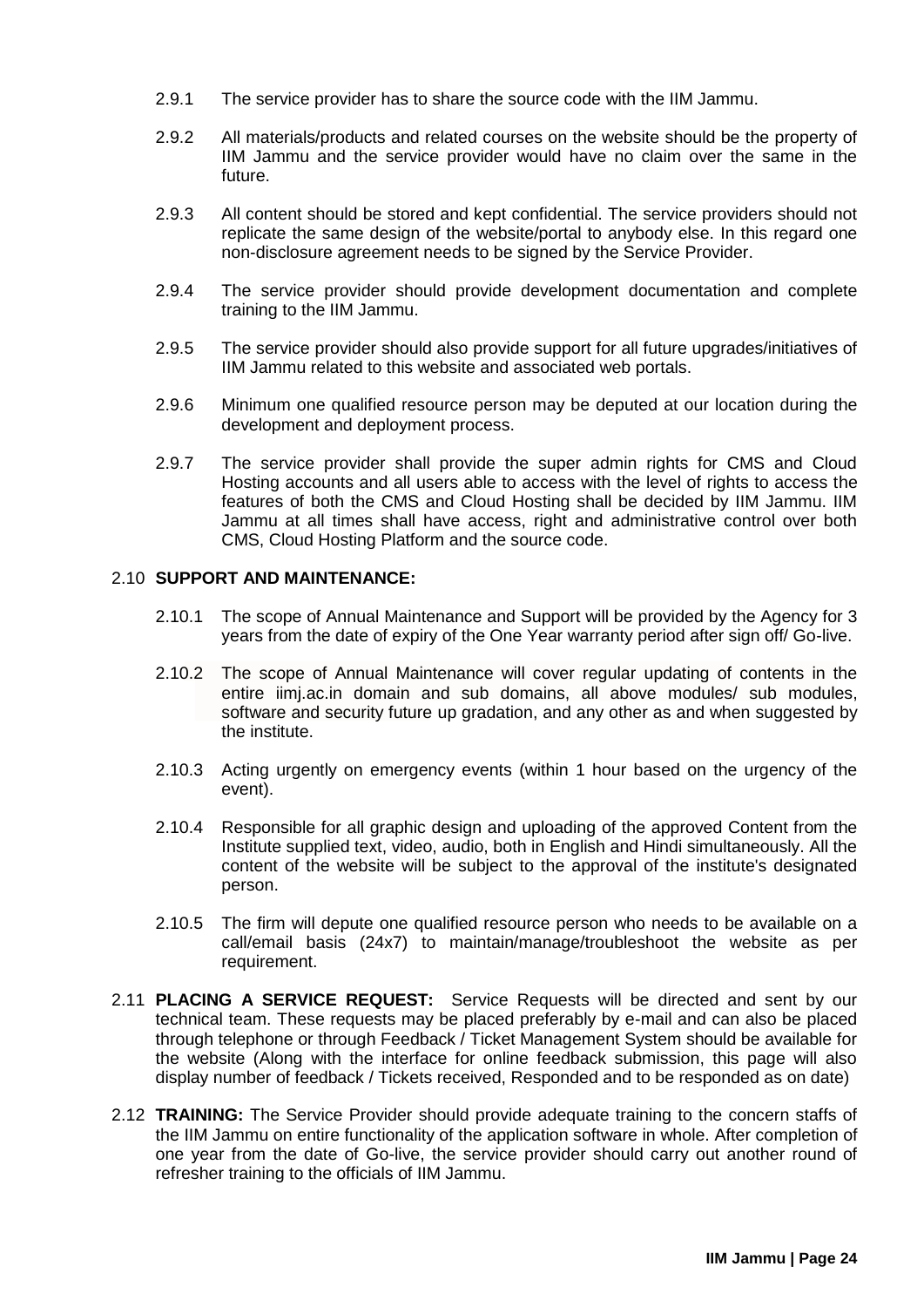2.9.1 The service provider has to share the source code with the IIM Jammu.

2.9.2 All materials/products and related courses on the website should be the property of IIM Jammu and the service provider would have no claim over the same in the future.

2.9.3 All content should be stored and kept confidential. The service providers should not replicate the same design of the website/portal to anybody else. In this regard one non-disclosure agreement needs to be signed by the Service Provider.

2.9.4 The service provider should provide development documentation and complete training to the IIM Jammu.

2.9.5 The service provider should also provide support for all future upgrades/initiatives of IIM Jammu related to this website and associated web portals.

2.9.6 Minimum one qualified resource person may be deputed at our location during the development and deployment process.

2.9.7 The service provider shall provide the super admin rights for CMS and Cloud Hosting accounts and all users able to access with the level of rights to access the features of both the CMS and Cloud Hosting shall be decided by IIM Jammu. IIM Jammu at all times shall have access, right and administrative control over both CMS, Cloud Hosting Platform and the source code.

2.10 **SUPPORT AND MAINTENANCE:**

2.10.1 The scope of Annual Maintenance and Support will be provided by the Agency for 3 years from the date of expiry of the One Year warranty period after sign off/ Go-live.

2.10.2 The scope of Annual Maintenance will cover regular updating of contents in the entire iimj.ac.in domain and sub domains, all above modules/ sub modules, software and security future up gradation, and any other as and when suggested by the institute.

2.10.3 Acting urgently on emergency events (within 1 hour based on the urgency of the event).

2.10.4 Responsible for all graphic design and uploading of the approved Content from the Institute supplied text, video, audio, both in English and Hindi simultaneously. All the content of the website will be subject to the approval of the institute's designated person.

2.10.5 The firm will depute one qualified resource person who needs to be available on a call/email basis (24x7) to maintain/manage/troubleshoot the website as per requirement.

2.11 **PLACING A SERVICE REQUEST:** Service Requests will be directed and sent by our technical team. These requests may be placed preferably by e-mail and can also be placed through telephone or through Feedback / Ticket Management System should be available for the website (Along with the interface for online feedback submission, this page will also display number of feedback / Tickets received, Responded and to be responded as on date)

2.12 **TRAINING:** The Service Provider should provide adequate training to the concern staffs of the IIM Jammu on entire functionality of the application software in whole. After completion of one year from the date of Go-live, the service provider should carry out another round of refresher training to the officials of IIM Jammu.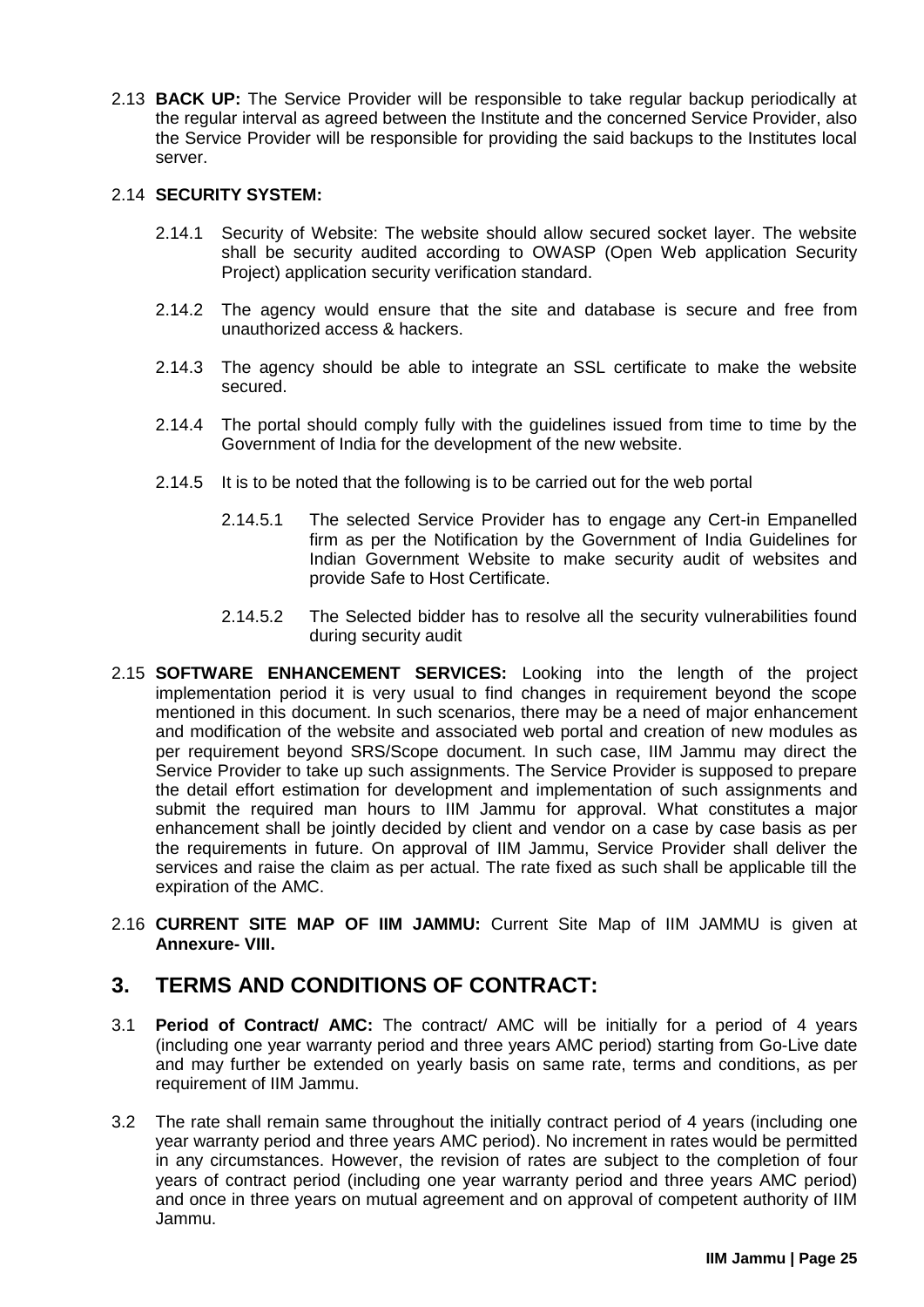2.13 **BACK UP:** The Service Provider will be responsible to take regular backup periodically at the regular interval as agreed between the Institute and the concerned Service Provider, also the Service Provider will be responsible for providing the said backups to the Institutes local server.

2.14 **SECURITY SYSTEM:**

2.14.1 Security of Website: The website should allow secured socket layer. The website shall be security audited according to OWASP (Open Web application Security Project) application security verification standard.

2.14.2 The agency would ensure that the site and database is secure and free from unauthorized access & hackers.

2.14.3 The agency should be able to integrate an SSL certificate to make the website secured.

2.14.4 The portal should comply fully with the guidelines issued from time to time by the Government of India for the development of the new website.

2.14.5 It is to be noted that the following is to be carried out for the web portal

2.14.5.1 The selected Service Provider has to engage any Cert-in Empanelled firm as per the Notification by the Government of India Guidelines for Indian Government Website to make security audit of websites and provide Safe to Host Certificate.

2.14.5.2 The Selected bidder has to resolve all the security vulnerabilities found during security audit

2.15 **SOFTWARE ENHANCEMENT SERVICES:** Looking into the length of the project implementation period it is very usual to find changes in requirement beyond the scope mentioned in this document. In such scenarios, there may be a need of major enhancement and modification of the website and associated web portal and creation of new modules as per requirement beyond SRS/Scope document. In such case, IIM Jammu may direct the Service Provider to take up such assignments. The Service Provider is supposed to prepare the detail effort estimation for development and implementation of such assignments and submit the required man hours to IIM Jammu for approval. What constitutes a major enhancement shall be jointly decided by client and vendor on a case by case basis as per the requirements in future. On approval of IIM Jammu, Service Provider shall deliver the services and raise the claim as per actual. The rate fixed as such shall be applicable till the expiration of the AMC.

2.16 **CURRENT SITE MAP OF IIM JAMMU:** Current Site Map of IIM JAMMU is given at **Annexure- VIII.**

## 3. TERMS AND CONDITIONS OF CONTRACT:

3.1 **Period of Contract/ AMC:** The contract/ AMC will be initially for a period of 4 years (including one year warranty period and three years AMC period) starting from Go-Live date and may further be extended on yearly basis on same rate, terms and conditions, as per requirement of IIM Jammu.

3.2 The rate shall remain same throughout the initially contract period of 4 years (including one year warranty period and three years AMC period). No increment in rates would be permitted in any circumstances. However, the revision of rates are subject to the completion of four years of contract period (including one year warranty period and three years AMC period) and once in three years on mutual agreement and on approval of competent authority of IIM Jammu.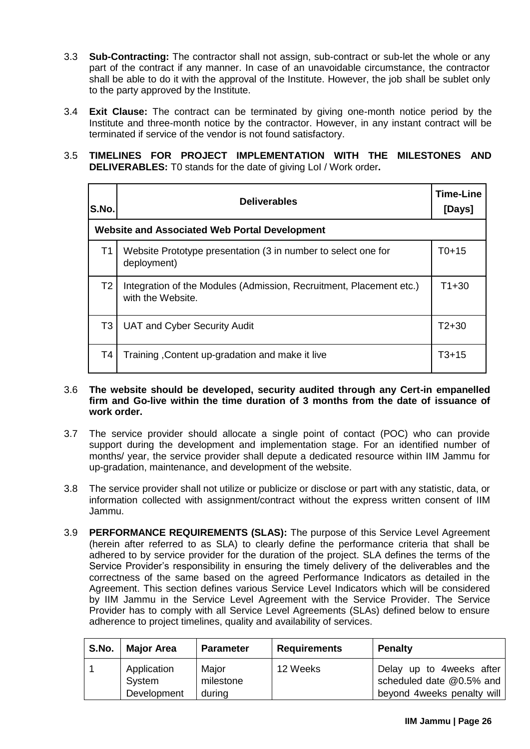3.3 **Sub-Contracting:** The contractor shall not assign, sub-contract or sub-let the whole or any part of the contract if any manner. In case of an unavoidable circumstance, the contractor shall be able to do it with the approval of the Institute. However, the job shall be sublet only to the party approved by the Institute.

3.4 **Exit Clause:** The contract can be terminated by giving one-month notice period by the Institute and three-month notice by the contractor. However, in any instant contract will be terminated if service of the vendor is not found satisfactory.

3.5 **TIMELINES FOR PROJECT IMPLEMENTATION WITH THE MILESTONES AND DELIVERABLES:** T0 stands for the date of giving LoI / Work order**.**

| S.No. | Deliverables | Time-Line [Days] |
|---|---|---|
| **Website and Associated Web Portal Development** | | |
| T1 | Website Prototype presentation (3 in number to select one for deployment) | T0+15 |
| T2 | Integration of the Modules (Admission, Recruitment, Placement etc.) with the Website. | T1+30 |
| T3 | UAT and Cyber Security Audit | T2+30 |
| T4 | Training ,Content up-gradation and make it live | T3+15 |

3.6 **The website should be developed, security audited through any Cert-in empanelled firm and Go-live within the time duration of 3 months from the date of issuance of work order.**

3.7 The service provider should allocate a single point of contact (POC) who can provide support during the development and implementation stage. For an identified number of months/ year, the service provider shall depute a dedicated resource within IIM Jammu for up-gradation, maintenance, and development of the website.

3.8 The service provider shall not utilize or publicize or disclose or part with any statistic, data, or information collected with assignment/contract without the express written consent of IIM Jammu.

3.9 **PERFORMANCE REQUIREMENTS (SLAS):** The purpose of this Service Level Agreement (herein after referred to as SLA) to clearly define the performance criteria that shall be adhered to by service provider for the duration of the project. SLA defines the terms of the Service Provider's responsibility in ensuring the timely delivery of the deliverables and the correctness of the same based on the agreed Performance Indicators as detailed in the Agreement. This section defines various Service Level Indicators which will be considered by IIM Jammu in the Service Level Agreement with the Service Provider. The Service Provider has to comply with all Service Level Agreements (SLAs) defined below to ensure adherence to project timelines, quality and availability of services.

| S.No. | Major Area | Parameter | Requirements | Penalty |
|---|---|---|---|---|
| 1 | Application System Development | Major milestone during | 12 Weeks | Delay up to 4weeks after scheduled date @0.5% and beyond 4weeks penalty will |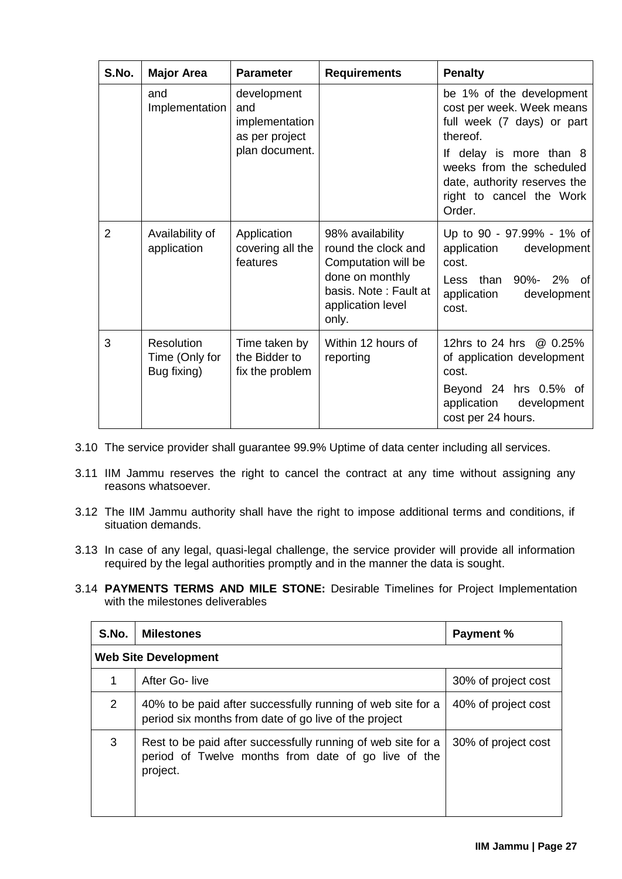| S.No. | Major Area | Parameter | Requirements | Penalty |
|---|---|---|---|---|
| | and Implementation | development and implementation as per project plan document. | | be 1% of the development cost per week. Week means full week (7 days) or part thereof. If delay is more than 8 weeks from the scheduled date, authority reserves the right to cancel the Work Order. |
| 2 | Availability of application | Application covering all the features | 98% availability round the clock and Computation will be done on monthly basis. Note : Fault at application level only. | Up to 90 - 97.99% - 1% of application development cost. Less than 90%- 2% of application development cost. |
| 3 | Resolution Time (Only for Bug fixing) | Time taken by the Bidder to fix the problem | Within 12 hours of reporting | 12hrs to 24 hrs @ 0.25% of application development cost. Beyond 24 hrs 0.5% of application development cost per 24 hours. |

3.10 The service provider shall guarantee 99.9% Uptime of data center including all services.

3.11 IIM Jammu reserves the right to cancel the contract at any time without assigning any reasons whatsoever.

3.12 The IIM Jammu authority shall have the right to impose additional terms and conditions, if situation demands.

3.13 In case of any legal, quasi-legal challenge, the service provider will provide all information required by the legal authorities promptly and in the manner the data is sought.

3.14 **PAYMENTS TERMS AND MILE STONE:** Desirable Timelines for Project Implementation with the milestones deliverables

| S.No. | Milestones | Payment % |
|---|---|---|
| **Web Site Development** | | |
| 1 | After Go- live | 30% of project cost |
| 2 | 40% to be paid after successfully running of web site for a period six months from date of go live of the project | 40% of project cost |
| 3 | Rest to be paid after successfully running of web site for a period of Twelve months from date of go live of the project. | 30% of project cost |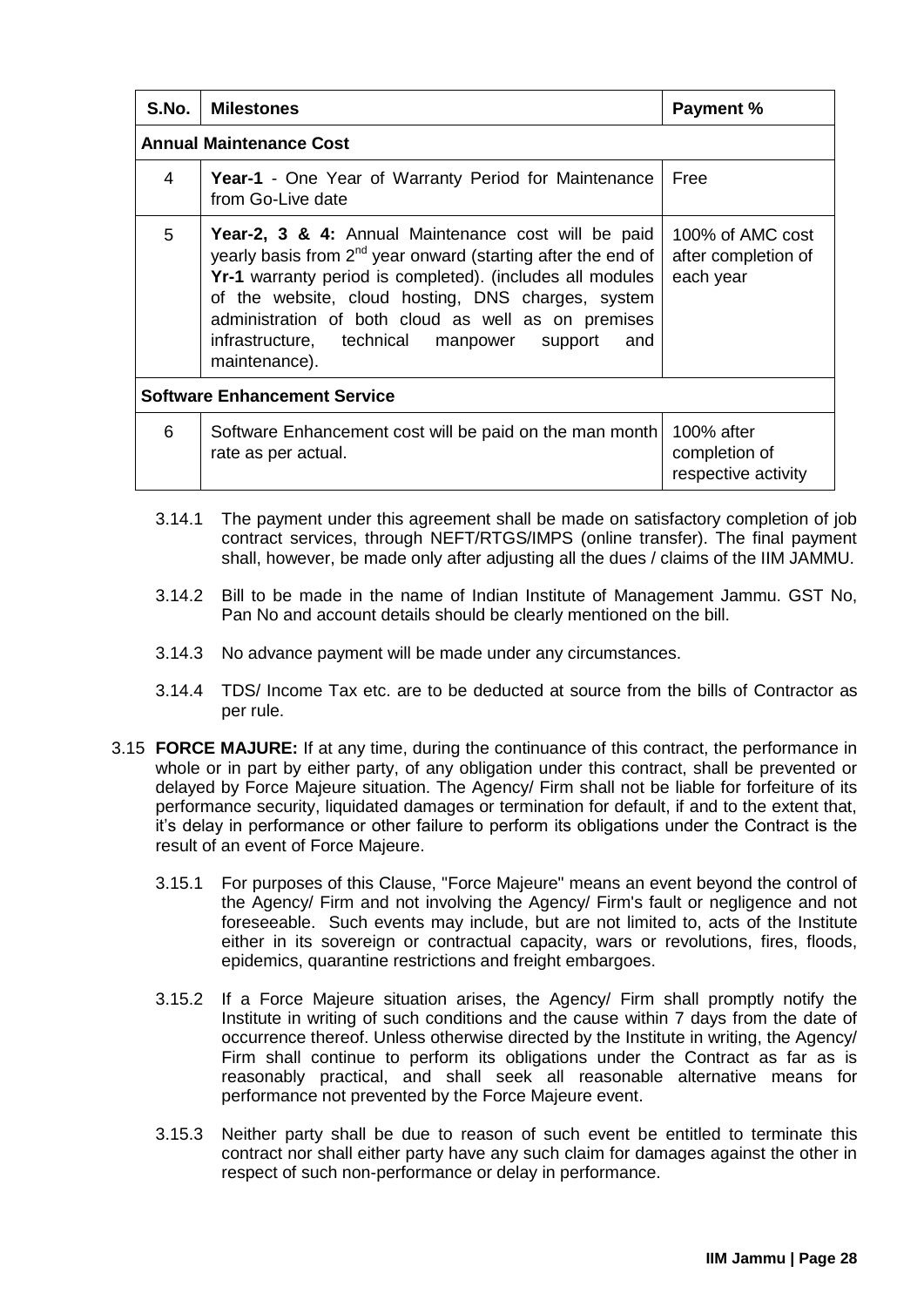| S.No. | Milestones | Payment % |
|---|---|---|
| **Annual Maintenance Cost** | | |
| 4 | **Year-1** - One Year of Warranty Period for Maintenance from Go-Live date | Free |
| 5 | **Year-2, 3 & 4:** Annual Maintenance cost will be paid yearly basis from 2nd year onward (starting after the end of **Yr-1** warranty period is completed). (includes all modules of the website, cloud hosting, DNS charges, system administration of both cloud as well as on premises infrastructure, technical manpower support and maintenance). | 100% of AMC cost after completion of each year |
| **Software Enhancement Service** | | |
| 6 | Software Enhancement cost will be paid on the man month rate as per actual. | 100% after completion of respective activity |

3.14.1 The payment under this agreement shall be made on satisfactory completion of job contract services, through NEFT/RTGS/IMPS (online transfer). The final payment shall, however, be made only after adjusting all the dues / claims of the IIM JAMMU.

3.14.2 Bill to be made in the name of Indian Institute of Management Jammu. GST No, Pan No and account details should be clearly mentioned on the bill.

3.14.3 No advance payment will be made under any circumstances.

3.14.4 TDS/ Income Tax etc. are to be deducted at source from the bills of Contractor as per rule.

3.15 **FORCE MAJURE:** If at any time, during the continuance of this contract, the performance in whole or in part by either party, of any obligation under this contract, shall be prevented or delayed by Force Majeure situation. The Agency/ Firm shall not be liable for forfeiture of its performance security, liquidated damages or termination for default, if and to the extent that, it's delay in performance or other failure to perform its obligations under the Contract is the result of an event of Force Majeure.

3.15.1 For purposes of this Clause, "Force Majeure" means an event beyond the control of the Agency/ Firm and not involving the Agency/ Firm's fault or negligence and not foreseeable. Such events may include, but are not limited to, acts of the Institute either in its sovereign or contractual capacity, wars or revolutions, fires, floods, epidemics, quarantine restrictions and freight embargoes.

3.15.2 If a Force Majeure situation arises, the Agency/ Firm shall promptly notify the Institute in writing of such conditions and the cause within 7 days from the date of occurrence thereof. Unless otherwise directed by the Institute in writing, the Agency/ Firm shall continue to perform its obligations under the Contract as far as is reasonably practical, and shall seek all reasonable alternative means for performance not prevented by the Force Majeure event.

3.15.3 Neither party shall be due to reason of such event be entitled to terminate this contract nor shall either party have any such claim for damages against the other in respect of such non-performance or delay in performance.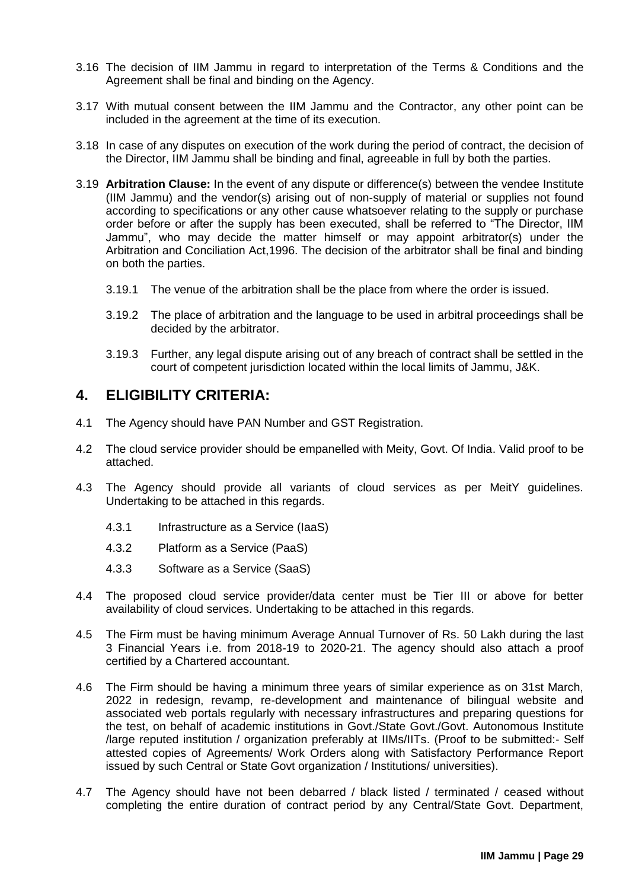3.16 The decision of IIM Jammu in regard to interpretation of the Terms & Conditions and the Agreement shall be final and binding on the Agency.

3.17 With mutual consent between the IIM Jammu and the Contractor, any other point can be included in the agreement at the time of its execution.

3.18 In case of any disputes on execution of the work during the period of contract, the decision of the Director, IIM Jammu shall be binding and final, agreeable in full by both the parties.

3.19 **Arbitration Clause:** In the event of any dispute or difference(s) between the vendee Institute (IIM Jammu) and the vendor(s) arising out of non-supply of material or supplies not found according to specifications or any other cause whatsoever relating to the supply or purchase order before or after the supply has been executed, shall be referred to "The Director, IIM Jammu", who may decide the matter himself or may appoint arbitrator(s) under the Arbitration and Conciliation Act,1996. The decision of the arbitrator shall be final and binding on both the parties.

3.19.1 The venue of the arbitration shall be the place from where the order is issued.

3.19.2 The place of arbitration and the language to be used in arbitral proceedings shall be decided by the arbitrator.

3.19.3 Further, any legal dispute arising out of any breach of contract shall be settled in the court of competent jurisdiction located within the local limits of Jammu, J&K.

## 4. ELIGIBILITY CRITERIA:

4.1 The Agency should have PAN Number and GST Registration.

4.2 The cloud service provider should be empanelled with Meity, Govt. Of India. Valid proof to be attached.

4.3 The Agency should provide all variants of cloud services as per MeitY guidelines. Undertaking to be attached in this regards.

4.3.1 Infrastructure as a Service (IaaS)

4.3.2 Platform as a Service (PaaS)

4.3.3 Software as a Service (SaaS)

4.4 The proposed cloud service provider/data center must be Tier III or above for better availability of cloud services. Undertaking to be attached in this regards.

4.5 The Firm must be having minimum Average Annual Turnover of Rs. 50 Lakh during the last 3 Financial Years i.e. from 2018-19 to 2020-21. The agency should also attach a proof certified by a Chartered accountant.

4.6 The Firm should be having a minimum three years of similar experience as on 31st March, 2022 in redesign, revamp, re-development and maintenance of bilingual website and associated web portals regularly with necessary infrastructures and preparing questions for the test, on behalf of academic institutions in Govt./State Govt./Govt. Autonomous Institute /large reputed institution / organization preferably at IIMs/IITs. (Proof to be submitted:- Self attested copies of Agreements/ Work Orders along with Satisfactory Performance Report issued by such Central or State Govt organization / Institutions/ universities).

4.7 The Agency should have not been debarred / black listed / terminated / ceased without completing the entire duration of contract period by any Central/State Govt. Department,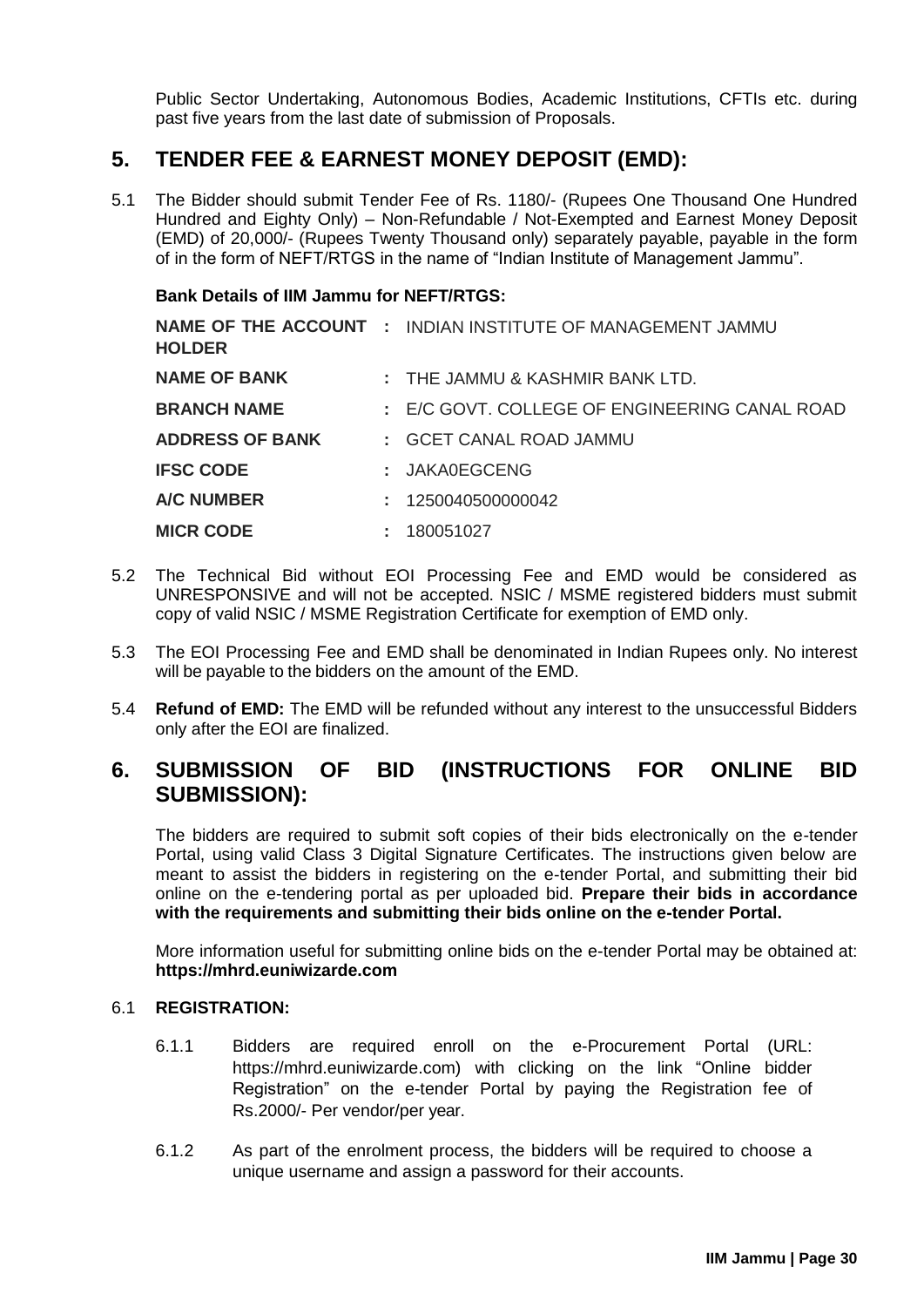Public Sector Undertaking, Autonomous Bodies, Academic Institutions, CFTIs etc. during past five years from the last date of submission of Proposals.

## 5. TENDER FEE & EARNEST MONEY DEPOSIT (EMD):

5.1 The Bidder should submit Tender Fee of Rs. 1180/- (Rupees One Thousand One Hundred Hundred and Eighty Only) – Non-Refundable / Not-Exempted and Earnest Money Deposit (EMD) of 20,000/- (Rupees Twenty Thousand only) separately payable, payable in the form of in the form of NEFT/RTGS in the name of "Indian Institute of Management Jammu".

**Bank Details of IIM Jammu for NEFT/RTGS:**

| | | |
|---|---|---|
| **NAME OF THE ACCOUNT HOLDER** | : | INDIAN INSTITUTE OF MANAGEMENT JAMMU |
| **NAME OF BANK** | : | THE JAMMU & KASHMIR BANK LTD. |
| **BRANCH NAME** | : | E/C GOVT. COLLEGE OF ENGINEERING CANAL ROAD |
| **ADDRESS OF BANK** | : | GCET CANAL ROAD JAMMU |
| **IFSC CODE** | : | JAKA0EGCENG |
| **A/C NUMBER** | : | 1250040500000042 |
| **MICR CODE** | : | 180051027 |

5.2 The Technical Bid without EOI Processing Fee and EMD would be considered as UNRESPONSIVE and will not be accepted. NSIC / MSME registered bidders must submit copy of valid NSIC / MSME Registration Certificate for exemption of EMD only.

5.3 The EOI Processing Fee and EMD shall be denominated in Indian Rupees only. No interest will be payable to the bidders on the amount of the EMD.

5.4 **Refund of EMD:** The EMD will be refunded without any interest to the unsuccessful Bidders only after the EOI are finalized.

## 6. SUBMISSION OF BID (INSTRUCTIONS FOR ONLINE BID SUBMISSION):

The bidders are required to submit soft copies of their bids electronically on the e-tender Portal, using valid Class 3 Digital Signature Certificates. The instructions given below are meant to assist the bidders in registering on the e-tender Portal, and submitting their bid online on the e-tendering portal as per uploaded bid. **Prepare their bids in accordance with the requirements and submitting their bids online on the e-tender Portal.**

More information useful for submitting online bids on the e-tender Portal may be obtained at: **https://mhrd.euniwizarde.com**

6.1 **REGISTRATION:**

6.1.1 Bidders are required enroll on the e-Procurement Portal (URL: https://mhrd.euniwizarde.com) with clicking on the link "Online bidder Registration" on the e-tender Portal by paying the Registration fee of Rs.2000/- Per vendor/per year.

6.1.2 As part of the enrolment process, the bidders will be required to choose a unique username and assign a password for their accounts.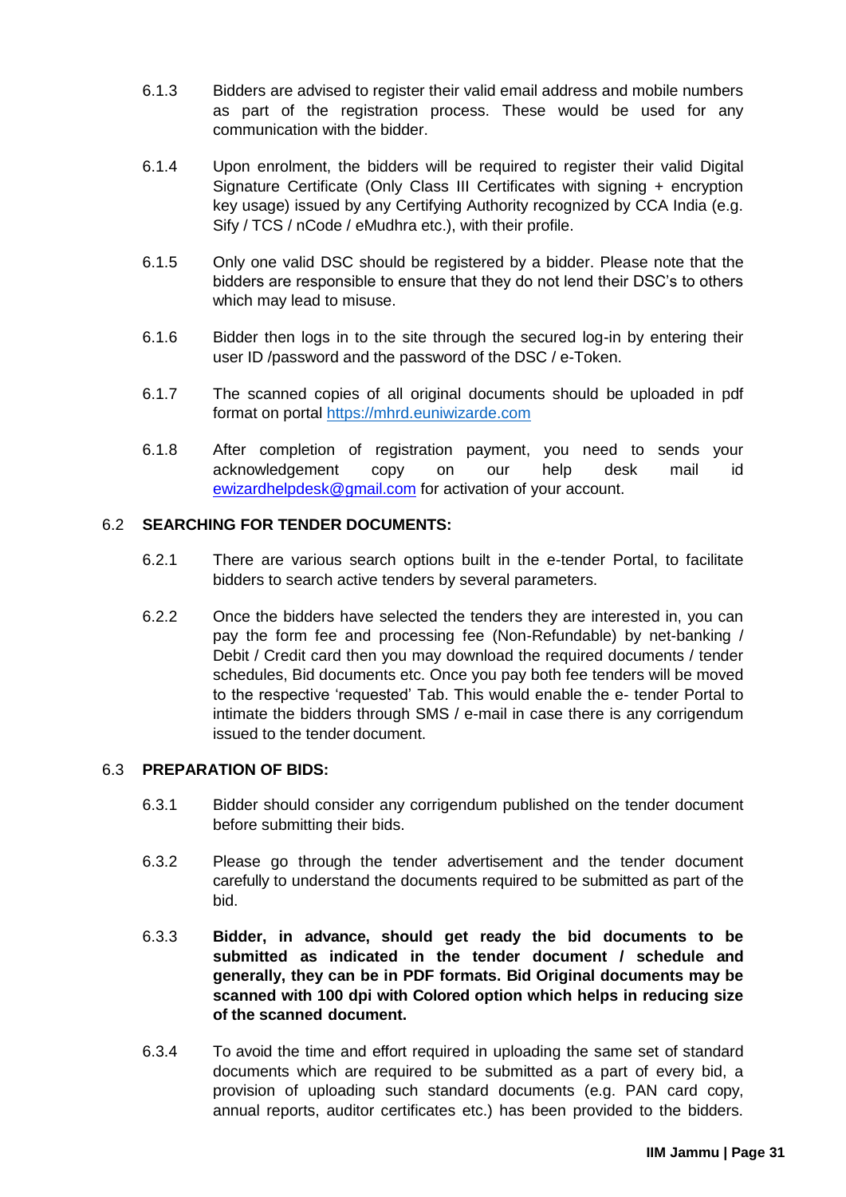6.1.3 Bidders are advised to register their valid email address and mobile numbers as part of the registration process. These would be used for any communication with the bidder.

6.1.4 Upon enrolment, the bidders will be required to register their valid Digital Signature Certificate (Only Class III Certificates with signing + encryption key usage) issued by any Certifying Authority recognized by CCA India (e.g. Sify / TCS / nCode / eMudhra etc.), with their profile.

6.1.5 Only one valid DSC should be registered by a bidder. Please note that the bidders are responsible to ensure that they do not lend their DSC's to others which may lead to misuse.

6.1.6 Bidder then logs in to the site through the secured log-in by entering their user ID /password and the password of the DSC / e-Token.

6.1.7 The scanned copies of all original documents should be uploaded in pdf format on portal [https://mhrd.euniwizarde.com](https://mhrd.euniwizarde.com)

6.1.8 After completion of registration payment, you need to sends your acknowledgement copy on our help desk mail id [ewizardhelpdesk@gmail.com](mailto:ewizardhelpdesk@gmail.com) for activation of your account.

6.2 **SEARCHING FOR TENDER DOCUMENTS:**

6.2.1 There are various search options built in the e-tender Portal, to facilitate bidders to search active tenders by several parameters.

6.2.2 Once the bidders have selected the tenders they are interested in, you can pay the form fee and processing fee (Non-Refundable) by net-banking / Debit / Credit card then you may download the required documents / tender schedules, Bid documents etc. Once you pay both fee tenders will be moved to the respective 'requested' Tab. This would enable the e- tender Portal to intimate the bidders through SMS / e-mail in case there is any corrigendum issued to the tender document.

6.3 **PREPARATION OF BIDS:**

6.3.1 Bidder should consider any corrigendum published on the tender document before submitting their bids.

6.3.2 Please go through the tender advertisement and the tender document carefully to understand the documents required to be submitted as part of the bid.

6.3.3 **Bidder, in advance, should get ready the bid documents to be submitted as indicated in the tender document / schedule and generally, they can be in PDF formats. Bid Original documents may be scanned with 100 dpi with Colored option which helps in reducing size of the scanned document.**

6.3.4 To avoid the time and effort required in uploading the same set of standard documents which are required to be submitted as a part of every bid, a provision of uploading such standard documents (e.g. PAN card copy, annual reports, auditor certificates etc.) has been provided to the bidders.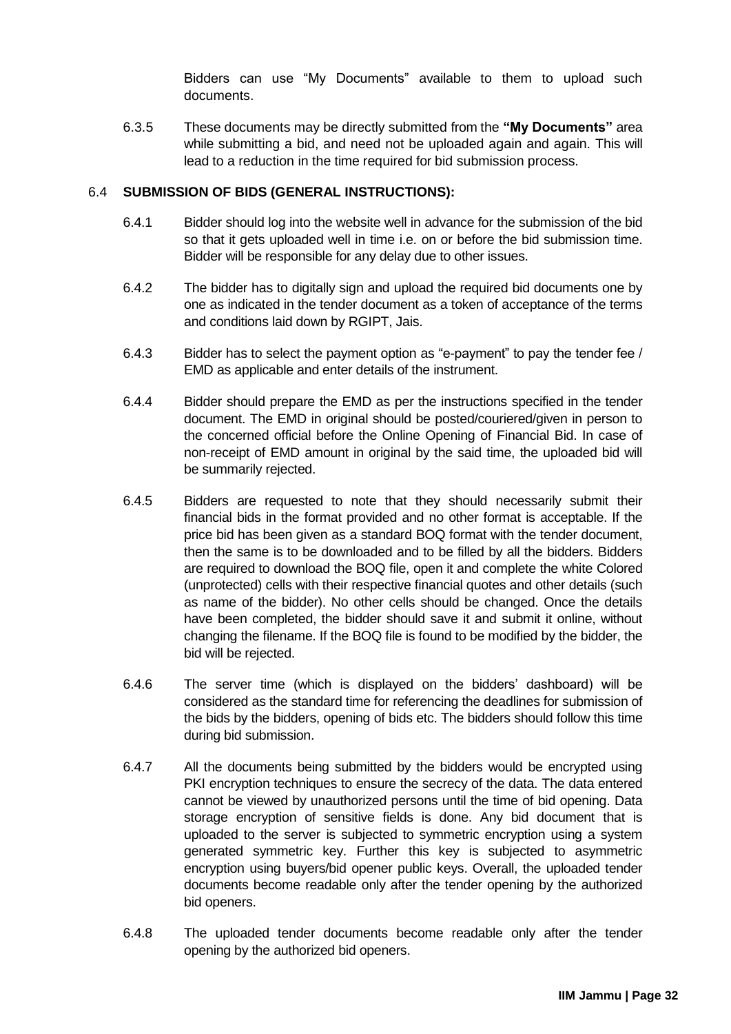Bidders can use “My Documents” available to them to upload such documents.

6.3.5 These documents may be directly submitted from the **“My Documents”** area while submitting a bid, and need not be uploaded again and again. This will lead to a reduction in the time required for bid submission process.

### 6.4 SUBMISSION OF BIDS (GENERAL INSTRUCTIONS):

6.4.1 Bidder should log into the website well in advance for the submission of the bid so that it gets uploaded well in time i.e. on or before the bid submission time. Bidder will be responsible for any delay due to other issues.

6.4.2 The bidder has to digitally sign and upload the required bid documents one by one as indicated in the tender document as a token of acceptance of the terms and conditions laid down by RGIPT, Jais.

6.4.3 Bidder has to select the payment option as “e-payment” to pay the tender fee / EMD as applicable and enter details of the instrument.

6.4.4 Bidder should prepare the EMD as per the instructions specified in the tender document. The EMD in original should be posted/couriered/given in person to the concerned official before the Online Opening of Financial Bid. In case of non-receipt of EMD amount in original by the said time, the uploaded bid will be summarily rejected.

6.4.5 Bidders are requested to note that they should necessarily submit their financial bids in the format provided and no other format is acceptable. If the price bid has been given as a standard BOQ format with the tender document, then the same is to be downloaded and to be filled by all the bidders. Bidders are required to download the BOQ file, open it and complete the white Colored (unprotected) cells with their respective financial quotes and other details (such as name of the bidder). No other cells should be changed. Once the details have been completed, the bidder should save it and submit it online, without changing the filename. If the BOQ file is found to be modified by the bidder, the bid will be rejected.

6.4.6 The server time (which is displayed on the bidders’ dashboard) will be considered as the standard time for referencing the deadlines for submission of the bids by the bidders, opening of bids etc. The bidders should follow this time during bid submission.

6.4.7 All the documents being submitted by the bidders would be encrypted using PKI encryption techniques to ensure the secrecy of the data. The data entered cannot be viewed by unauthorized persons until the time of bid opening. Data storage encryption of sensitive fields is done. Any bid document that is uploaded to the server is subjected to symmetric encryption using a system generated symmetric key. Further this key is subjected to asymmetric encryption using buyers/bid opener public keys. Overall, the uploaded tender documents become readable only after the tender opening by the authorized bid openers.

6.4.8 The uploaded tender documents become readable only after the tender opening by the authorized bid openers.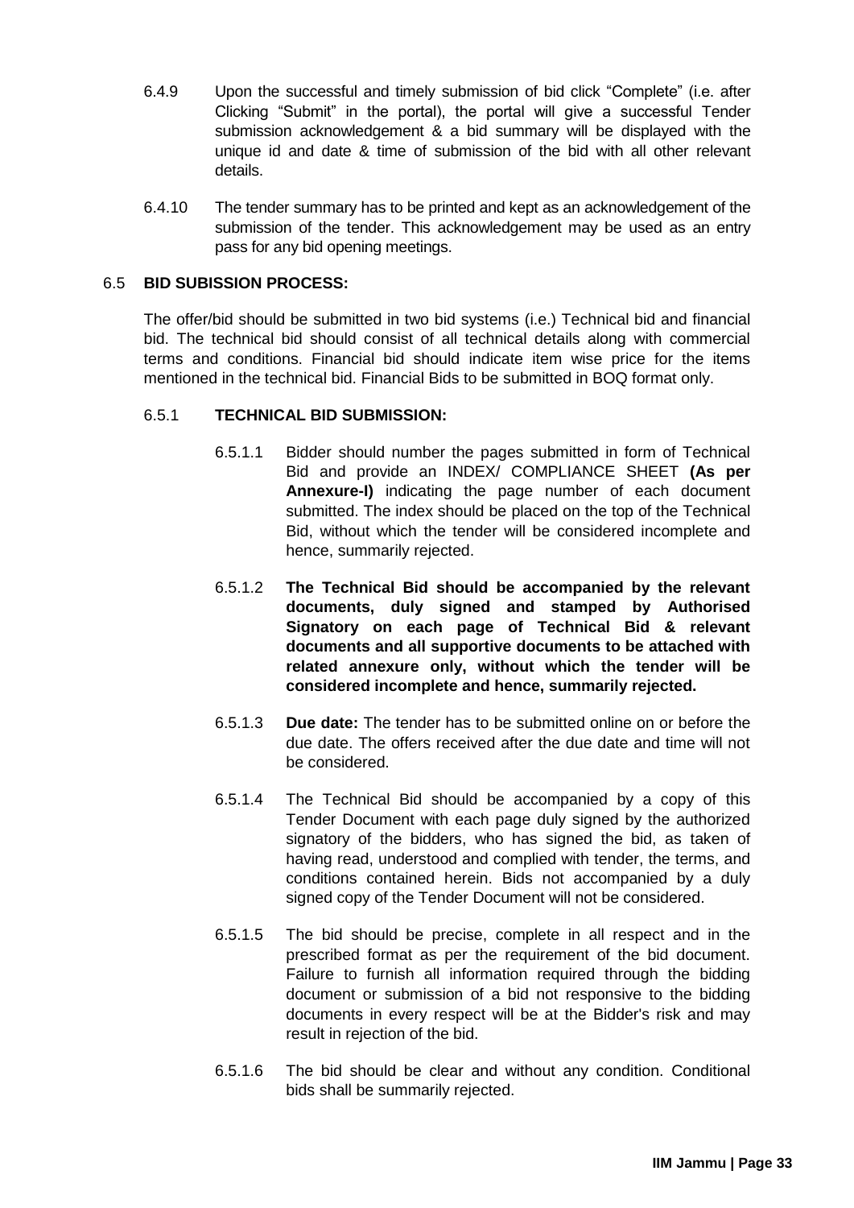6.4.9 Upon the successful and timely submission of bid click “Complete” (i.e. after Clicking “Submit” in the portal), the portal will give a successful Tender submission acknowledgement & a bid summary will be displayed with the unique id and date & time of submission of the bid with all other relevant details.

6.4.10 The tender summary has to be printed and kept as an acknowledgement of the submission of the tender. This acknowledgement may be used as an entry pass for any bid opening meetings.

### 6.5 BID SUBISSION PROCESS:

The offer/bid should be submitted in two bid systems (i.e.) Technical bid and financial bid. The technical bid should consist of all technical details along with commercial terms and conditions. Financial bid should indicate item wise price for the items mentioned in the technical bid. Financial Bids to be submitted in BOQ format only.

#### 6.5.1 TECHNICAL BID SUBMISSION:

6.5.1.1 Bidder should number the pages submitted in form of Technical Bid and provide an INDEX/ COMPLIANCE SHEET **(As per Annexure-I)** indicating the page number of each document submitted. The index should be placed on the top of the Technical Bid, without which the tender will be considered incomplete and hence, summarily rejected.

6.5.1.2 **The Technical Bid should be accompanied by the relevant documents, duly signed and stamped by Authorised Signatory on each page of Technical Bid & relevant documents and all supportive documents to be attached with related annexure only, without which the tender will be considered incomplete and hence, summarily rejected.**

6.5.1.3 **Due date:** The tender has to be submitted online on or before the due date. The offers received after the due date and time will not be considered.

6.5.1.4 The Technical Bid should be accompanied by a copy of this Tender Document with each page duly signed by the authorized signatory of the bidders, who has signed the bid, as taken of having read, understood and complied with tender, the terms, and conditions contained herein. Bids not accompanied by a duly signed copy of the Tender Document will not be considered.

6.5.1.5 The bid should be precise, complete in all respect and in the prescribed format as per the requirement of the bid document. Failure to furnish all information required through the bidding document or submission of a bid not responsive to the bidding documents in every respect will be at the Bidder's risk and may result in rejection of the bid.

6.5.1.6 The bid should be clear and without any condition. Conditional bids shall be summarily rejected.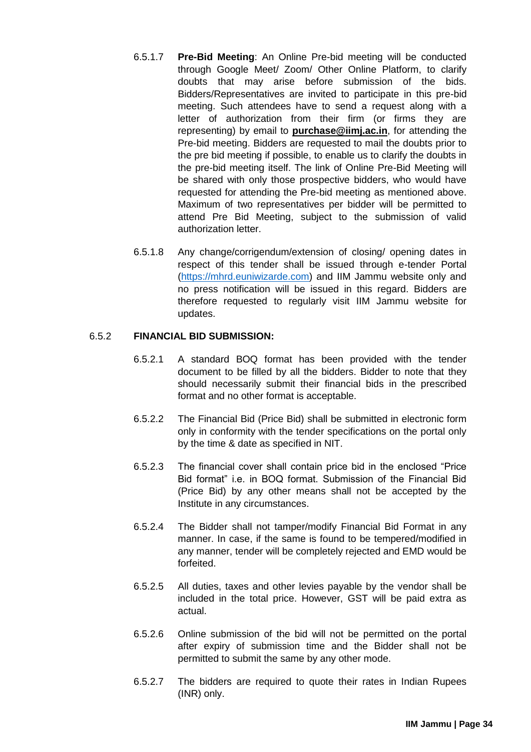6.5.1.7 **Pre-Bid Meeting**: An Online Pre-bid meeting will be conducted through Google Meet/ Zoom/ Other Online Platform, to clarify doubts that may arise before submission of the bids. Bidders/Representatives are invited to participate in this pre-bid meeting. Such attendees have to send a request along with a letter of authorization from their firm (or firms they are representing) by email to **purchase@iimj.ac.in**, for attending the Pre-bid meeting. Bidders are requested to mail the doubts prior to the pre bid meeting if possible, to enable us to clarify the doubts in the pre-bid meeting itself. The link of Online Pre-Bid Meeting will be shared with only those prospective bidders, who would have requested for attending the Pre-bid meeting as mentioned above. Maximum of two representatives per bidder will be permitted to attend Pre Bid Meeting, subject to the submission of valid authorization letter.

6.5.1.8 Any change/corrigendum/extension of closing/ opening dates in respect of this tender shall be issued through e-tender Portal (https://mhrd.euniwizarde.com) and IIM Jammu website only and no press notification will be issued in this regard. Bidders are therefore requested to regularly visit IIM Jammu website for updates.

6.5.2 **FINANCIAL BID SUBMISSION:**

6.5.2.1 A standard BOQ format has been provided with the tender document to be filled by all the bidders. Bidder to note that they should necessarily submit their financial bids in the prescribed format and no other format is acceptable.

6.5.2.2 The Financial Bid (Price Bid) shall be submitted in electronic form only in conformity with the tender specifications on the portal only by the time & date as specified in NIT.

6.5.2.3 The financial cover shall contain price bid in the enclosed "Price Bid format" i.e. in BOQ format. Submission of the Financial Bid (Price Bid) by any other means shall not be accepted by the Institute in any circumstances.

6.5.2.4 The Bidder shall not tamper/modify Financial Bid Format in any manner. In case, if the same is found to be tempered/modified in any manner, tender will be completely rejected and EMD would be forfeited.

6.5.2.5 All duties, taxes and other levies payable by the vendor shall be included in the total price. However, GST will be paid extra as actual.

6.5.2.6 Online submission of the bid will not be permitted on the portal after expiry of submission time and the Bidder shall not be permitted to submit the same by any other mode.

6.5.2.7 The bidders are required to quote their rates in Indian Rupees (INR) only.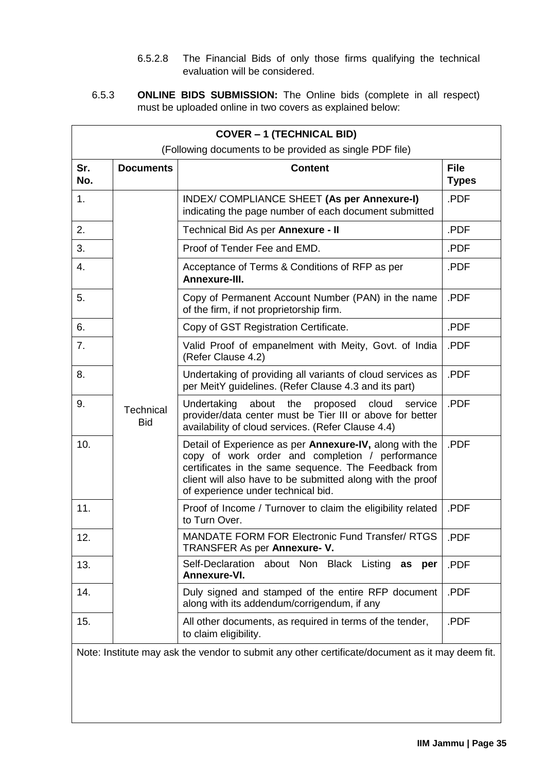6.5.2.8 The Financial Bids of only those firms qualifying the technical evaluation will be considered.

6.5.3 **ONLINE BIDS SUBMISSION:** The Online bids (complete in all respect) must be uploaded online in two covers as explained below:

| **COVER – 1 (TECHNICAL BID)** (Following documents to be provided as single PDF file) | | | |
|---|---|---|---|
| **Sr. No.** | **Documents** | **Content** | **File Types** |
| 1. | Technical Bid | INDEX/ COMPLIANCE SHEET **(As per Annexure-I)** indicating the page number of each document submitted | .PDF |
| 2. | | Technical Bid As per **Annexure - II** | .PDF |
| 3. | | Proof of Tender Fee and EMD. | .PDF |
| 4. | | Acceptance of Terms & Conditions of RFP as per **Annexure-III.** | .PDF |
| 5. | | Copy of Permanent Account Number (PAN) in the name of the firm, if not proprietorship firm. | .PDF |
| 6. | | Copy of GST Registration Certificate. | .PDF |
| 7. | | Valid Proof of empanelment with Meity, Govt. of India (Refer Clause 4.2) | .PDF |
| 8. | | Undertaking of providing all variants of cloud services as per MeitY guidelines. (Refer Clause 4.3 and its part) | .PDF |
| 9. | | Undertaking about the proposed cloud service provider/data center must be Tier III or above for better availability of cloud services. (Refer Clause 4.4) | .PDF |
| 10. | | Detail of Experience as per **Annexure-IV,** along with the copy of work order and completion / performance certificates in the same sequence. The Feedback from client will also have to be submitted along with the proof of experience under technical bid. | .PDF |
| 11. | | Proof of Income / Turnover to claim the eligibility related to Turn Over. | .PDF |
| 12. | | MANDATE FORM FOR Electronic Fund Transfer/ RTGS TRANSFER As per **Annexure- V.** | .PDF |
| 13. | | Self-Declaration about Non Black Listing **as per Annexure-VI.** | .PDF |
| 14. | | Duly signed and stamped of the entire RFP document along with its addendum/corrigendum, if any | .PDF |
| 15. | | All other documents, as required in terms of the tender, to claim eligibility. | .PDF |
| Note: Institute may ask the vendor to submit any other certificate/document as it may deem fit. | | | |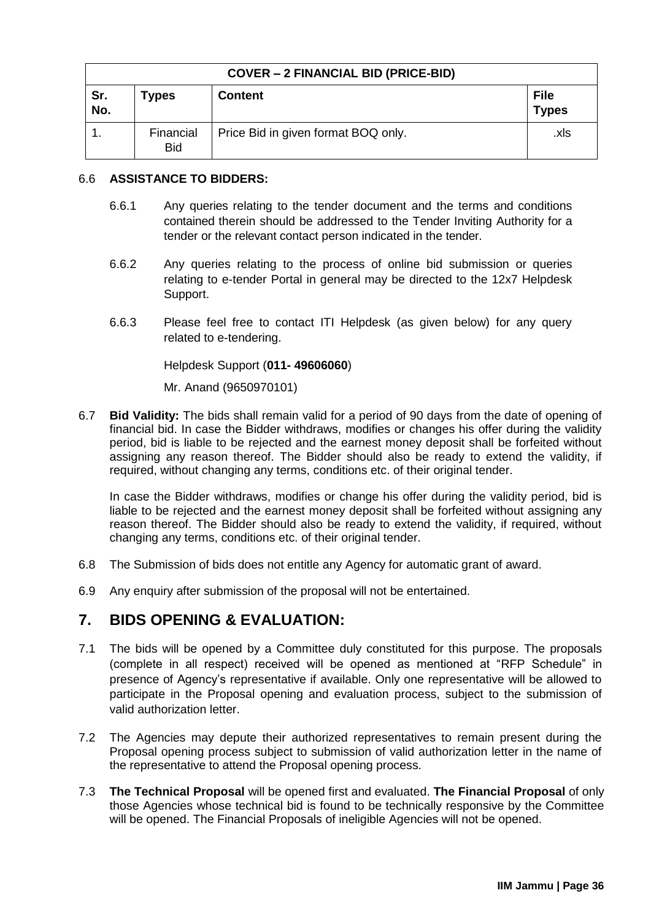| COVER – 2 FINANCIAL BID (PRICE-BID) | | | |
|---|---|---|---|
| **Sr. No.** | **Types** | **Content** | **File Types** |
| 1. | Financial Bid | Price Bid in given format BOQ only. | .xls |

6.6 **ASSISTANCE TO BIDDERS:**

6.6.1 Any queries relating to the tender document and the terms and conditions contained therein should be addressed to the Tender Inviting Authority for a tender or the relevant contact person indicated in the tender.

6.6.2 Any queries relating to the process of online bid submission or queries relating to e-tender Portal in general may be directed to the 12x7 Helpdesk Support.

6.6.3 Please feel free to contact ITI Helpdesk (as given below) for any query related to e-tendering.

Helpdesk Support (**011- 49606060**)

Mr. Anand (9650970101)

6.7 **Bid Validity:** The bids shall remain valid for a period of 90 days from the date of opening of financial bid. In case the Bidder withdraws, modifies or changes his offer during the validity period, bid is liable to be rejected and the earnest money deposit shall be forfeited without assigning any reason thereof. The Bidder should also be ready to extend the validity, if required, without changing any terms, conditions etc. of their original tender.

In case the Bidder withdraws, modifies or change his offer during the validity period, bid is liable to be rejected and the earnest money deposit shall be forfeited without assigning any reason thereof. The Bidder should also be ready to extend the validity, if required, without changing any terms, conditions etc. of their original tender.

6.8 The Submission of bids does not entitle any Agency for automatic grant of award.

6.9 Any enquiry after submission of the proposal will not be entertained.

## 7. BIDS OPENING & EVALUATION:

7.1 The bids will be opened by a Committee duly constituted for this purpose. The proposals (complete in all respect) received will be opened as mentioned at "RFP Schedule" in presence of Agency's representative if available. Only one representative will be allowed to participate in the Proposal opening and evaluation process, subject to the submission of valid authorization letter.

7.2 The Agencies may depute their authorized representatives to remain present during the Proposal opening process subject to submission of valid authorization letter in the name of the representative to attend the Proposal opening process.

7.3 **The Technical Proposal** will be opened first and evaluated. **The Financial Proposal** of only those Agencies whose technical bid is found to be technically responsive by the Committee will be opened. The Financial Proposals of ineligible Agencies will not be opened.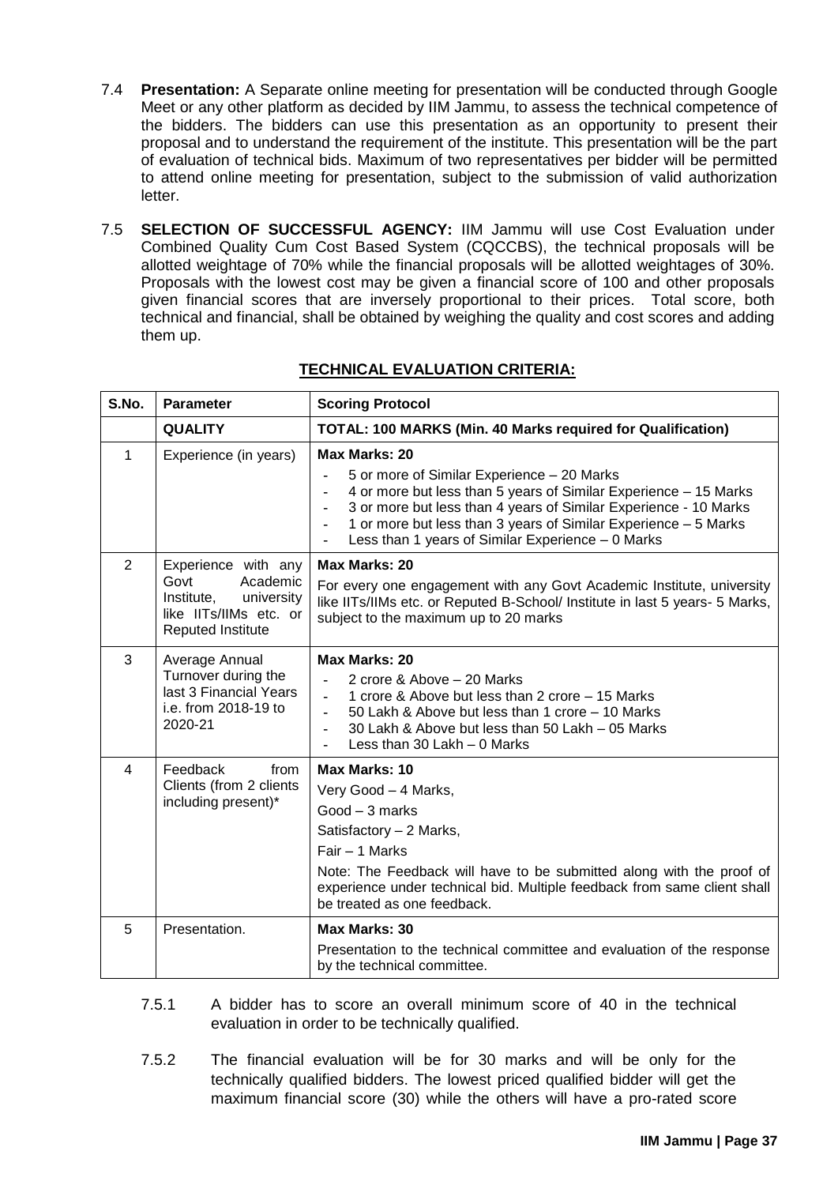7.4 **Presentation:** A Separate online meeting for presentation will be conducted through Google Meet or any other platform as decided by IIM Jammu, to assess the technical competence of the bidders. The bidders can use this presentation as an opportunity to present their proposal and to understand the requirement of the institute. This presentation will be the part of evaluation of technical bids. Maximum of two representatives per bidder will be permitted to attend online meeting for presentation, subject to the submission of valid authorization letter.

7.5 **SELECTION OF SUCCESSFUL AGENCY:** IIM Jammu will use Cost Evaluation under Combined Quality Cum Cost Based System (CQCCBS), the technical proposals will be allotted weightage of 70% while the financial proposals will be allotted weightages of 30%. Proposals with the lowest cost may be given a financial score of 100 and other proposals given financial scores that are inversely proportional to their prices. Total score, both technical and financial, shall be obtained by weighing the quality and cost scores and adding them up.

**TECHNICAL EVALUATION CRITERIA:**

| S.No. | Parameter | Scoring Protocol |
|---|---|---|
| | **QUALITY** | **TOTAL: 100 MARKS (Min. 40 Marks required for Qualification)** |
| 1 | Experience (in years) | **Max Marks: 20**<br>- 5 or more of Similar Experience – 20 Marks<br>- 4 or more but less than 5 years of Similar Experience – 15 Marks<br>- 3 or more but less than 4 years of Similar Experience - 10 Marks<br>- 1 or more but less than 3 years of Similar Experience – 5 Marks<br>- Less than 1 years of Similar Experience – 0 Marks |
| 2 | Experience with any Govt Academic Institute, university like IITs/IIMs etc. or Reputed Institute | **Max Marks: 20**<br>For every one engagement with any Govt Academic Institute, university like IITs/IIMs etc. or Reputed B-School/ Institute in last 5 years- 5 Marks, subject to the maximum up to 20 marks |
| 3 | Average Annual Turnover during the last 3 Financial Years i.e. from 2018-19 to 2020-21 | **Max Marks: 20**<br>- 2 crore & Above – 20 Marks<br>- 1 crore & Above but less than 2 crore – 15 Marks<br>- 50 Lakh & Above but less than 1 crore – 10 Marks<br>- 30 Lakh & Above but less than 50 Lakh – 05 Marks<br>- Less than 30 Lakh – 0 Marks |
| 4 | Feedback from Clients (from 2 clients including present)* | **Max Marks: 10**<br>Very Good – 4 Marks,<br>Good – 3 marks<br>Satisfactory – 2 Marks,<br>Fair – 1 Marks<br>Note: The Feedback will have to be submitted along with the proof of experience under technical bid. Multiple feedback from same client shall be treated as one feedback. |
| 5 | Presentation. | **Max Marks: 30**<br>Presentation to the technical committee and evaluation of the response by the technical committee. |

7.5.1 A bidder has to score an overall minimum score of 40 in the technical evaluation in order to be technically qualified.

7.5.2 The financial evaluation will be for 30 marks and will be only for the technically qualified bidders. The lowest priced qualified bidder will get the maximum financial score (30) while the others will have a pro-rated score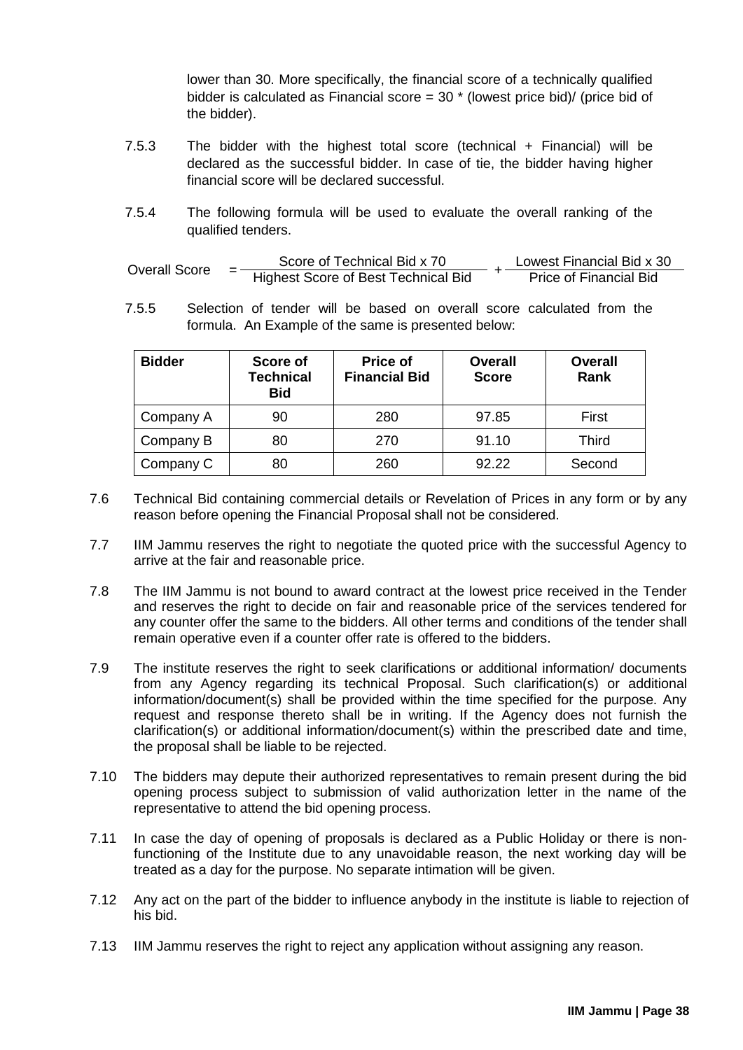lower than 30. More specifically, the financial score of a technically qualified bidder is calculated as Financial score = 30 * (lowest price bid)/ (price bid of the bidder).

7.5.3 The bidder with the highest total score (technical + Financial) will be declared as the successful bidder. In case of tie, the bidder having higher financial score will be declared successful.

7.5.4 The following formula will be used to evaluate the overall ranking of the qualified tenders.

$$\text{Overall Score} = \frac{\text{Score of Technical Bid x 70}}{\text{Highest Score of Best Technical Bid}} + \frac{\text{Lowest Financial Bid x 30}}{\text{Price of Financial Bid}}$$

7.5.5 Selection of tender will be based on overall score calculated from the formula. An Example of the same is presented below:

| Bidder | Score of Technical Bid | Price of Financial Bid | Overall Score | Overall Rank |
|---|---|---|---|---|
| Company A | 90 | 280 | 97.85 | First |
| Company B | 80 | 270 | 91.10 | Third |
| Company C | 80 | 260 | 92.22 | Second |

7.6 Technical Bid containing commercial details or Revelation of Prices in any form or by any reason before opening the Financial Proposal shall not be considered.

7.7 IIM Jammu reserves the right to negotiate the quoted price with the successful Agency to arrive at the fair and reasonable price.

7.8 The IIM Jammu is not bound to award contract at the lowest price received in the Tender and reserves the right to decide on fair and reasonable price of the services tendered for any counter offer the same to the bidders. All other terms and conditions of the tender shall remain operative even if a counter offer rate is offered to the bidders.

7.9 The institute reserves the right to seek clarifications or additional information/ documents from any Agency regarding its technical Proposal. Such clarification(s) or additional information/document(s) shall be provided within the time specified for the purpose. Any request and response thereto shall be in writing. If the Agency does not furnish the clarification(s) or additional information/document(s) within the prescribed date and time, the proposal shall be liable to be rejected.

7.10 The bidders may depute their authorized representatives to remain present during the bid opening process subject to submission of valid authorization letter in the name of the representative to attend the bid opening process.

7.11 In case the day of opening of proposals is declared as a Public Holiday or there is non-functioning of the Institute due to any unavoidable reason, the next working day will be treated as a day for the purpose. No separate intimation will be given.

7.12 Any act on the part of the bidder to influence anybody in the institute is liable to rejection of his bid.

7.13 IIM Jammu reserves the right to reject any application without assigning any reason.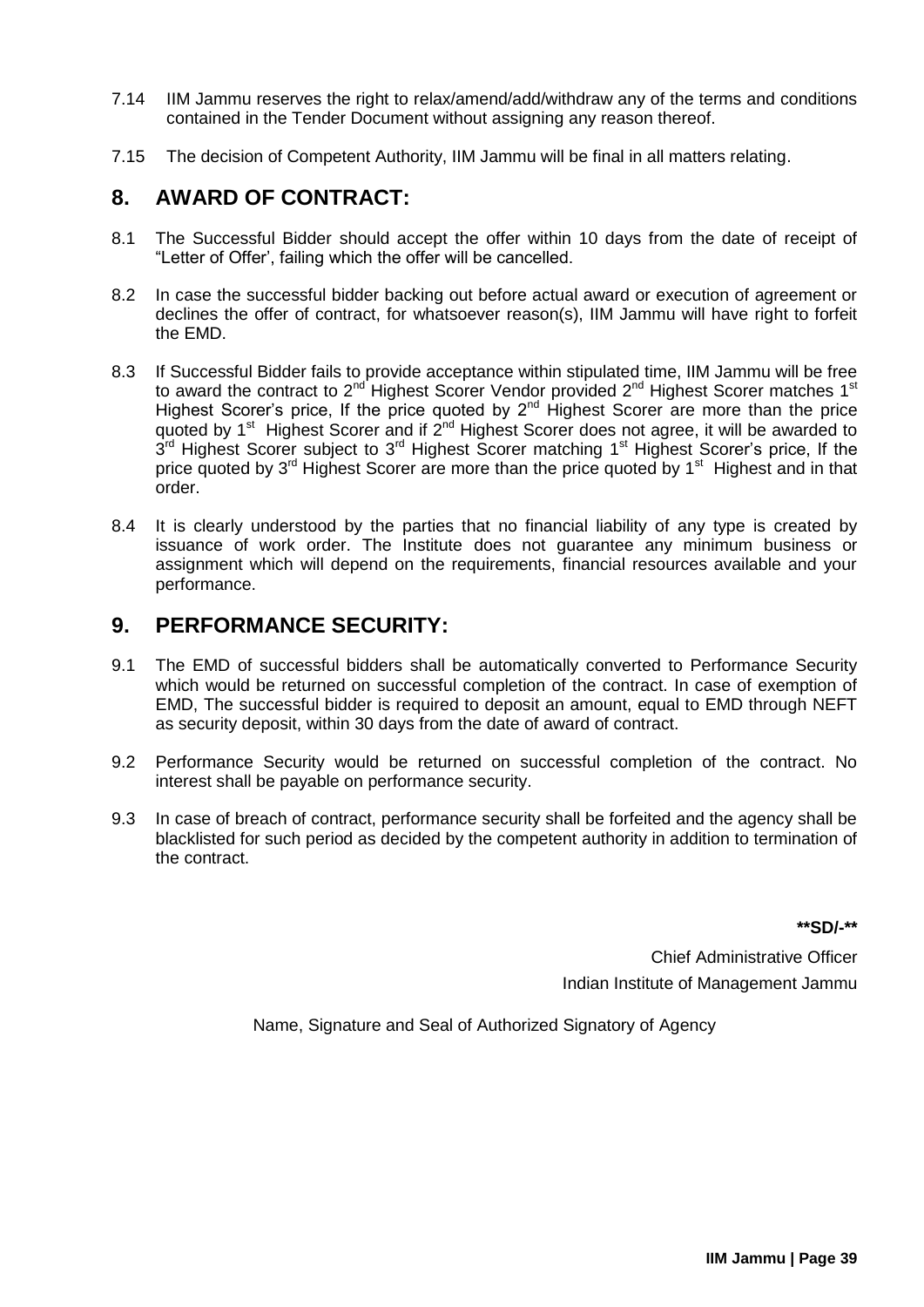7.14 IIM Jammu reserves the right to relax/amend/add/withdraw any of the terms and conditions contained in the Tender Document without assigning any reason thereof.

7.15 The decision of Competent Authority, IIM Jammu will be final in all matters relating.

## 8. AWARD OF CONTRACT:

8.1 The Successful Bidder should accept the offer within 10 days from the date of receipt of "Letter of Offer', failing which the offer will be cancelled.

8.2 In case the successful bidder backing out before actual award or execution of agreement or declines the offer of contract, for whatsoever reason(s), IIM Jammu will have right to forfeit the EMD.

8.3 If Successful Bidder fails to provide acceptance within stipulated time, IIM Jammu will be free to award the contract to 2nd Highest Scorer Vendor provided 2nd Highest Scorer matches 1st Highest Scorer's price, If the price quoted by 2nd Highest Scorer are more than the price quoted by 1st Highest Scorer and if 2nd Highest Scorer does not agree, it will be awarded to 3rd Highest Scorer subject to 3rd Highest Scorer matching 1st Highest Scorer's price, If the price quoted by 3rd Highest Scorer are more than the price quoted by 1st Highest and in that order.

8.4 It is clearly understood by the parties that no financial liability of any type is created by issuance of work order. The Institute does not guarantee any minimum business or assignment which will depend on the requirements, financial resources available and your performance.

## 9. PERFORMANCE SECURITY:

9.1 The EMD of successful bidders shall be automatically converted to Performance Security which would be returned on successful completion of the contract. In case of exemption of EMD, The successful bidder is required to deposit an amount, equal to EMD through NEFT as security deposit, within 30 days from the date of award of contract.

9.2 Performance Security would be returned on successful completion of the contract. No interest shall be payable on performance security.

9.3 In case of breach of contract, performance security shall be forfeited and the agency shall be blacklisted for such period as decided by the competent authority in addition to termination of the contract.

**SD/-**

Chief Administrative Officer
Indian Institute of Management Jammu

Name, Signature and Seal of Authorized Signatory of Agency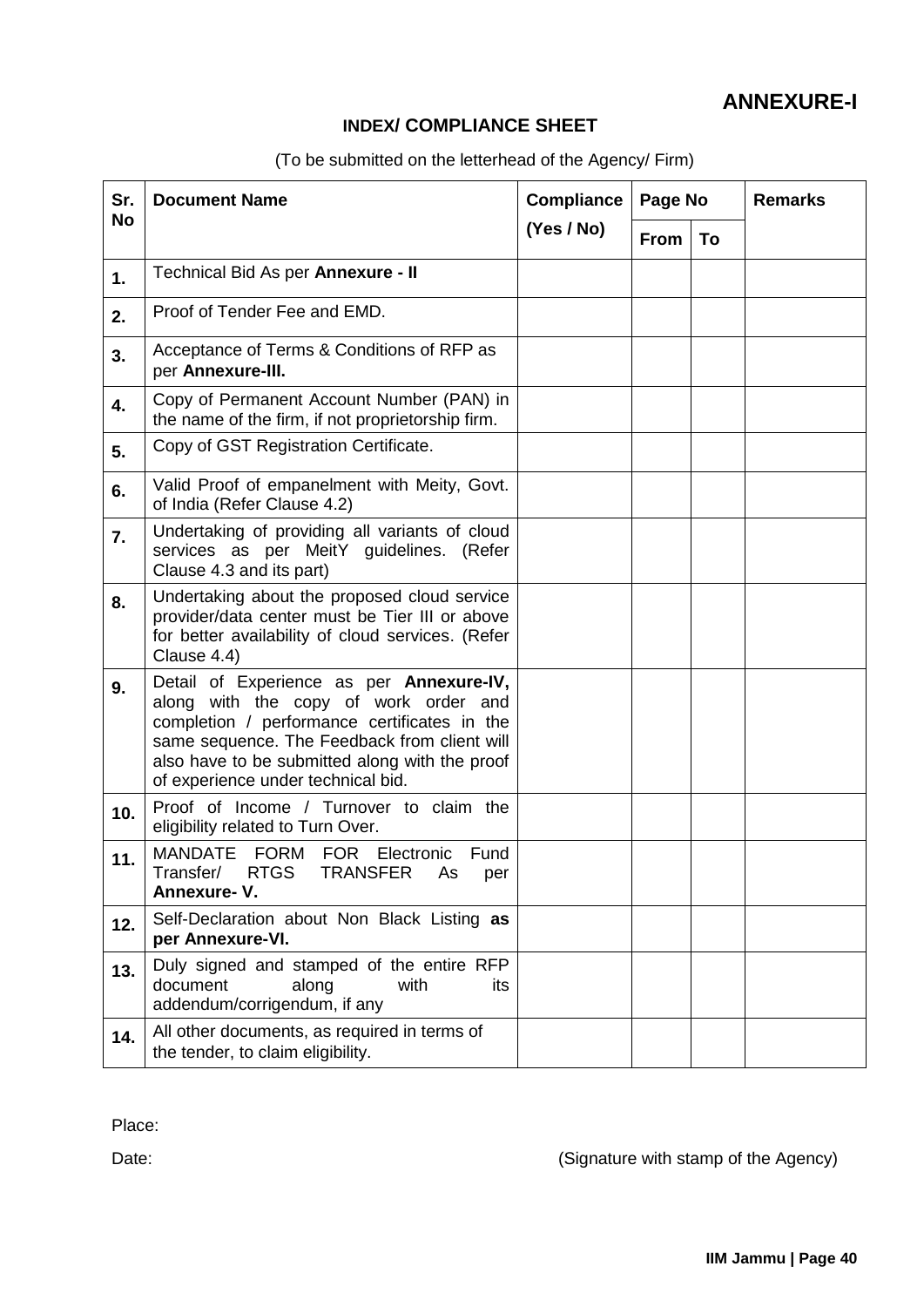# ANNEXURE-I

## INDEX/ COMPLIANCE SHEET

(To be submitted on the letterhead of the Agency/ Firm)

| Sr. No | Document Name | Compliance (Yes / No) | Page No | | Remarks |
|---|---|---|---|---|---|
| | | | From | To | |
| **1.** | Technical Bid As per **Annexure - II** | | | | |
| **2.** | Proof of Tender Fee and EMD. | | | | |
| **3.** | Acceptance of Terms & Conditions of RFP as per **Annexure-III.** | | | | |
| **4.** | Copy of Permanent Account Number (PAN) in the name of the firm, if not proprietorship firm. | | | | |
| **5.** | Copy of GST Registration Certificate. | | | | |
| **6.** | Valid Proof of empanelment with Meity, Govt. of India (Refer Clause 4.2) | | | | |
| **7.** | Undertaking of providing all variants of cloud services as per MeitY guidelines. (Refer Clause 4.3 and its part) | | | | |
| **8.** | Undertaking about the proposed cloud service provider/data center must be Tier III or above for better availability of cloud services. (Refer Clause 4.4) | | | | |
| **9.** | Detail of Experience as per **Annexure-IV,** along with the copy of work order and completion / performance certificates in the same sequence. The Feedback from client will also have to be submitted along with the proof of experience under technical bid. | | | | |
| **10.** | Proof of Income / Turnover to claim the eligibility related to Turn Over. | | | | |
| **11.** | MANDATE FORM FOR Electronic Fund Transfer/ RTGS TRANSFER As per **Annexure- V.** | | | | |
| **12.** | Self-Declaration about Non Black Listing **as per Annexure-VI.** | | | | |
| **13.** | Duly signed and stamped of the entire RFP document along with its addendum/corrigendum, if any | | | | |
| **14.** | All other documents, as required in terms of the tender, to claim eligibility. | | | | |

Place:

Date: (Signature with stamp of the Agency)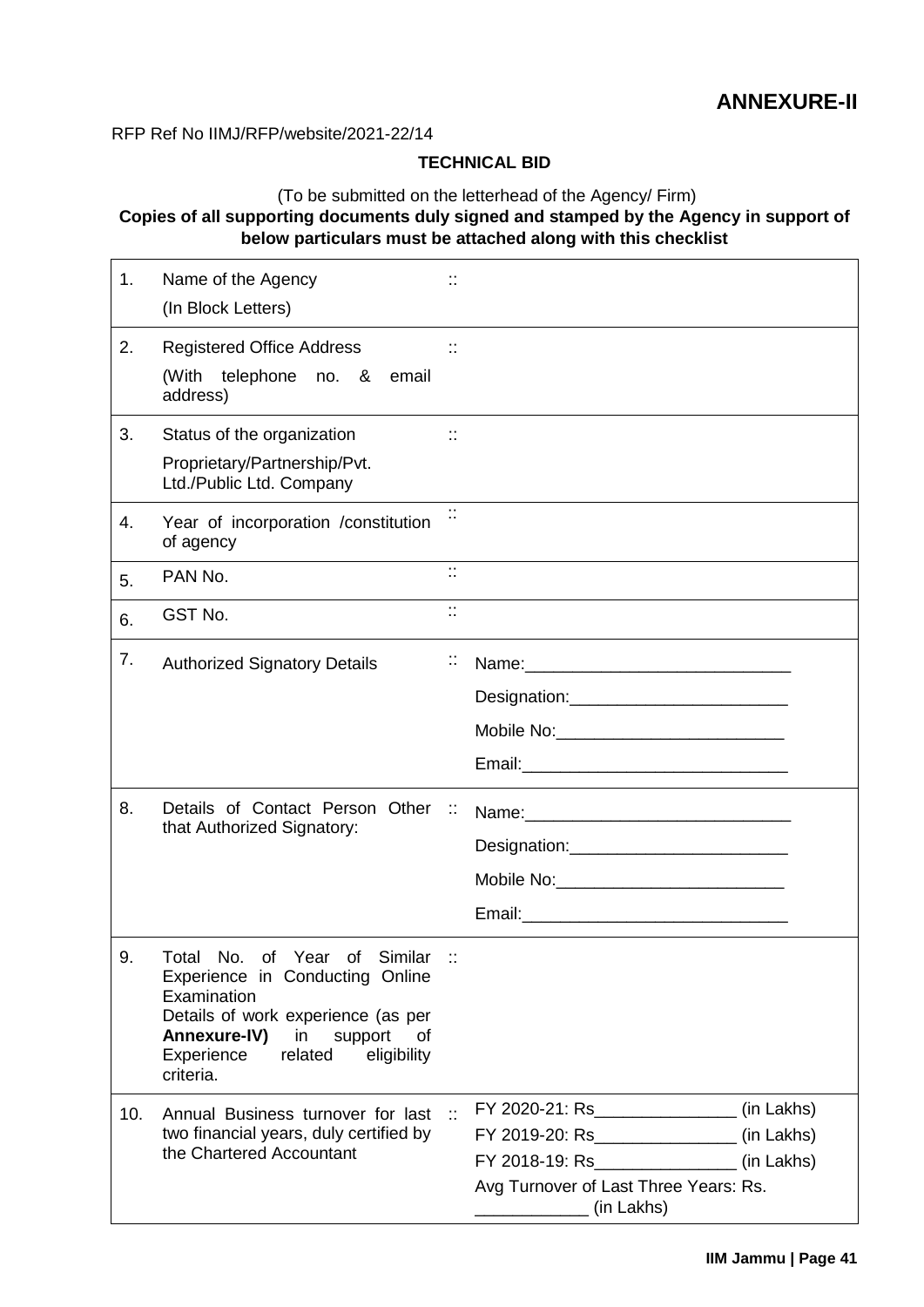# ANNEXURE-II

RFP Ref No IIMJ/RFP/website/2021-22/14

**TECHNICAL BID**

(To be submitted on the letterhead of the Agency/ Firm)

**Copies of all supporting documents duly signed and stamped by the Agency in support of below particulars must be attached along with this checklist**

| | | | |
|---|---|---|---|
| 1. | Name of the Agency<br>(In Block Letters) | :: | |
| 2. | Registered Office Address<br>(With telephone no. & email address) | :: | |
| 3. | Status of the organization<br>Proprietary/Partnership/Pvt. Ltd./Public Ltd. Company | :: | |
| 4. | Year of incorporation /constitution of agency | :: | |
| 5. | PAN No. | :: | |
| 6. | GST No. | :: | |
| 7. | Authorized Signatory Details | :: | Name:____________________________<br>Designation:_______________________<br>Mobile No:________________________<br>Email:____________________________ |
| 8. | Details of Contact Person Other that Authorized Signatory: | :: | Name:____________________________<br>Designation:_______________________<br>Mobile No:________________________<br>Email:____________________________ |
| 9. | Total No. of Year of Similar Experience in Conducting Online Examination<br>Details of work experience (as per **Annexure-IV)** in support of Experience related eligibility criteria. | :: | |
| 10. | Annual Business turnover for last two financial years, duly certified by the Chartered Accountant | :: | FY 2020-21: Rs_______________ (in Lakhs)<br>FY 2019-20: Rs_______________ (in Lakhs)<br>FY 2018-19: Rs_______________ (in Lakhs)<br>Avg Turnover of Last Three Years: Rs. ____________ (in Lakhs) |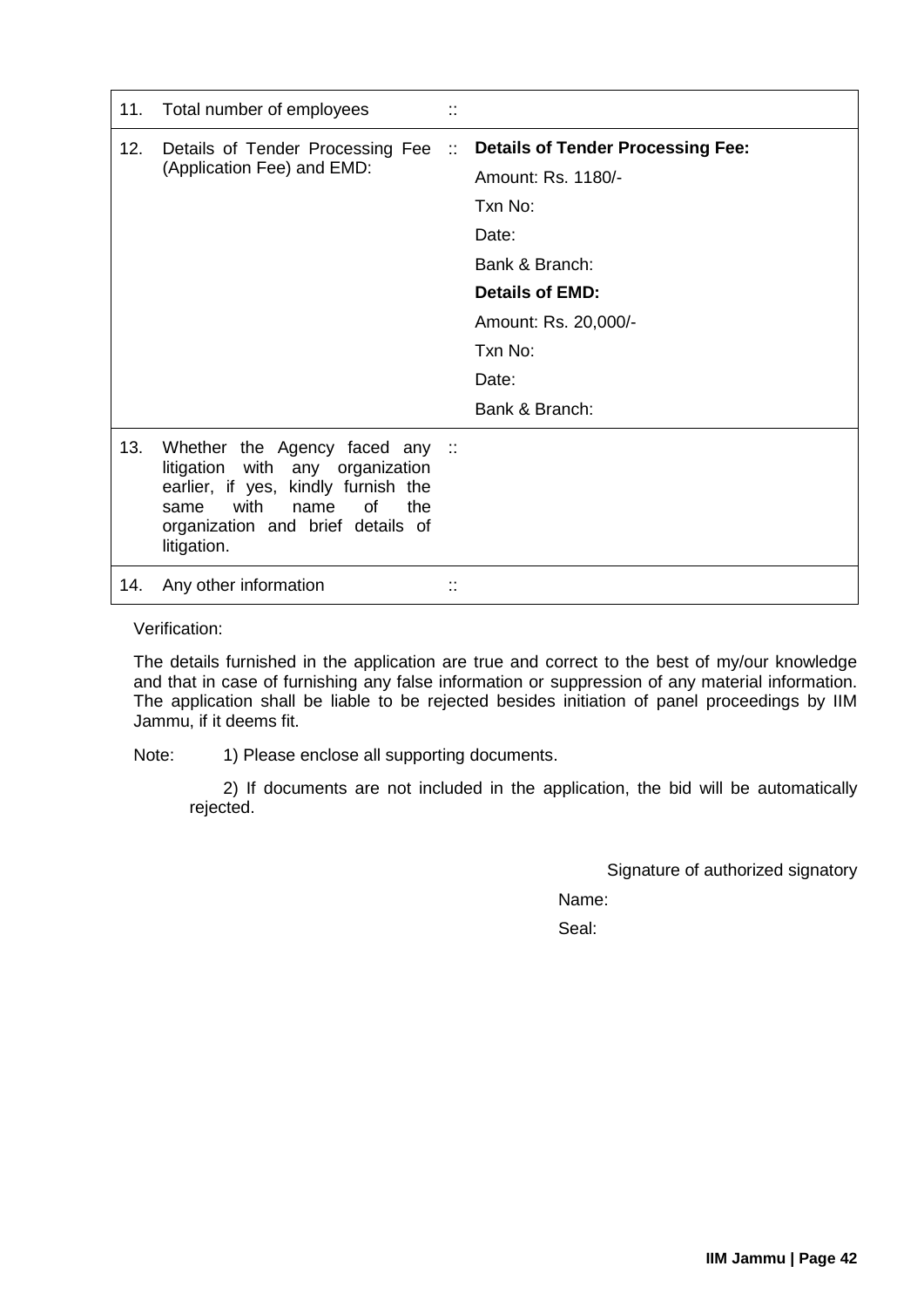| | | | |
|---|---|---|---|
| 11. | Total number of employees | :: | |
| 12. | Details of Tender Processing Fee (Application Fee) and EMD: | :: | **Details of Tender Processing Fee:**<br>Amount: Rs. 1180/-<br>Txn No:<br>Date:<br>Bank & Branch:<br>**Details of EMD:**<br>Amount: Rs. 20,000/-<br>Txn No:<br>Date:<br>Bank & Branch: |
| 13. | Whether the Agency faced any litigation with any organization earlier, if yes, kindly furnish the same with name of the organization and brief details of litigation. | :: | |
| 14. | Any other information | :: | |

Verification:

The details furnished in the application are true and correct to the best of my/our knowledge and that in case of furnishing any false information or suppression of any material information. The application shall be liable to be rejected besides initiation of panel proceedings by IIM Jammu, if it deems fit.

Note: 1) Please enclose all supporting documents.

2) If documents are not included in the application, the bid will be automatically rejected.

Signature of authorized signatory

Name:

Seal: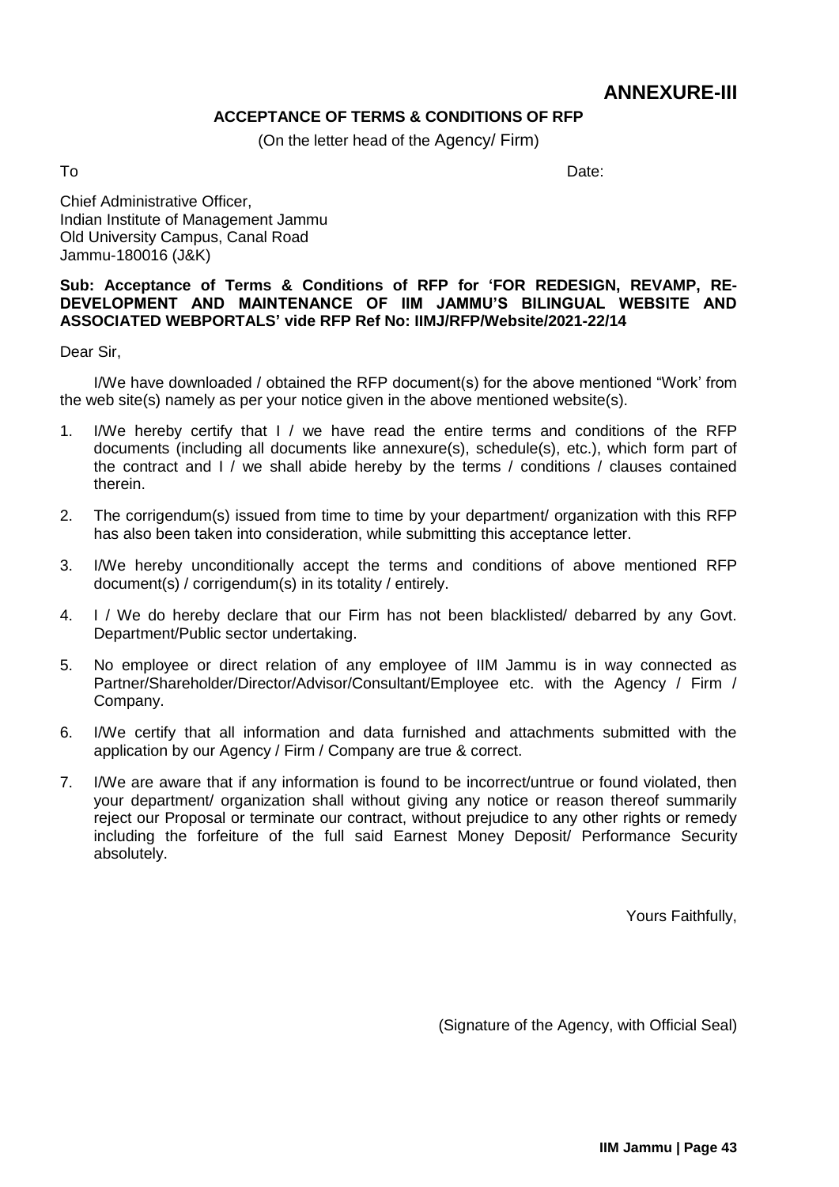# ANNEXURE-III

**ACCEPTANCE OF TERMS & CONDITIONS OF RFP**

(On the letter head of the Agency/ Firm)

To Date:

Chief Administrative Officer,
Indian Institute of Management Jammu
Old University Campus, Canal Road
Jammu-180016 (J&K)

**Sub: Acceptance of Terms & Conditions of RFP for 'FOR REDESIGN, REVAMP, RE-DEVELOPMENT AND MAINTENANCE OF IIM JAMMU'S BILINGUAL WEBSITE AND ASSOCIATED WEBPORTALS' vide RFP Ref No: IIMJ/RFP/Website/2021-22/14**

Dear Sir,

I/We have downloaded / obtained the RFP document(s) for the above mentioned "Work' from the web site(s) namely as per your notice given in the above mentioned website(s).

1. I/We hereby certify that I / we have read the entire terms and conditions of the RFP documents (including all documents like annexure(s), schedule(s), etc.), which form part of the contract and I / we shall abide hereby by the terms / conditions / clauses contained therein.
2. The corrigendum(s) issued from time to time by your department/ organization with this RFP has also been taken into consideration, while submitting this acceptance letter.
3. I/We hereby unconditionally accept the terms and conditions of above mentioned RFP document(s) / corrigendum(s) in its totality / entirely.
4. I / We do hereby declare that our Firm has not been blacklisted/ debarred by any Govt. Department/Public sector undertaking.
5. No employee or direct relation of any employee of IIM Jammu is in way connected as Partner/Shareholder/Director/Advisor/Consultant/Employee etc. with the Agency / Firm / Company.
6. I/We certify that all information and data furnished and attachments submitted with the application by our Agency / Firm / Company are true & correct.
7. I/We are aware that if any information is found to be incorrect/untrue or found violated, then your department/ organization shall without giving any notice or reason thereof summarily reject our Proposal or terminate our contract, without prejudice to any other rights or remedy including the forfeiture of the full said Earnest Money Deposit/ Performance Security absolutely.

Yours Faithfully,

(Signature of the Agency, with Official Seal)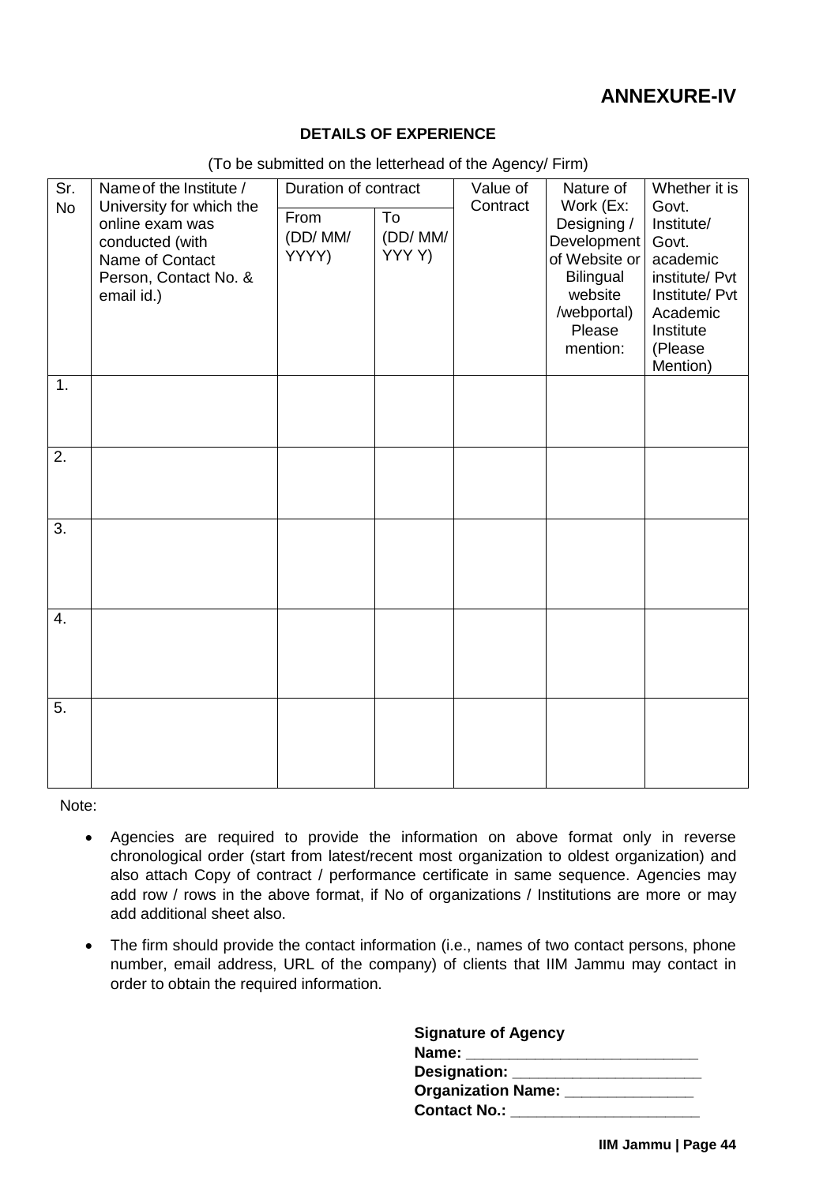# ANNEXURE-IV

**DETAILS OF EXPERIENCE**

(To be submitted on the letterhead of the Agency/ Firm)

| Sr. No | Name of the Institute / University for which the online exam was conducted (with Name of Contact Person, Contact No. & email id.) | Duration of contract | | Value of Contract | Nature of Work (Ex: Designing / Development of Website or Bilingual website /webportal) Please mention: | Whether it is Govt. Institute/ Govt. academic institute/ Pvt Institute/ Pvt Academic Institute (Please Mention) |
|---|---|---|---|---|---|---|
| | | From (DD/ MM/ YYYY) | To (DD/ MM/ YYY Y) | | | |
| 1. | | | | | | |
| 2. | | | | | | |
| 3. | | | | | | |
| 4. | | | | | | |
| 5. | | | | | | |

Note:

- Agencies are required to provide the information on above format only in reverse chronological order (start from latest/recent most organization to oldest organization) and also attach Copy of contract / performance certificate in same sequence. Agencies may add row / rows in the above format, if No of organizations / Institutions are more or may add additional sheet also.
- The firm should provide the contact information (i.e., names of two contact persons, phone number, email address, URL of the company) of clients that IIM Jammu may contact in order to obtain the required information.

**Signature of Agency**
**Name:** ___________________________
**Designation:** ______________________
**Organization Name:** _______________
**Contact No.:** ______________________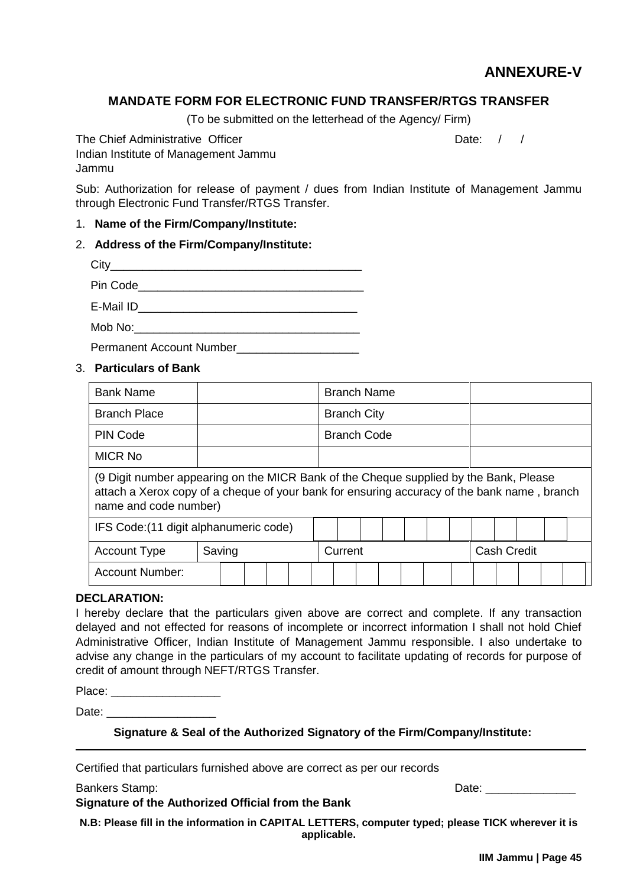**ANNEXURE-V**

## MANDATE FORM FOR ELECTRONIC FUND TRANSFER/RTGS TRANSFER

(To be submitted on the letterhead of the Agency/ Firm)

The Chief Administrative Officer
Indian Institute of Management Jammu
Jammu

Date: / /

Sub: Authorization for release of payment / dues from Indian Institute of Management Jammu through Electronic Fund Transfer/RTGS Transfer.

1. **Name of the Firm/Company/Institute:**
2. **Address of the Firm/Company/Institute:**

   City_______________________________________

   Pin Code___________________________________

   E-Mail ID__________________________________

   Mob No:___________________________________

   Permanent Account Number___________________

3. **Particulars of Bank**

| Bank Name | | Branch Name | |
|---|---|---|---|
| Branch Place | | Branch City | |
| PIN Code | | Branch Code | |
| MICR No | | | |
| (9 Digit number appearing on the MICR Bank of the Cheque supplied by the Bank, Please attach a Xerox copy of a cheque of your bank for ensuring accuracy of the bank name , branch name and code number) | | | |
| IFS Code:(11 digit alphanumeric code) | | | |
| Account Type | Saving | Current | Cash Credit |
| Account Number: | | | |

**DECLARATION:**
I hereby declare that the particulars given above are correct and complete. If any transaction delayed and not effected for reasons of incomplete or incorrect information I shall not hold Chief Administrative Officer, Indian Institute of Management Jammu responsible. I also undertake to advise any change in the particulars of my account to facilitate updating of records for purpose of credit of amount through NEFT/RTGS Transfer.

Place: _________________

Date: _________________

**Signature & Seal of the Authorized Signatory of the Firm/Company/Institute:**

---

Certified that particulars furnished above are correct as per our records

Bankers Stamp:

Date: ______________

**Signature of the Authorized Official from the Bank**

**N.B: Please fill in the information in CAPITAL LETTERS, computer typed; please TICK wherever it is applicable.**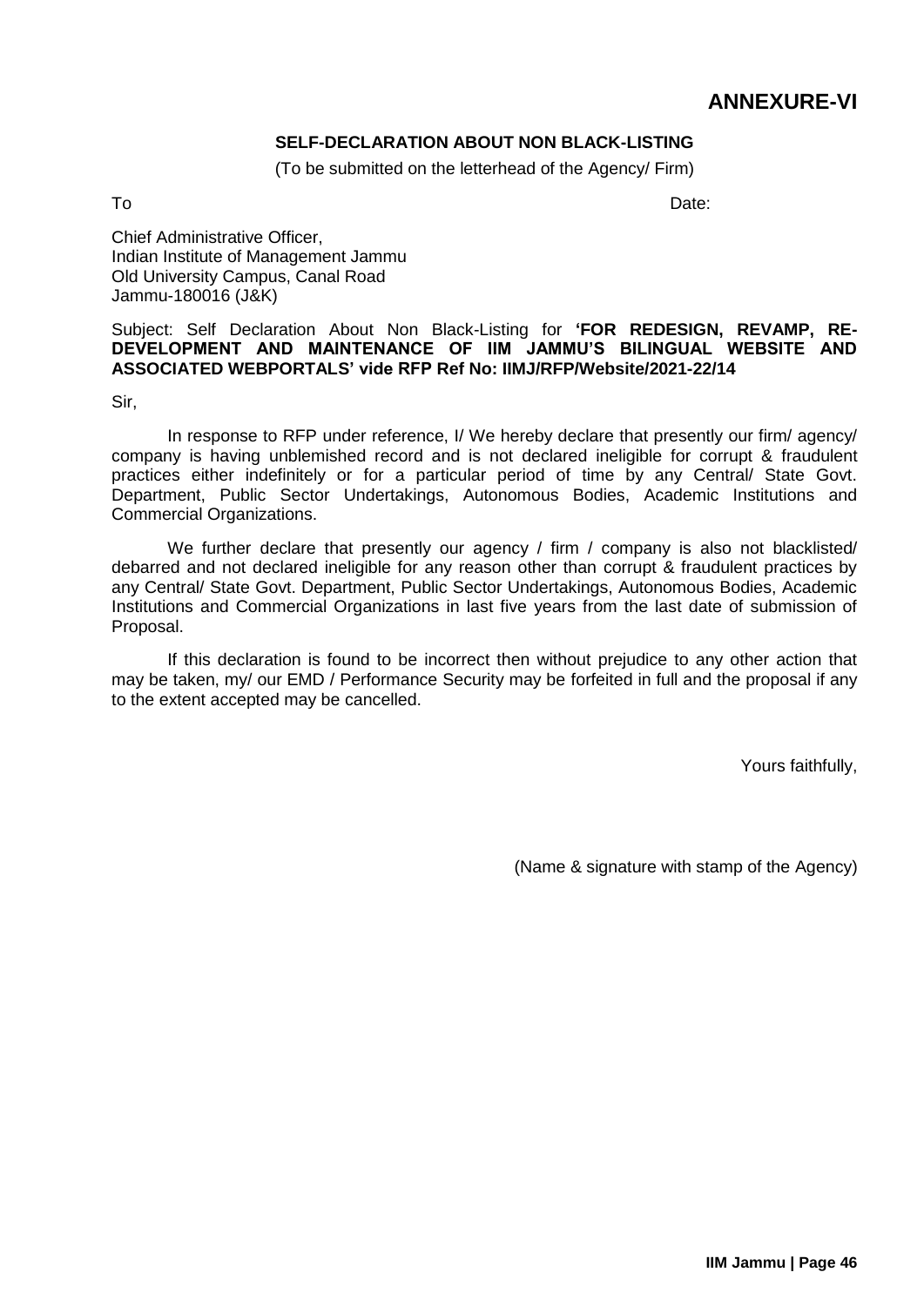# ANNEXURE-VI

## SELF-DECLARATION ABOUT NON BLACK-LISTING

(To be submitted on the letterhead of the Agency/ Firm)

To

Date:

Chief Administrative Officer,
Indian Institute of Management Jammu
Old University Campus, Canal Road
Jammu-180016 (J&K)

Subject: Self Declaration About Non Black-Listing for **'FOR REDESIGN, REVAMP, RE-DEVELOPMENT AND MAINTENANCE OF IIM JAMMU'S BILINGUAL WEBSITE AND ASSOCIATED WEBPORTALS' vide RFP Ref No: IIMJ/RFP/Website/2021-22/14**

Sir,

In response to RFP under reference, I/ We hereby declare that presently our firm/ agency/ company is having unblemished record and is not declared ineligible for corrupt & fraudulent practices either indefinitely or for a particular period of time by any Central/ State Govt. Department, Public Sector Undertakings, Autonomous Bodies, Academic Institutions and Commercial Organizations.

We further declare that presently our agency / firm / company is also not blacklisted/ debarred and not declared ineligible for any reason other than corrupt & fraudulent practices by any Central/ State Govt. Department, Public Sector Undertakings, Autonomous Bodies, Academic Institutions and Commercial Organizations in last five years from the last date of submission of Proposal.

If this declaration is found to be incorrect then without prejudice to any other action that may be taken, my/ our EMD / Performance Security may be forfeited in full and the proposal if any to the extent accepted may be cancelled.

Yours faithfully,

(Name & signature with stamp of the Agency)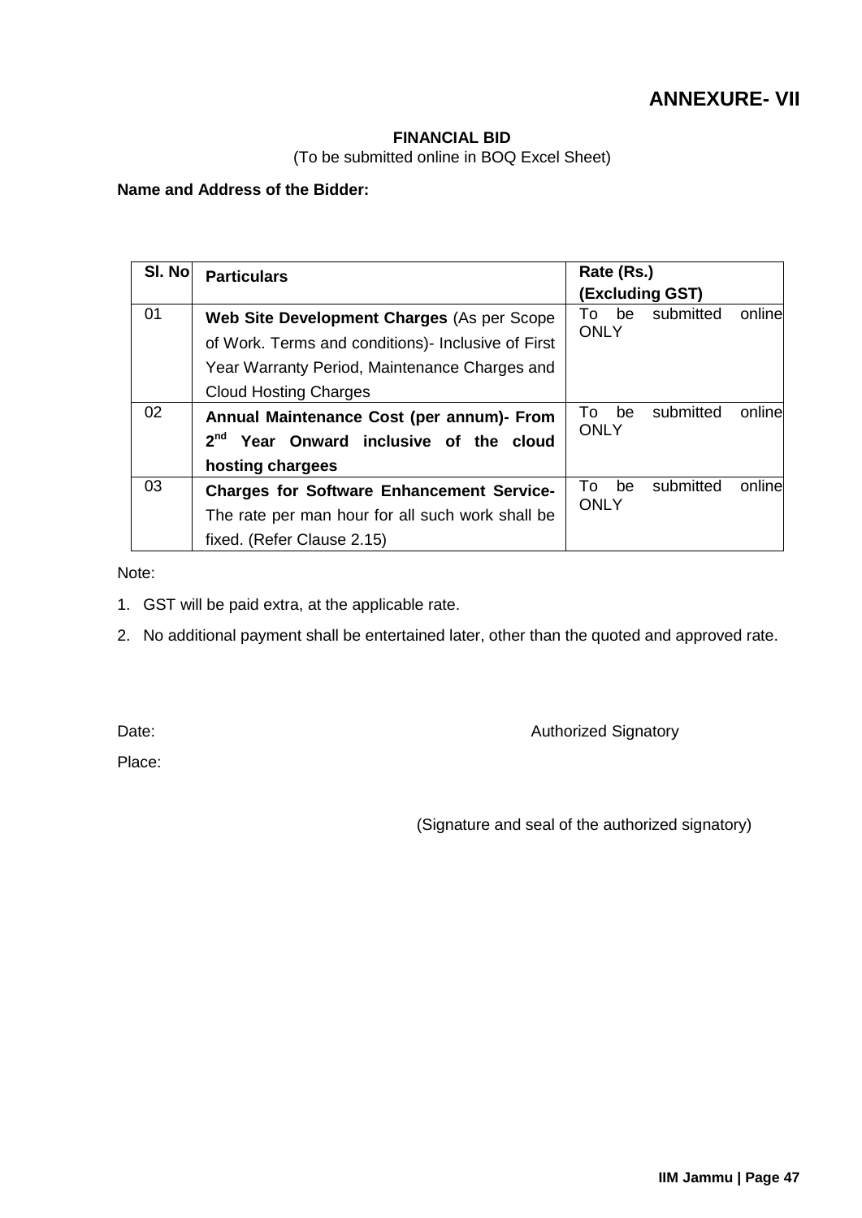# ANNEXURE- VII

**FINANCIAL BID**

(To be submitted online in BOQ Excel Sheet)

**Name and Address of the Bidder:**

| Sl. No | Particulars | Rate (Rs.) (Excluding GST) |
|---|---|---|
| 01 | **Web Site Development Charges** (As per Scope of Work. Terms and conditions)- Inclusive of First Year Warranty Period, Maintenance Charges and Cloud Hosting Charges | To be submitted online ONLY |
| 02 | **Annual Maintenance Cost (per annum)- From 2nd Year Onward inclusive of the cloud hosting chargees** | To be submitted online ONLY |
| 03 | **Charges for Software Enhancement Service-** The rate per man hour for all such work shall be fixed. (Refer Clause 2.15) | To be submitted online ONLY |

Note:

1. GST will be paid extra, at the applicable rate.
2. No additional payment shall be entertained later, other than the quoted and approved rate.

Date:

Authorized Signatory

Place:

(Signature and seal of the authorized signatory)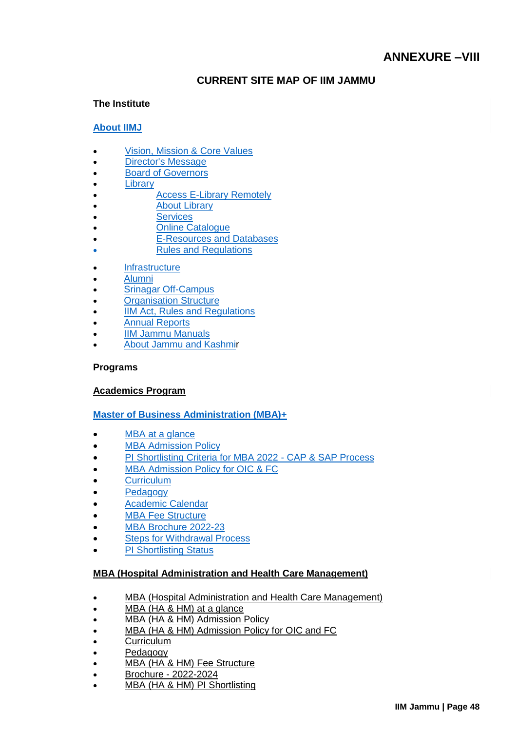# ANNEXURE –VIII

## CURRENT SITE MAP OF IIM JAMMU

**The Institute**

**About IIMJ**

- Vision, Mission & Core Values
- Director's Message
- Board of Governors
- Library
    - Access E-Library Remotely
    - About Library
    - Services
    - Online Catalogue
    - E-Resources and Databases
    - Rules and Regulations
- Infrastructure
- Alumni
- Srinagar Off-Campus
- Organisation Structure
- IIM Act, Rules and Regulations
- Annual Reports
- IIM Jammu Manuals
- About Jammu and Kashmir

**Programs**

**Academics Program**

**Master of Business Administration (MBA)+**

- MBA at a glance
- MBA Admission Policy
- PI Shortlisting Criteria for MBA 2022 - CAP & SAP Process
- MBA Admission Policy for OIC & FC
- Curriculum
- Pedagogy
- Academic Calendar
- MBA Fee Structure
- MBA Brochure 2022-23
- Steps for Withdrawal Process
- PI Shortlisting Status

**MBA (Hospital Administration and Health Care Management)**

- MBA (Hospital Administration and Health Care Management)
- MBA (HA & HM) at a glance
- MBA (HA & HM) Admission Policy
- MBA (HA & HM) Admission Policy for OIC and FC
- Curriculum
- Pedagogy
- MBA (HA & HM) Fee Structure
- Brochure - 2022-2024
- MBA (HA & HM) PI Shortlisting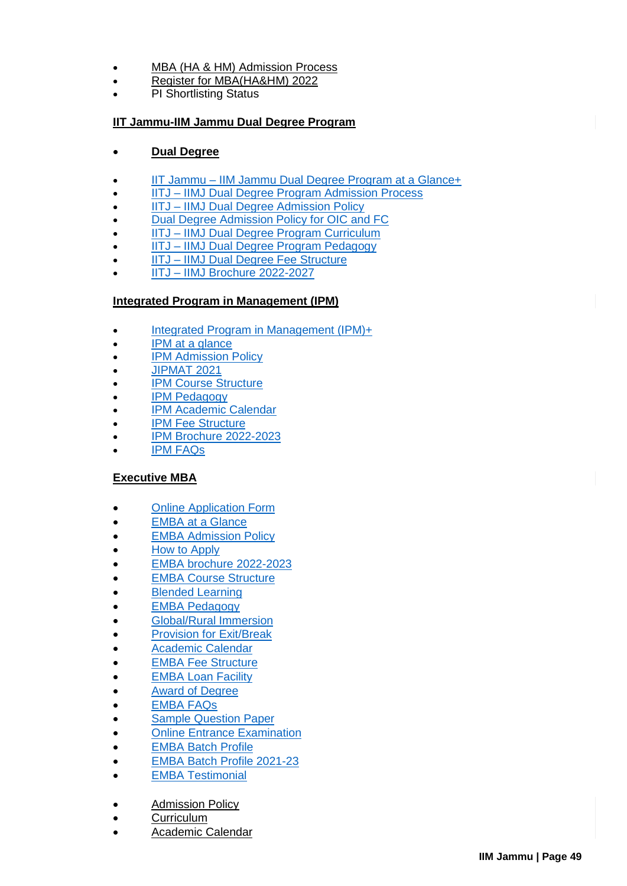- MBA (HA & HM) Admission Process
- Register for MBA(HA&HM) 2022
- PI Shortlisting Status

**IIT Jammu-IIM Jammu Dual Degree Program**

- **Dual Degree**

- IIT Jammu – IIM Jammu Dual Degree Program at a Glance+
- IITJ – IIMJ Dual Degree Program Admission Process
- IITJ – IIMJ Dual Degree Admission Policy
- Dual Degree Admission Policy for OIC and FC
- IITJ – IIMJ Dual Degree Program Curriculum
- IITJ – IIMJ Dual Degree Program Pedagogy
- IITJ – IIMJ Dual Degree Fee Structure
- IITJ – IIMJ Brochure 2022-2027

**Integrated Program in Management (IPM)**

- Integrated Program in Management (IPM)+
- IPM at a glance
- IPM Admission Policy
- JIPMAT 2021
- IPM Course Structure
- IPM Pedagogy
- IPM Academic Calendar
- IPM Fee Structure
- IPM Brochure 2022-2023
- IPM FAQs

**Executive MBA**

- Online Application Form
- EMBA at a Glance
- EMBA Admission Policy
- How to Apply
- EMBA brochure 2022-2023
- EMBA Course Structure
- Blended Learning
- EMBA Pedagogy
- Global/Rural Immersion
- Provision for Exit/Break
- Academic Calendar
- EMBA Fee Structure
- EMBA Loan Facility
- Award of Degree
- EMBA FAQs
- Sample Question Paper
- Online Entrance Examination
- EMBA Batch Profile
- EMBA Batch Profile 2021-23
- EMBA Testimonial

- Admission Policy
- Curriculum
- Academic Calendar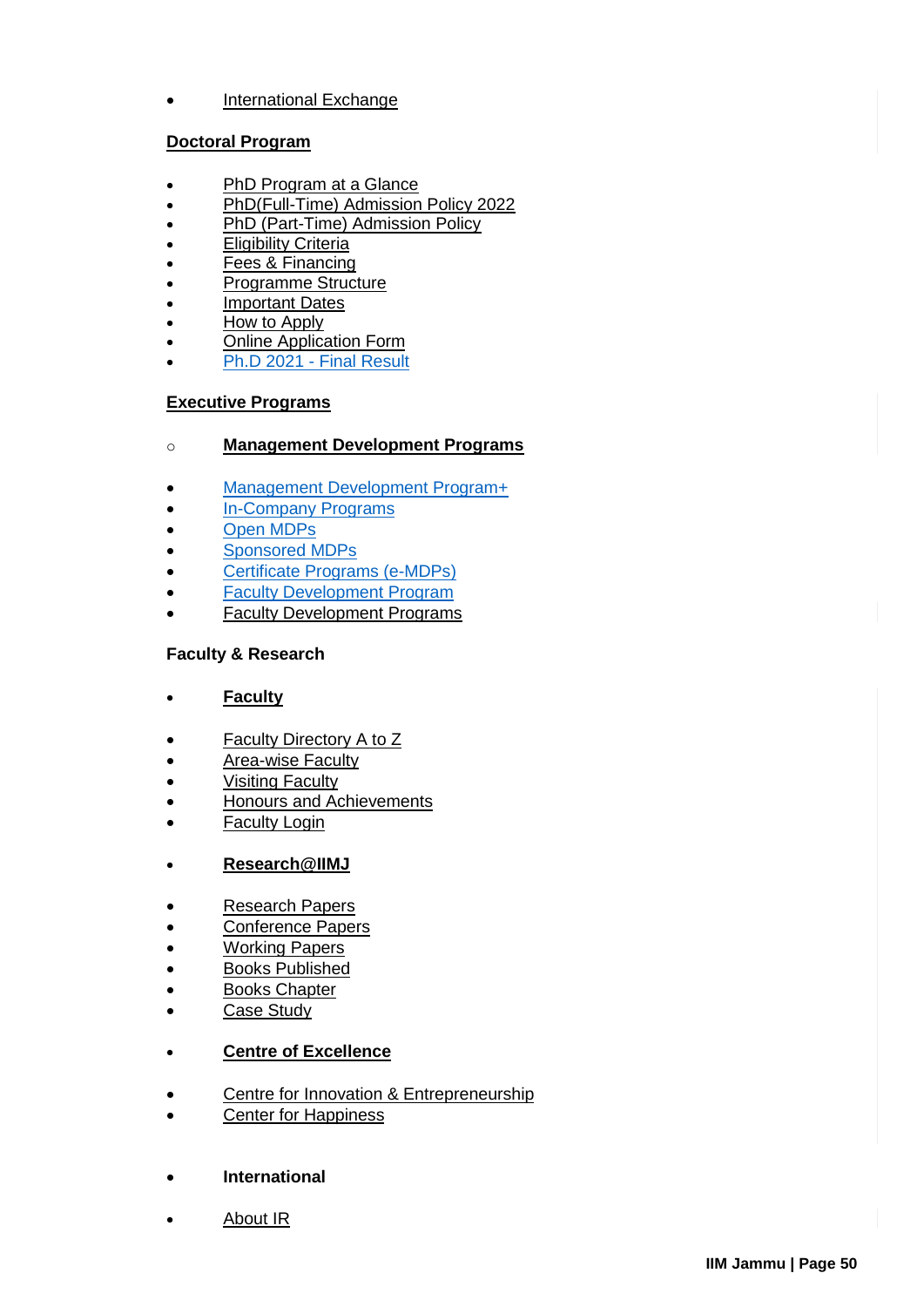- International Exchange

**Doctoral Program**

- PhD Program at a Glance
- PhD(Full-Time) Admission Policy 2022
- PhD (Part-Time) Admission Policy
- Eligibility Criteria
- Fees & Financing
- Programme Structure
- Important Dates
- How to Apply
- Online Application Form
- Ph.D 2021 - Final Result

**Executive Programs**

- **Management Development Programs**

- Management Development Program+
- In-Company Programs
- Open MDPs
- Sponsored MDPs
- Certificate Programs (e-MDPs)
- Faculty Development Program
- Faculty Development Programs

**Faculty & Research**

- **Faculty**

- Faculty Directory A to Z
- Area-wise Faculty
- Visiting Faculty
- Honours and Achievements
- Faculty Login

- **Research@IIMJ**

- Research Papers
- Conference Papers
- Working Papers
- Books Published
- Books Chapter
- Case Study

- **Centre of Excellence**

- Centre for Innovation & Entrepreneurship
- Center for Happiness

- **International**

- About IR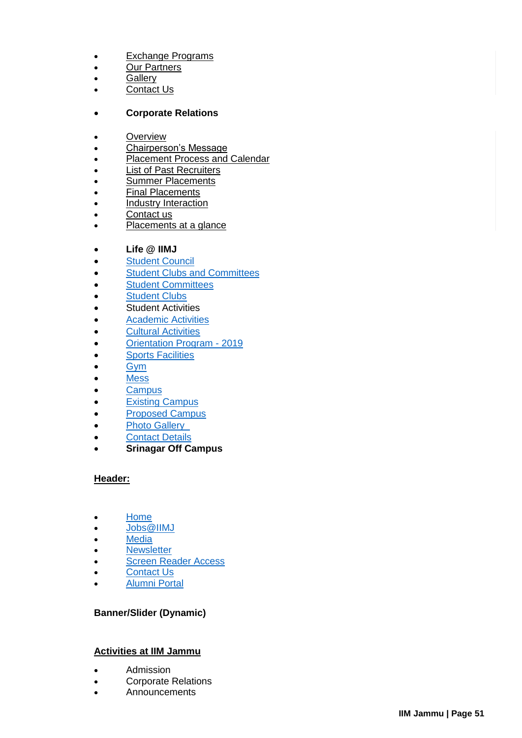- Exchange Programs
- Our Partners
- Gallery
- Contact Us

- **Corporate Relations**

- Overview
- Chairperson's Message
- Placement Process and Calendar
- List of Past Recruiters
- Summer Placements
- Final Placements
- Industry Interaction
- Contact us
- Placements at a glance

- **Life @ IIMJ**
- Student Council
- Student Clubs and Committees
- Student Committees
- Student Clubs
- Student Activities
- Academic Activities
- Cultural Activities
- Orientation Program - 2019
- Sports Facilities
- Gym
- Mess
- Campus
- Existing Campus
- Proposed Campus
- Photo Gallery
- Contact Details
- **Srinagar Off Campus**

**Header:**

- Home
- Jobs@IIMJ
- Media
- Newsletter
- Screen Reader Access
- Contact Us
- Alumni Portal

**Banner/Slider (Dynamic)**

**Activities at IIM Jammu**

- Admission
- Corporate Relations
- Announcements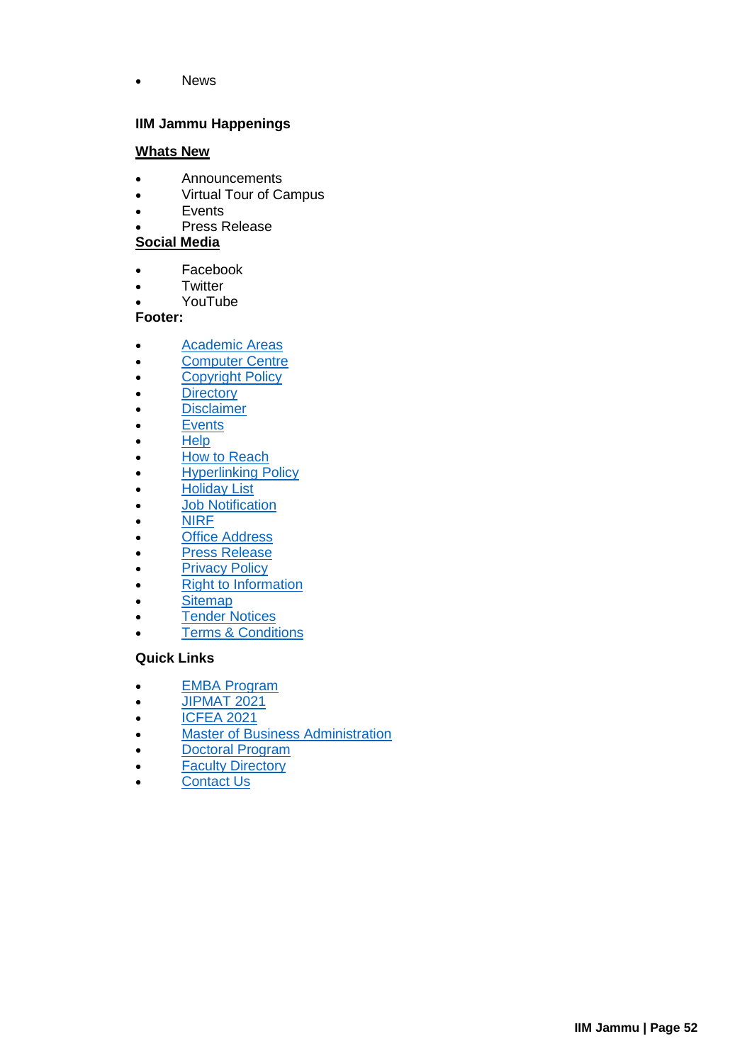- News

**IIM Jammu Happenings**

**Whats New**

- Announcements
- Virtual Tour of Campus
- Events
- Press Release

**Social Media**

- Facebook
- Twitter
- YouTube

**Footer:**

- Academic Areas
- Computer Centre
- Copyright Policy
- Directory
- Disclaimer
- Events
- Help
- How to Reach
- Hyperlinking Policy
- Holiday List
- Job Notification
- NIRF
- Office Address
- Press Release
- Privacy Policy
- Right to Information
- Sitemap
- Tender Notices
- Terms & Conditions

**Quick Links**

- EMBA Program
- JIPMAT 2021
- ICFEA 2021
- Master of Business Administration
- Doctoral Program
- Faculty Directory
- Contact Us